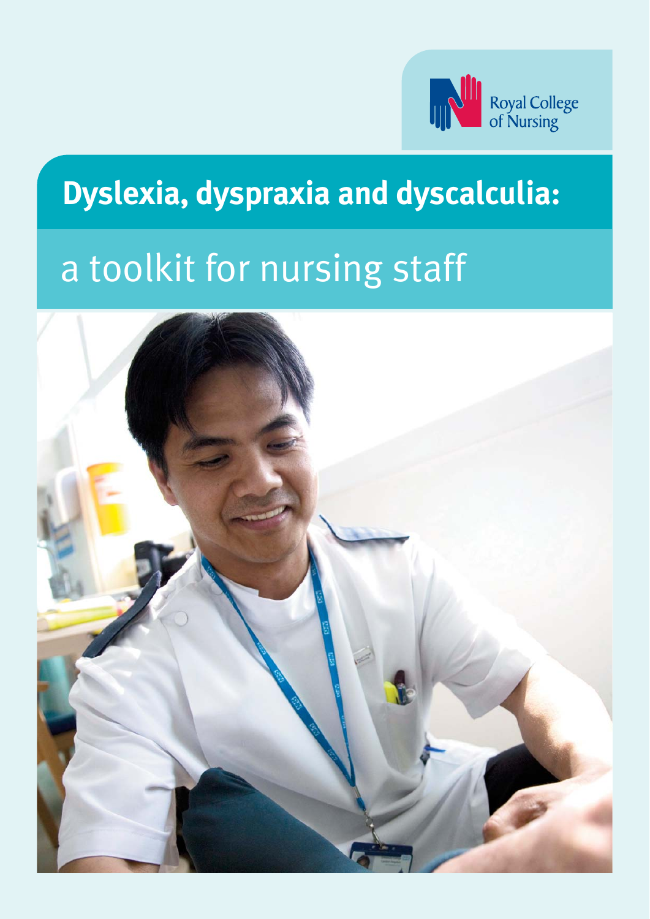Royal College of Nursing

# Dyslexia, dyspraxia and dyscalculia:

## a toolkit for nursing staff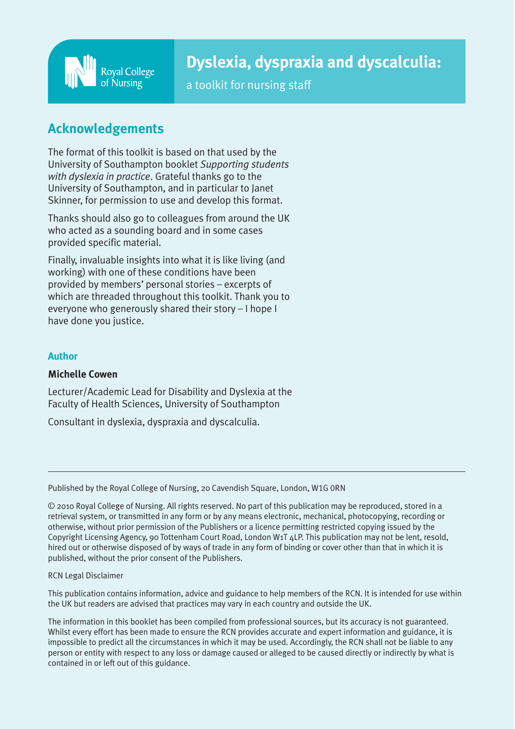Royal College of Nursing

# Dyslexia, dyspraxia and dyscalculia:

a toolkit for nursing staff

## Acknowledgements

The format of this toolkit is based on that used by the University of Southampton booklet *Supporting students with dyslexia in practice*. Grateful thanks go to the University of Southampton, and in particular to Janet Skinner, for permission to use and develop this format.

Thanks should also go to colleagues from around the UK who acted as a sounding board and in some cases provided specific material.

Finally, invaluable insights into what it is like living (and working) with one of these conditions have been provided by members' personal stories – excerpts of which are threaded throughout this toolkit. Thank you to everyone who generously shared their story – I hope I have done you justice.

### Author

**Michelle Cowen**

Lecturer/Academic Lead for Disability and Dyslexia at the Faculty of Health Sciences, University of Southampton

Consultant in dyslexia, dyspraxia and dyscalculia.

---

Published by the Royal College of Nursing, 20 Cavendish Square, London, W1G 0RN

© 2010 Royal College of Nursing. All rights reserved. No part of this publication may be reproduced, stored in a retrieval system, or transmitted in any form or by any means electronic, mechanical, photocopying, recording or otherwise, without prior permission of the Publishers or a licence permitting restricted copying issued by the Copyright Licensing Agency, 90 Tottenham Court Road, London W1T 4LP. This publication may not be lent, resold, hired out or otherwise disposed of by ways of trade in any form of binding or cover other than that in which it is published, without the prior consent of the Publishers.

RCN Legal Disclaimer

This publication contains information, advice and guidance to help members of the RCN. It is intended for use within the UK but readers are advised that practices may vary in each country and outside the UK.

The information in this booklet has been compiled from professional sources, but its accuracy is not guaranteed. Whilst every effort has been made to ensure the RCN provides accurate and expert information and guidance, it is impossible to predict all the circumstances in which it may be used. Accordingly, the RCN shall not be liable to any person or entity with respect to any loss or damage caused or alleged to be caused directly or indirectly by what is contained in or left out of this guidance.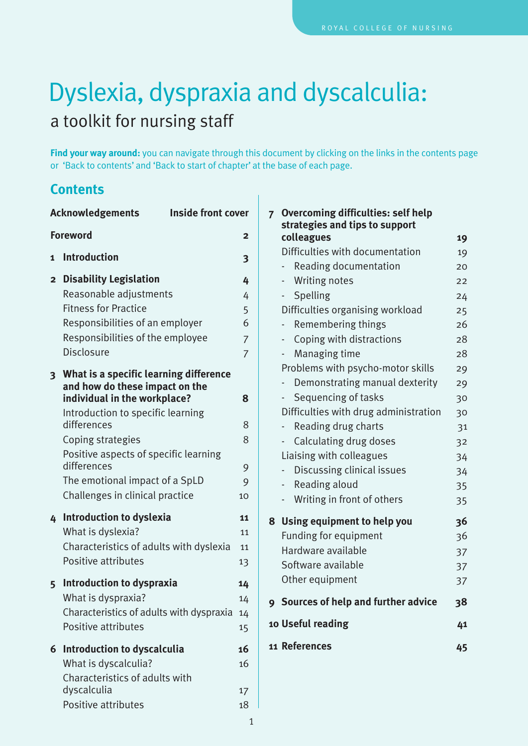# Dyslexia, dyspraxia and dyscalculia:

## a toolkit for nursing staff

**Find your way around:** you can navigate through this document by clicking on the links in the contents page or 'Back to contents' and 'Back to start of chapter' at the base of each page.

## Contents

| | |
|---|---|
| **Acknowledgements** | **Inside front cover** |
| **Foreword** | **2** |
| **1 Introduction** | **3** |
| **2 Disability Legislation** | **4** |
| Reasonable adjustments | 4 |
| Fitness for Practice | 5 |
| Responsibilities of an employer | 6 |
| Responsibilities of the employee | 7 |
| Disclosure | 7 |
| **3 What is a specific learning difference and how do these impact on the individual in the workplace?** | **8** |
| Introduction to specific learning differences | 8 |
| Coping strategies | 8 |
| Positive aspects of specific learning differences | 9 |
| The emotional impact of a SpLD | 9 |
| Challenges in clinical practice | 10 |
| **4 Introduction to dyslexia** | **11** |
| What is dyslexia? | 11 |
| Characteristics of adults with dyslexia | 11 |
| Positive attributes | 13 |
| **5 Introduction to dyspraxia** | **14** |
| What is dyspraxia? | 14 |
| Characteristics of adults with dyspraxia | 14 |
| Positive attributes | 15 |
| **6 Introduction to dyscalculia** | **16** |
| What is dyscalculia? | 16 |
| Characteristics of adults with dyscalculia | 17 |
| Positive attributes | 18 |
| **7 Overcoming difficulties: self help strategies and tips to support colleagues** | **19** |
| Difficulties with documentation | 19 |
| - Reading documentation | 20 |
| - Writing notes | 22 |
| - Spelling | 24 |
| Difficulties organising workload | 25 |
| - Remembering things | 26 |
| - Coping with distractions | 28 |
| - Managing time | 28 |
| Problems with psycho-motor skills | 29 |
| - Demonstrating manual dexterity | 29 |
| - Sequencing of tasks | 30 |
| Difficulties with drug administration | 30 |
| - Reading drug charts | 31 |
| - Calculating drug doses | 32 |
| Liaising with colleagues | 34 |
| - Discussing clinical issues | 34 |
| - Reading aloud | 35 |
| - Writing in front of others | 35 |
| **8 Using equipment to help you** | **36** |
| Funding for equipment | 36 |
| Hardware available | 37 |
| Software available | 37 |
| Other equipment | 37 |
| **9 Sources of help and further advice** | **38** |
| **10 Useful reading** | **41** |
| **11 References** | **45** |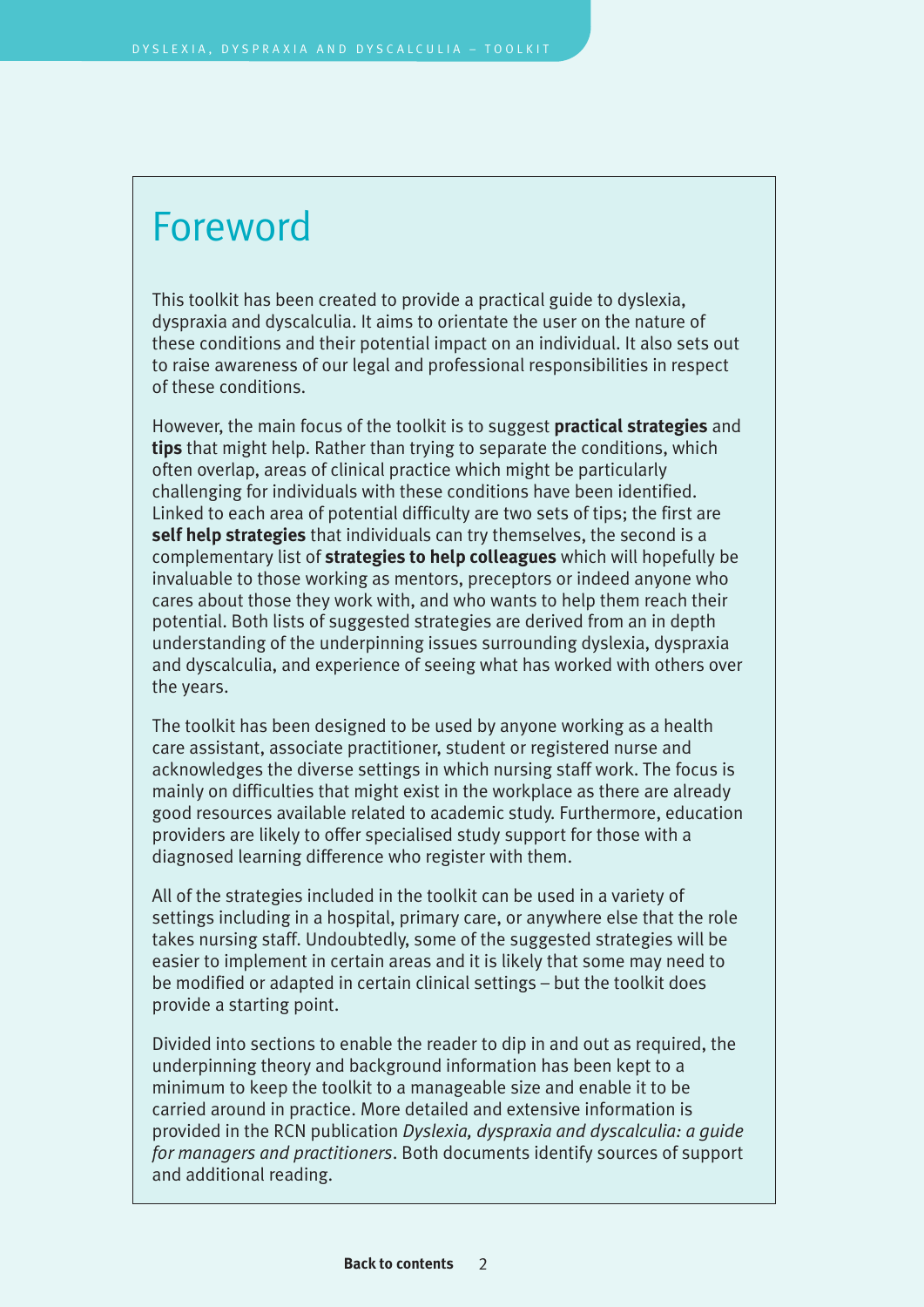# Foreword

This toolkit has been created to provide a practical guide to dyslexia, dyspraxia and dyscalculia. It aims to orientate the user on the nature of these conditions and their potential impact on an individual. It also sets out to raise awareness of our legal and professional responsibilities in respect of these conditions.

However, the main focus of the toolkit is to suggest **practical strategies** and **tips** that might help. Rather than trying to separate the conditions, which often overlap, areas of clinical practice which might be particularly challenging for individuals with these conditions have been identified. Linked to each area of potential difficulty are two sets of tips; the first are **self help strategies** that individuals can try themselves, the second is a complementary list of **strategies to help colleagues** which will hopefully be invaluable to those working as mentors, preceptors or indeed anyone who cares about those they work with, and who wants to help them reach their potential. Both lists of suggested strategies are derived from an in depth understanding of the underpinning issues surrounding dyslexia, dyspraxia and dyscalculia, and experience of seeing what has worked with others over the years.

The toolkit has been designed to be used by anyone working as a health care assistant, associate practitioner, student or registered nurse and acknowledges the diverse settings in which nursing staff work. The focus is mainly on difficulties that might exist in the workplace as there are already good resources available related to academic study. Furthermore, education providers are likely to offer specialised study support for those with a diagnosed learning difference who register with them.

All of the strategies included in the toolkit can be used in a variety of settings including in a hospital, primary care, or anywhere else that the role takes nursing staff. Undoubtedly, some of the suggested strategies will be easier to implement in certain areas and it is likely that some may need to be modified or adapted in certain clinical settings – but the toolkit does provide a starting point.

Divided into sections to enable the reader to dip in and out as required, the underpinning theory and background information has been kept to a minimum to keep the toolkit to a manageable size and enable it to be carried around in practice. More detailed and extensive information is provided in the RCN publication *Dyslexia, dyspraxia and dyscalculia: a guide for managers and practitioners*. Both documents identify sources of support and additional reading.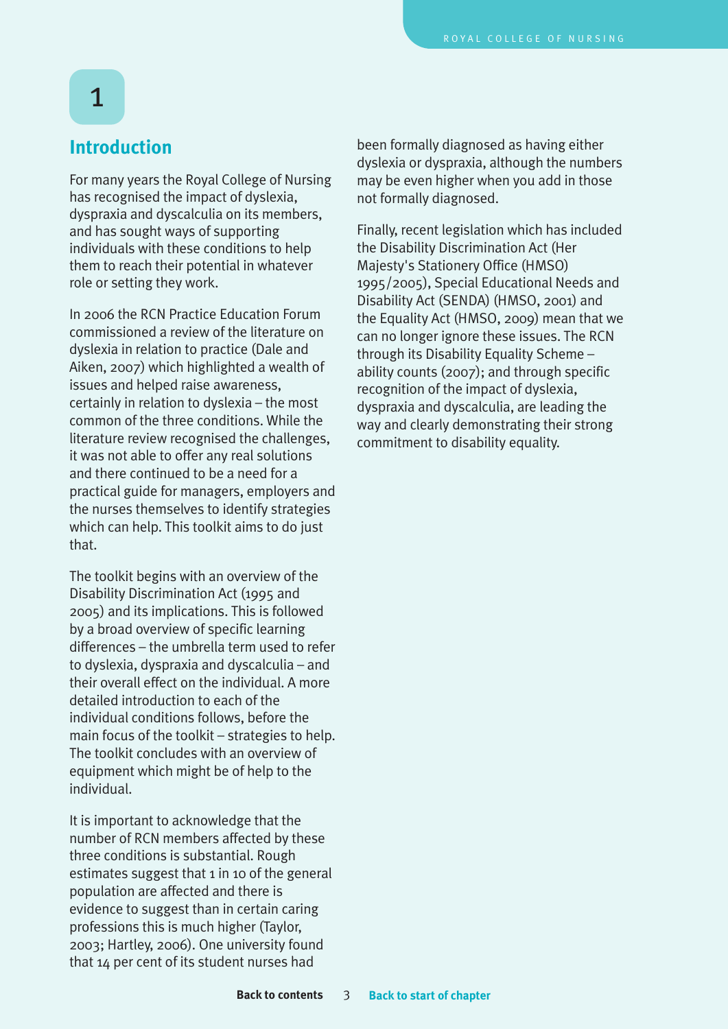# 1 Introduction

For many years the Royal College of Nursing has recognised the impact of dyslexia, dyspraxia and dyscalculia on its members, and has sought ways of supporting individuals with these conditions to help them to reach their potential in whatever role or setting they work.

In 2006 the RCN Practice Education Forum commissioned a review of the literature on dyslexia in relation to practice (Dale and Aiken, 2007) which highlighted a wealth of issues and helped raise awareness, certainly in relation to dyslexia – the most common of the three conditions. While the literature review recognised the challenges, it was not able to offer any real solutions and there continued to be a need for a practical guide for managers, employers and the nurses themselves to identify strategies which can help. This toolkit aims to do just that.

The toolkit begins with an overview of the Disability Discrimination Act (1995 and 2005) and its implications. This is followed by a broad overview of specific learning differences – the umbrella term used to refer to dyslexia, dyspraxia and dyscalculia – and their overall effect on the individual. A more detailed introduction to each of the individual conditions follows, before the main focus of the toolkit – strategies to help. The toolkit concludes with an overview of equipment which might be of help to the individual.

It is important to acknowledge that the number of RCN members affected by these three conditions is substantial. Rough estimates suggest that 1 in 10 of the general population are affected and there is evidence to suggest than in certain caring professions this is much higher (Taylor, 2003; Hartley, 2006). One university found that 14 per cent of its student nurses had been formally diagnosed as having either dyslexia or dyspraxia, although the numbers may be even higher when you add in those not formally diagnosed.

Finally, recent legislation which has included the Disability Discrimination Act (Her Majesty's Stationery Office (HMSO) 1995/2005), Special Educational Needs and Disability Act (SENDA) (HMSO, 2001) and the Equality Act (HMSO, 2009) mean that we can no longer ignore these issues. The RCN through its Disability Equality Scheme – ability counts (2007); and through specific recognition of the impact of dyslexia, dyspraxia and dyscalculia, are leading the way and clearly demonstrating their strong commitment to disability equality.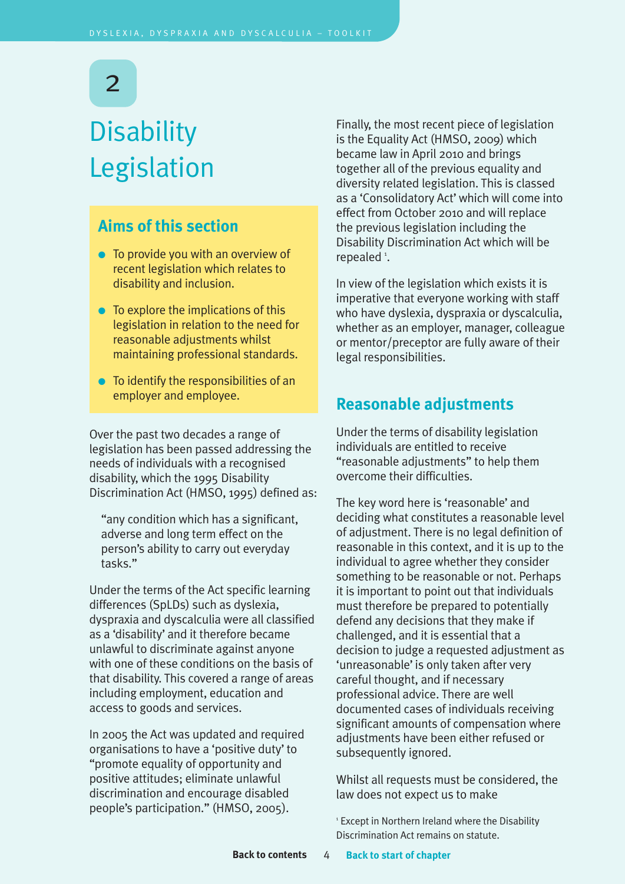# 2

# Disability Legislation

## Aims of this section

- To provide you with an overview of recent legislation which relates to disability and inclusion.
- To explore the implications of this legislation in relation to the need for reasonable adjustments whilst maintaining professional standards.
- To identify the responsibilities of an employer and employee.

Over the past two decades a range of legislation has been passed addressing the needs of individuals with a recognised disability, which the 1995 Disability Discrimination Act (HMSO, 1995) defined as:

> "any condition which has a significant, adverse and long term effect on the person's ability to carry out everyday tasks."

Under the terms of the Act specific learning differences (SpLDs) such as dyslexia, dyspraxia and dyscalculia were all classified as a 'disability' and it therefore became unlawful to discriminate against anyone with one of these conditions on the basis of that disability. This covered a range of areas including employment, education and access to goods and services.

In 2005 the Act was updated and required organisations to have a 'positive duty' to "promote equality of opportunity and positive attitudes; eliminate unlawful discrimination and encourage disabled people's participation." (HMSO, 2005).

Finally, the most recent piece of legislation is the Equality Act (HMSO, 2009) which became law in April 2010 and brings together all of the previous equality and diversity related legislation. This is classed as a 'Consolidatory Act' which will come into effect from October 2010 and will replace the previous legislation including the Disability Discrimination Act which will be repealed [1].

In view of the legislation which exists it is imperative that everyone working with staff who have dyslexia, dyspraxia or dyscalculia, whether as an employer, manager, colleague or mentor/preceptor are fully aware of their legal responsibilities.

## Reasonable adjustments

Under the terms of disability legislation individuals are entitled to receive "reasonable adjustments" to help them overcome their difficulties.

The key word here is 'reasonable' and deciding what constitutes a reasonable level of adjustment. There is no legal definition of reasonable in this context, and it is up to the individual to agree whether they consider something to be reasonable or not. Perhaps it is important to point out that individuals must therefore be prepared to potentially defend any decisions that they make if challenged, and it is essential that a decision to judge a requested adjustment as 'unreasonable' is only taken after very careful thought, and if necessary professional advice. There are well documented cases of individuals receiving significant amounts of compensation where adjustments have been either refused or subsequently ignored.

Whilst all requests must be considered, the law does not expect us to make

[1] Except in Northern Ireland where the Disability Discrimination Act remains on statute.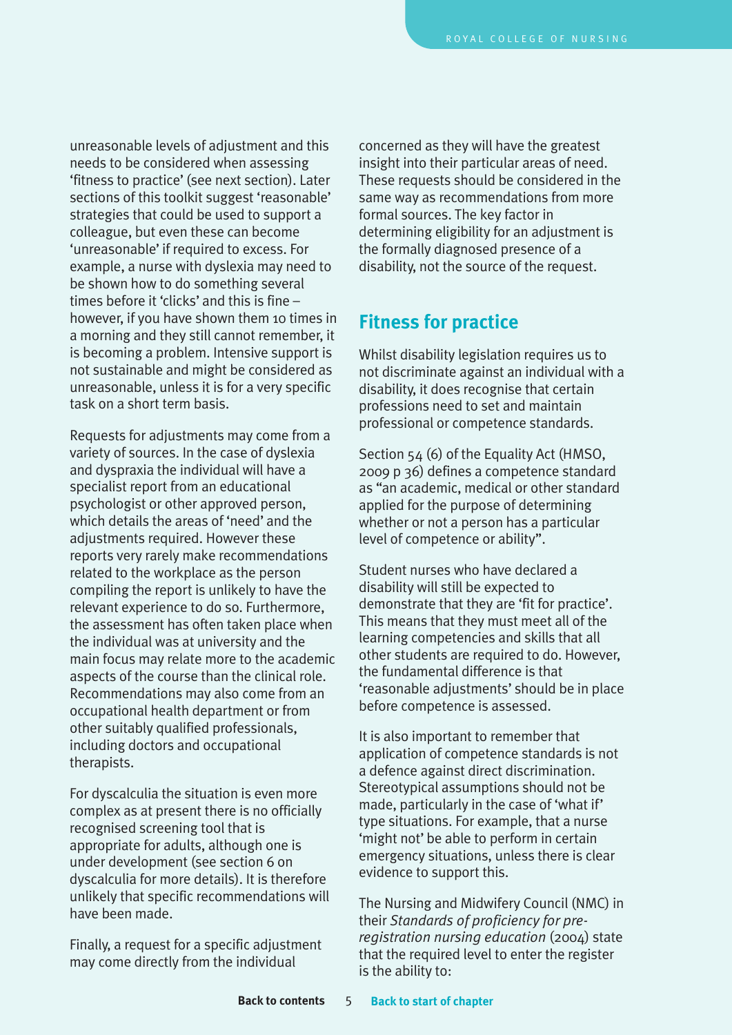unreasonable levels of adjustment and this needs to be considered when assessing 'fitness to practice' (see next section). Later sections of this toolkit suggest 'reasonable' strategies that could be used to support a colleague, but even these can become 'unreasonable' if required to excess. For example, a nurse with dyslexia may need to be shown how to do something several times before it 'clicks' and this is fine – however, if you have shown them 10 times in a morning and they still cannot remember, it is becoming a problem. Intensive support is not sustainable and might be considered as unreasonable, unless it is for a very specific task on a short term basis.

Requests for adjustments may come from a variety of sources. In the case of dyslexia and dyspraxia the individual will have a specialist report from an educational psychologist or other approved person, which details the areas of 'need' and the adjustments required. However these reports very rarely make recommendations related to the workplace as the person compiling the report is unlikely to have the relevant experience to do so. Furthermore, the assessment has often taken place when the individual was at university and the main focus may relate more to the academic aspects of the course than the clinical role. Recommendations may also come from an occupational health department or from other suitably qualified professionals, including doctors and occupational therapists.

For dyscalculia the situation is even more complex as at present there is no officially recognised screening tool that is appropriate for adults, although one is under development (see section 6 on dyscalculia for more details). It is therefore unlikely that specific recommendations will have been made.

Finally, a request for a specific adjustment may come directly from the individual concerned as they will have the greatest insight into their particular areas of need. These requests should be considered in the same way as recommendations from more formal sources. The key factor in determining eligibility for an adjustment is the formally diagnosed presence of a disability, not the source of the request.

## Fitness for practice

Whilst disability legislation requires us to not discriminate against an individual with a disability, it does recognise that certain professions need to set and maintain professional or competence standards.

Section 54 (6) of the Equality Act (HMSO, 2009 p 36) defines a competence standard as "an academic, medical or other standard applied for the purpose of determining whether or not a person has a particular level of competence or ability".

Student nurses who have declared a disability will still be expected to demonstrate that they are 'fit for practice'. This means that they must meet all of the learning competencies and skills that all other students are required to do. However, the fundamental difference is that 'reasonable adjustments' should be in place before competence is assessed.

It is also important to remember that application of competence standards is not a defence against direct discrimination. Stereotypical assumptions should not be made, particularly in the case of 'what if' type situations. For example, that a nurse 'might not' be able to perform in certain emergency situations, unless there is clear evidence to support this.

The Nursing and Midwifery Council (NMC) in their *Standards of proficiency for pre-registration nursing education* (2004) state that the required level to enter the register is the ability to: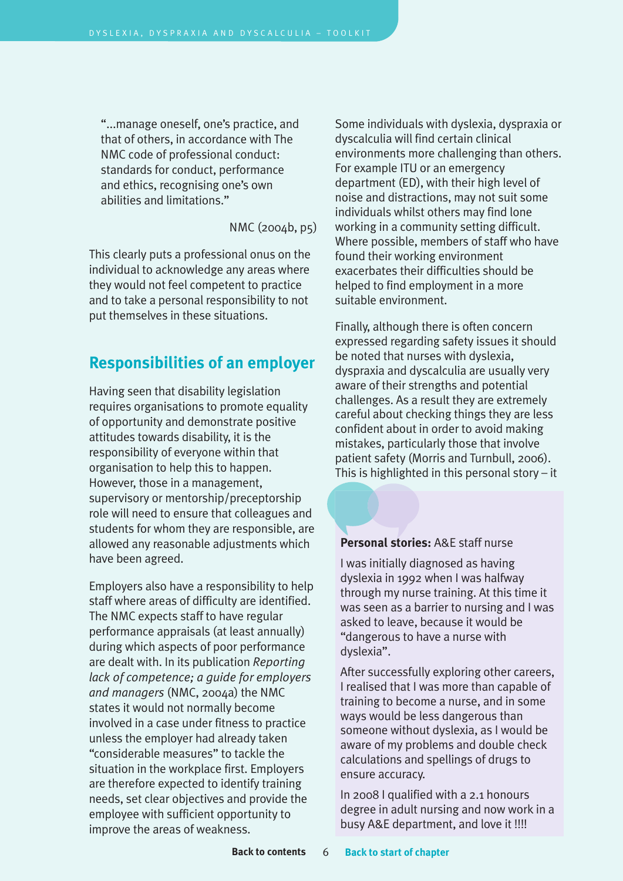"...manage oneself, one's practice, and that of others, in accordance with The NMC code of professional conduct: standards for conduct, performance and ethics, recognising one's own abilities and limitations."

NMC (2004b, p5)

This clearly puts a professional onus on the individual to acknowledge any areas where they would not feel competent to practice and to take a personal responsibility to not put themselves in these situations.

## Responsibilities of an employer

Having seen that disability legislation requires organisations to promote equality of opportunity and demonstrate positive attitudes towards disability, it is the responsibility of everyone within that organisation to help this to happen. However, those in a management, supervisory or mentorship/preceptorship role will need to ensure that colleagues and students for whom they are responsible, are allowed any reasonable adjustments which have been agreed.

Employers also have a responsibility to help staff where areas of difficulty are identified. The NMC expects staff to have regular performance appraisals (at least annually) during which aspects of poor performance are dealt with. In its publication *Reporting lack of competence; a guide for employers and managers* (NMC, 2004a) the NMC states it would not normally become involved in a case under fitness to practice unless the employer had already taken "considerable measures" to tackle the situation in the workplace first. Employers are therefore expected to identify training needs, set clear objectives and provide the employee with sufficient opportunity to improve the areas of weakness.

Some individuals with dyslexia, dyspraxia or dyscalculia will find certain clinical environments more challenging than others. For example ITU or an emergency department (ED), with their high level of noise and distractions, may not suit some individuals whilst others may find lone working in a community setting difficult. Where possible, members of staff who have found their working environment exacerbates their difficulties should be helped to find employment in a more suitable environment.

Finally, although there is often concern expressed regarding safety issues it should be noted that nurses with dyslexia, dyspraxia and dyscalculia are usually very aware of their strengths and potential challenges. As a result they are extremely careful about checking things they are less confident about in order to avoid making mistakes, particularly those that involve patient safety (Morris and Turnbull, 2006). This is highlighted in this personal story – it

**Personal stories:** A&E staff nurse

I was initially diagnosed as having dyslexia in 1992 when I was halfway through my nurse training. At this time it was seen as a barrier to nursing and I was asked to leave, because it would be "dangerous to have a nurse with dyslexia".

After successfully exploring other careers, I realised that I was more than capable of training to become a nurse, and in some ways would be less dangerous than someone without dyslexia, as I would be aware of my problems and double check calculations and spellings of drugs to ensure accuracy.

In 2008 I qualified with a 2.1 honours degree in adult nursing and now work in a busy A&E department, and love it !!!!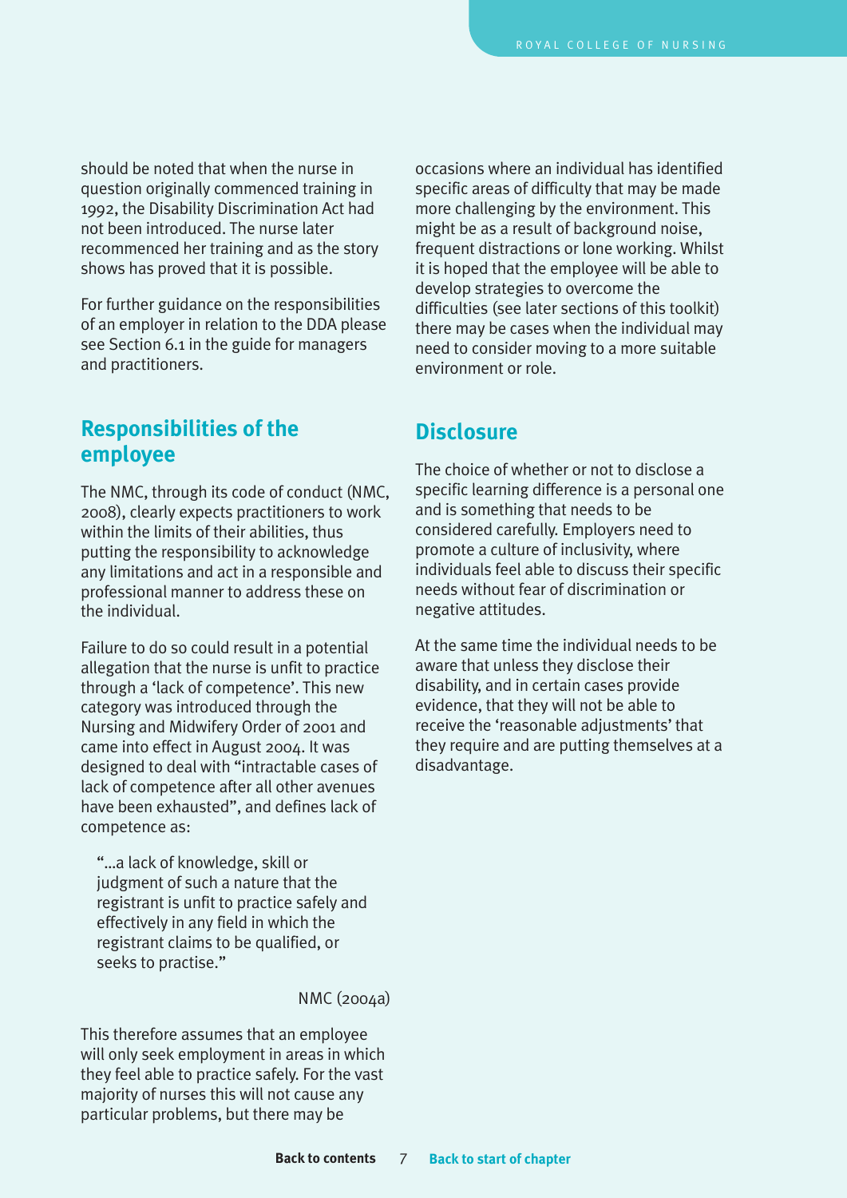should be noted that when the nurse in question originally commenced training in 1992, the Disability Discrimination Act had not been introduced. The nurse later recommenced her training and as the story shows has proved that it is possible.

For further guidance on the responsibilities of an employer in relation to the DDA please see Section 6.1 in the guide for managers and practitioners.

## Responsibilities of the employee

The NMC, through its code of conduct (NMC, 2008), clearly expects practitioners to work within the limits of their abilities, thus putting the responsibility to acknowledge any limitations and act in a responsible and professional manner to address these on the individual.

Failure to do so could result in a potential allegation that the nurse is unfit to practice through a 'lack of competence'. This new category was introduced through the Nursing and Midwifery Order of 2001 and came into effect in August 2004. It was designed to deal with "intractable cases of lack of competence after all other avenues have been exhausted", and defines lack of competence as:

> "...a lack of knowledge, skill or judgment of such a nature that the registrant is unfit to practice safely and effectively in any field in which the registrant claims to be qualified, or seeks to practise."
>
> NMC (2004a)

This therefore assumes that an employee will only seek employment in areas in which they feel able to practice safely. For the vast majority of nurses this will not cause any particular problems, but there may be occasions where an individual has identified specific areas of difficulty that may be made more challenging by the environment. This might be as a result of background noise, frequent distractions or lone working. Whilst it is hoped that the employee will be able to develop strategies to overcome the difficulties (see later sections of this toolkit) there may be cases when the individual may need to consider moving to a more suitable environment or role.

## Disclosure

The choice of whether or not to disclose a specific learning difference is a personal one and is something that needs to be considered carefully. Employers need to promote a culture of inclusivity, where individuals feel able to discuss their specific needs without fear of discrimination or negative attitudes.

At the same time the individual needs to be aware that unless they disclose their disability, and in certain cases provide evidence, that they will not be able to receive the 'reasonable adjustments' that they require and are putting themselves at a disadvantage.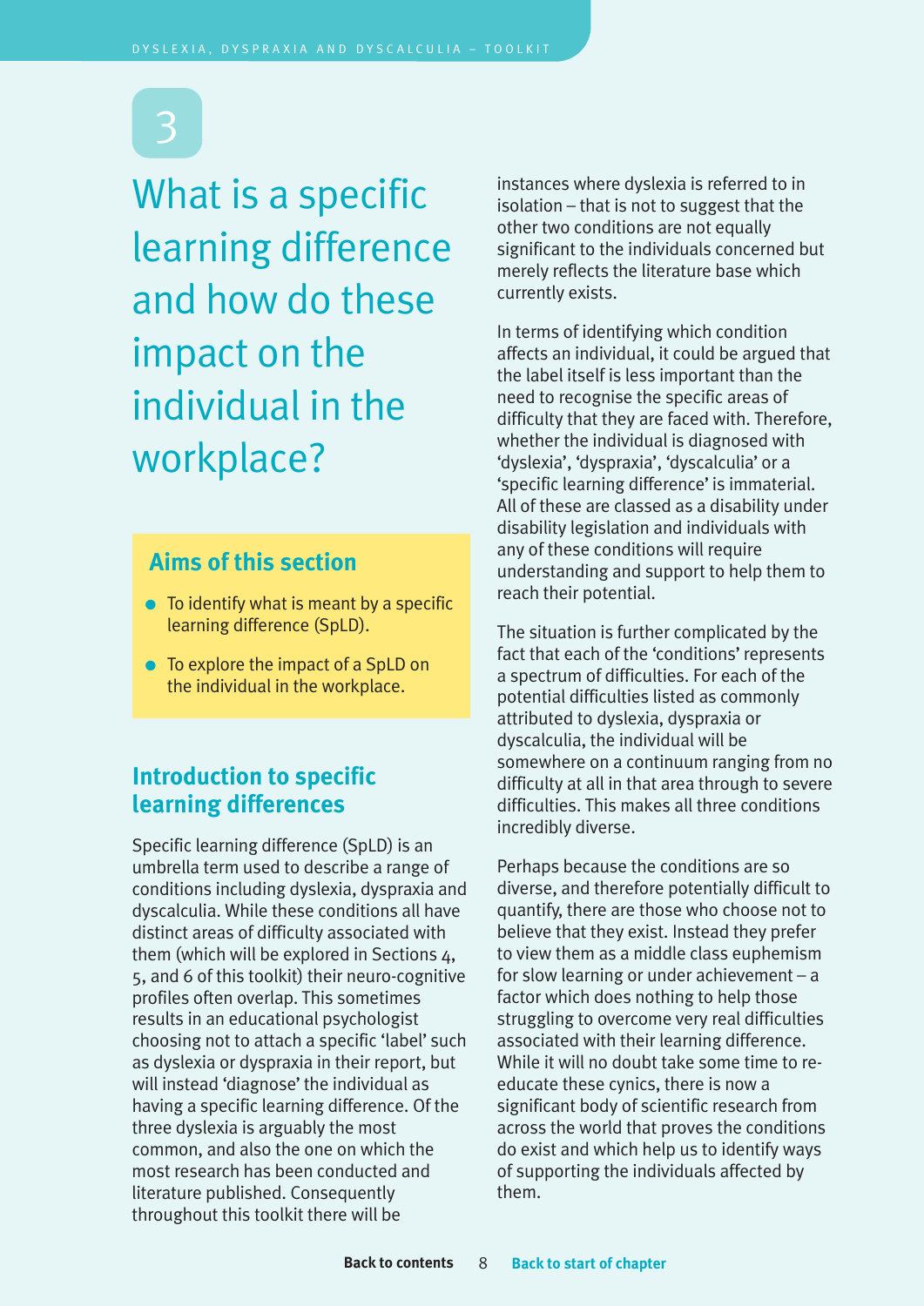# 3

# What is a specific learning difference and how do these impact on the individual in the workplace?

## Aims of this section

- To identify what is meant by a specific learning difference (SpLD).
- To explore the impact of a SpLD on the individual in the workplace.

## Introduction to specific learning differences

Specific learning difference (SpLD) is an umbrella term used to describe a range of conditions including dyslexia, dyspraxia and dyscalculia. While these conditions all have distinct areas of difficulty associated with them (which will be explored in Sections 4, 5, and 6 of this toolkit) their neuro-cognitive profiles often overlap. This sometimes results in an educational psychologist choosing not to attach a specific 'label' such as dyslexia or dyspraxia in their report, but will instead 'diagnose' the individual as having a specific learning difference. Of the three dyslexia is arguably the most common, and also the one on which the most research has been conducted and literature published. Consequently throughout this toolkit there will be instances where dyslexia is referred to in isolation – that is not to suggest that the other two conditions are not equally significant to the individuals concerned but merely reflects the literature base which currently exists.

In terms of identifying which condition affects an individual, it could be argued that the label itself is less important than the need to recognise the specific areas of difficulty that they are faced with. Therefore, whether the individual is diagnosed with 'dyslexia', 'dyspraxia', 'dyscalculia' or a 'specific learning difference' is immaterial. All of these are classed as a disability under disability legislation and individuals with any of these conditions will require understanding and support to help them to reach their potential.

The situation is further complicated by the fact that each of the 'conditions' represents a spectrum of difficulties. For each of the potential difficulties listed as commonly attributed to dyslexia, dyspraxia or dyscalculia, the individual will be somewhere on a continuum ranging from no difficulty at all in that area through to severe difficulties. This makes all three conditions incredibly diverse.

Perhaps because the conditions are so diverse, and therefore potentially difficult to quantify, there are those who choose not to believe that they exist. Instead they prefer to view them as a middle class euphemism for slow learning or under achievement – a factor which does nothing to help those struggling to overcome very real difficulties associated with their learning difference. While it will no doubt take some time to re-educate these cynics, there is now a significant body of scientific research from across the world that proves the conditions do exist and which help us to identify ways of supporting the individuals affected by them.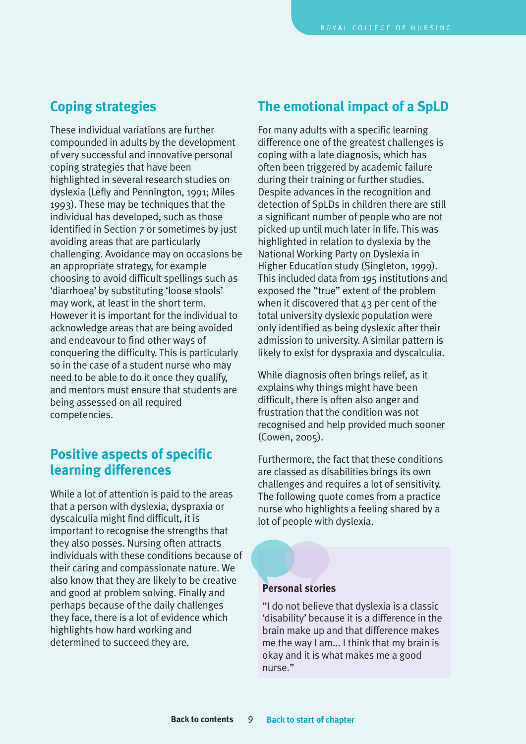## Coping strategies

These individual variations are further compounded in adults by the development of very successful and innovative personal coping strategies that have been highlighted in several research studies on dyslexia (Lefly and Pennington, 1991; Miles 1993). These may be techniques that the individual has developed, such as those identified in Section 7 or sometimes by just avoiding areas that are particularly challenging. Avoidance may on occasions be an appropriate strategy, for example choosing to avoid difficult spellings such as 'diarrhoea' by substituting 'loose stools' may work, at least in the short term. However it is important for the individual to acknowledge areas that are being avoided and endeavour to find other ways of conquering the difficulty. This is particularly so in the case of a student nurse who may need to be able to do it once they qualify, and mentors must ensure that students are being assessed on all required competencies.

## Positive aspects of specific learning differences

While a lot of attention is paid to the areas that a person with dyslexia, dyspraxia or dyscalculia might find difficult, it is important to recognise the strengths that they also posses. Nursing often attracts individuals with these conditions because of their caring and compassionate nature. We also know that they are likely to be creative and good at problem solving. Finally and perhaps because of the daily challenges they face, there is a lot of evidence which highlights how hard working and determined to succeed they are.

## The emotional impact of a SpLD

For many adults with a specific learning difference one of the greatest challenges is coping with a late diagnosis, which has often been triggered by academic failure during their training or further studies. Despite advances in the recognition and detection of SpLDs in children there are still a significant number of people who are not picked up until much later in life. This was highlighted in relation to dyslexia by the National Working Party on Dyslexia in Higher Education study (Singleton, 1999). This included data from 195 institutions and exposed the "true" extent of the problem when it discovered that 43 per cent of the total university dyslexic population were only identified as being dyslexic after their admission to university. A similar pattern is likely to exist for dyspraxia and dyscalculia.

While diagnosis often brings relief, as it explains why things might have been difficult, there is often also anger and frustration that the condition was not recognised and help provided much sooner (Cowen, 2005).

Furthermore, the fact that these conditions are classed as disabilities brings its own challenges and requires a lot of sensitivity. The following quote comes from a practice nurse who highlights a feeling shared by a lot of people with dyslexia.

**Personal stories**

"I do not believe that dyslexia is a classic 'disability' because it is a difference in the brain make up and that difference makes me the way I am... I think that my brain is okay and it is what makes me a good nurse."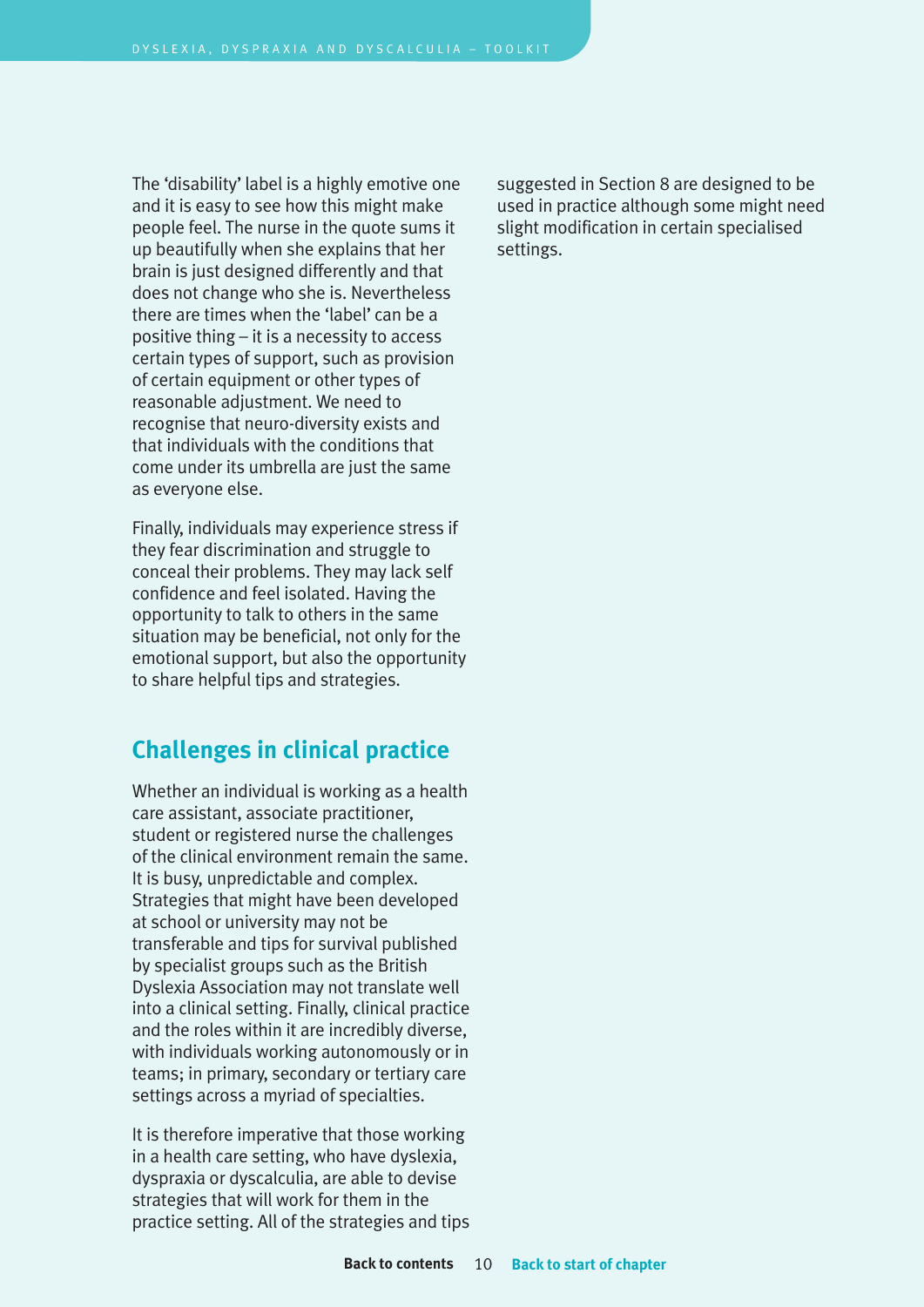The 'disability' label is a highly emotive one and it is easy to see how this might make people feel. The nurse in the quote sums it up beautifully when she explains that her brain is just designed differently and that does not change who she is. Nevertheless there are times when the 'label' can be a positive thing – it is a necessity to access certain types of support, such as provision of certain equipment or other types of reasonable adjustment. We need to recognise that neuro-diversity exists and that individuals with the conditions that come under its umbrella are just the same as everyone else.

Finally, individuals may experience stress if they fear discrimination and struggle to conceal their problems. They may lack self confidence and feel isolated. Having the opportunity to talk to others in the same situation may be beneficial, not only for the emotional support, but also the opportunity to share helpful tips and strategies.

## Challenges in clinical practice

Whether an individual is working as a health care assistant, associate practitioner, student or registered nurse the challenges of the clinical environment remain the same. It is busy, unpredictable and complex. Strategies that might have been developed at school or university may not be transferable and tips for survival published by specialist groups such as the British Dyslexia Association may not translate well into a clinical setting. Finally, clinical practice and the roles within it are incredibly diverse, with individuals working autonomously or in teams; in primary, secondary or tertiary care settings across a myriad of specialties.

It is therefore imperative that those working in a health care setting, who have dyslexia, dyspraxia or dyscalculia, are able to devise strategies that will work for them in the practice setting. All of the strategies and tips suggested in Section 8 are designed to be used in practice although some might need slight modification in certain specialised settings.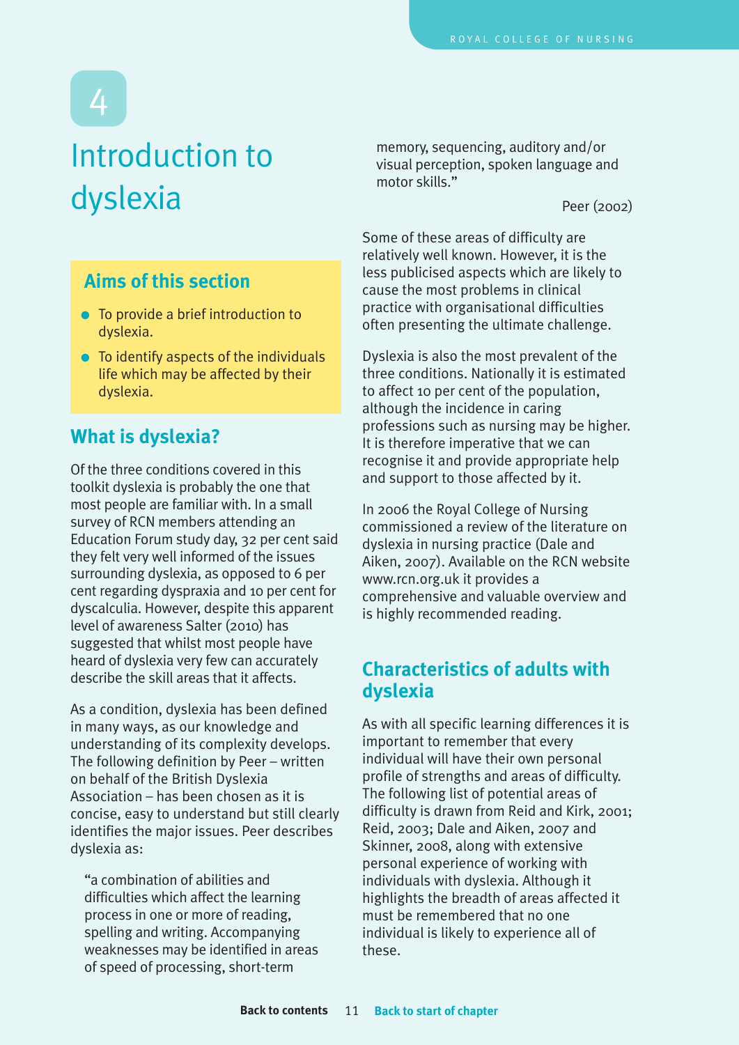# 4

# Introduction to dyslexia

## Aims of this section

- To provide a brief introduction to dyslexia.
- To identify aspects of the individuals life which may be affected by their dyslexia.

## What is dyslexia?

Of the three conditions covered in this toolkit dyslexia is probably the one that most people are familiar with. In a small survey of RCN members attending an Education Forum study day, 32 per cent said they felt very well informed of the issues surrounding dyslexia, as opposed to 6 per cent regarding dyspraxia and 10 per cent for dyscalculia. However, despite this apparent level of awareness Salter (2010) has suggested that whilst most people have heard of dyslexia very few can accurately describe the skill areas that it affects.

As a condition, dyslexia has been defined in many ways, as our knowledge and understanding of its complexity develops. The following definition by Peer – written on behalf of the British Dyslexia Association – has been chosen as it is concise, easy to understand but still clearly identifies the major issues. Peer describes dyslexia as:

> "a combination of abilities and difficulties which affect the learning process in one or more of reading, spelling and writing. Accompanying weaknesses may be identified in areas of speed of processing, short-term memory, sequencing, auditory and/or visual perception, spoken language and motor skills."
>
> Peer (2002)

Some of these areas of difficulty are relatively well known. However, it is the less publicised aspects which are likely to cause the most problems in clinical practice with organisational difficulties often presenting the ultimate challenge.

Dyslexia is also the most prevalent of the three conditions. Nationally it is estimated to affect 10 per cent of the population, although the incidence in caring professions such as nursing may be higher. It is therefore imperative that we can recognise it and provide appropriate help and support to those affected by it.

In 2006 the Royal College of Nursing commissioned a review of the literature on dyslexia in nursing practice (Dale and Aiken, 2007). Available on the RCN website www.rcn.org.uk it provides a comprehensive and valuable overview and is highly recommended reading.

## Characteristics of adults with dyslexia

As with all specific learning differences it is important to remember that every individual will have their own personal profile of strengths and areas of difficulty. The following list of potential areas of difficulty is drawn from Reid and Kirk, 2001; Reid, 2003; Dale and Aiken, 2007 and Skinner, 2008, along with extensive personal experience of working with individuals with dyslexia. Although it highlights the breadth of areas affected it must be remembered that no one individual is likely to experience all of these.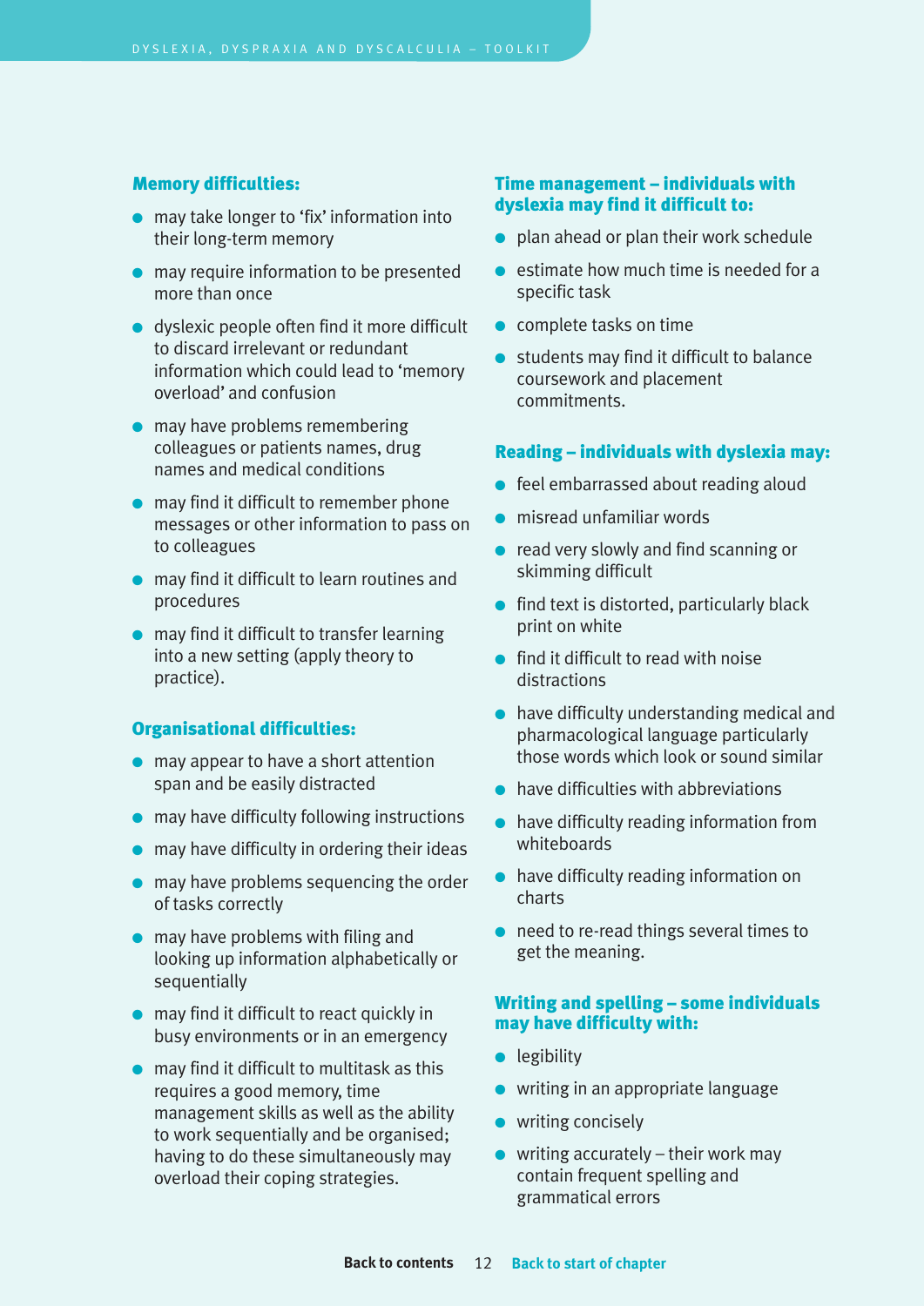### Memory difficulties:

- may take longer to 'fix' information into their long-term memory
- may require information to be presented more than once
- dyslexic people often find it more difficult to discard irrelevant or redundant information which could lead to 'memory overload' and confusion
- may have problems remembering colleagues or patients names, drug names and medical conditions
- may find it difficult to remember phone messages or other information to pass on to colleagues
- may find it difficult to learn routines and procedures
- may find it difficult to transfer learning into a new setting (apply theory to practice).

### Organisational difficulties:

- may appear to have a short attention span and be easily distracted
- may have difficulty following instructions
- may have difficulty in ordering their ideas
- may have problems sequencing the order of tasks correctly
- may have problems with filing and looking up information alphabetically or sequentially
- may find it difficult to react quickly in busy environments or in an emergency
- may find it difficult to multitask as this requires a good memory, time management skills as well as the ability to work sequentially and be organised; having to do these simultaneously may overload their coping strategies.

### Time management – individuals with dyslexia may find it difficult to:

- plan ahead or plan their work schedule
- estimate how much time is needed for a specific task
- complete tasks on time
- students may find it difficult to balance coursework and placement commitments.

### Reading – individuals with dyslexia may:

- feel embarrassed about reading aloud
- misread unfamiliar words
- read very slowly and find scanning or skimming difficult
- find text is distorted, particularly black print on white
- find it difficult to read with noise distractions
- have difficulty understanding medical and pharmacological language particularly those words which look or sound similar
- have difficulties with abbreviations
- have difficulty reading information from whiteboards
- have difficulty reading information on charts
- need to re-read things several times to get the meaning.

### Writing and spelling – some individuals may have difficulty with:

- legibility
- writing in an appropriate language
- writing concisely
- writing accurately – their work may contain frequent spelling and grammatical errors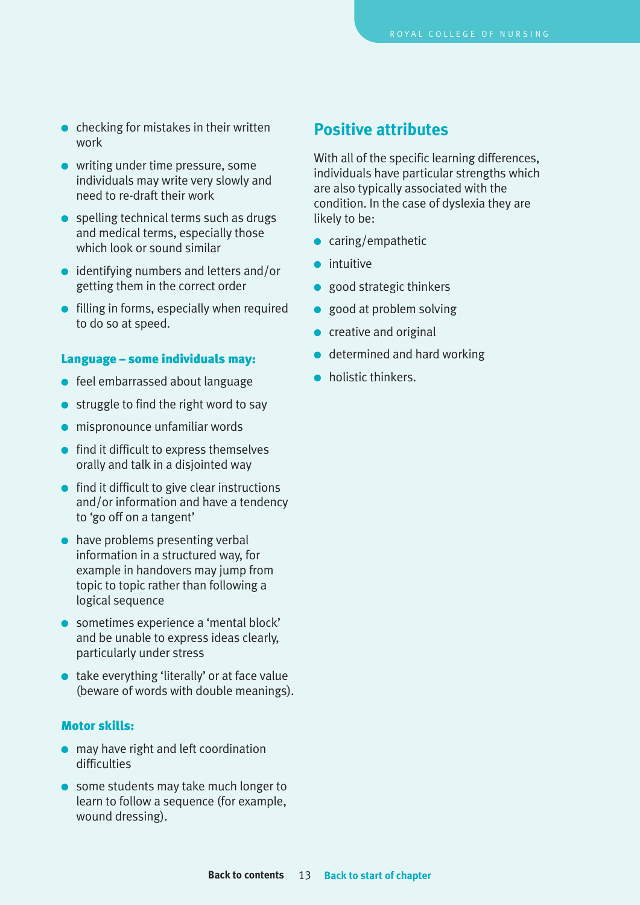- checking for mistakes in their written work
- writing under time pressure, some individuals may write very slowly and need to re-draft their work
- spelling technical terms such as drugs and medical terms, especially those which look or sound similar
- identifying numbers and letters and/or getting them in the correct order
- filling in forms, especially when required to do so at speed.

### Language – some individuals may:

- feel embarrassed about language
- struggle to find the right word to say
- mispronounce unfamiliar words
- find it difficult to express themselves orally and talk in a disjointed way
- find it difficult to give clear instructions and/or information and have a tendency to 'go off on a tangent'
- have problems presenting verbal information in a structured way, for example in handovers may jump from topic to topic rather than following a logical sequence
- sometimes experience a 'mental block' and be unable to express ideas clearly, particularly under stress
- take everything 'literally' or at face value (beware of words with double meanings).

### Motor skills:

- may have right and left coordination difficulties
- some students may take much longer to learn to follow a sequence (for example, wound dressing).

## Positive attributes

With all of the specific learning differences, individuals have particular strengths which are also typically associated with the condition. In the case of dyslexia they are likely to be:

- caring/empathetic
- intuitive
- good strategic thinkers
- good at problem solving
- creative and original
- determined and hard working
- holistic thinkers.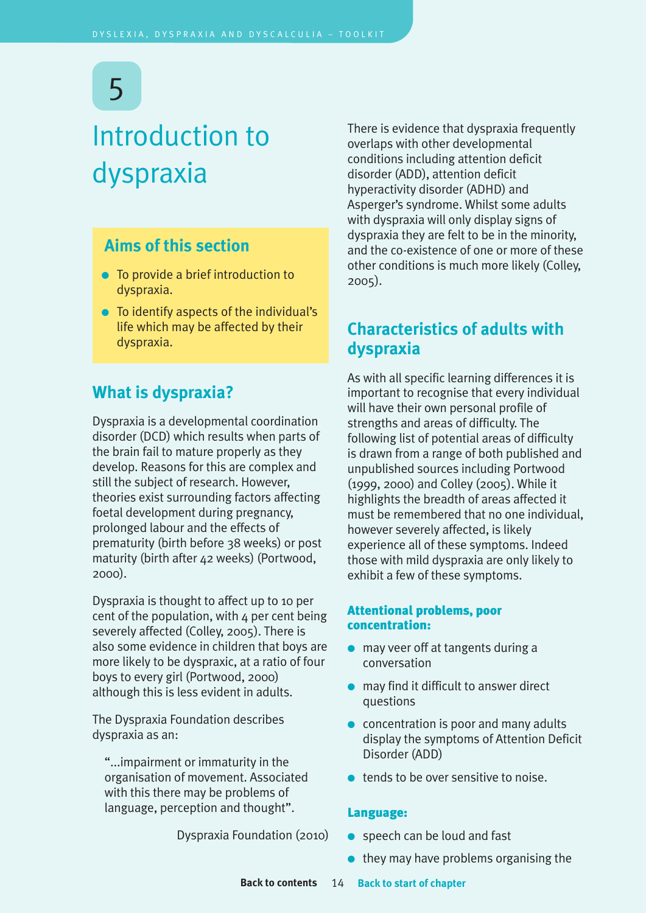5

# Introduction to dyspraxia

## Aims of this section

- To provide a brief introduction to dyspraxia.
- To identify aspects of the individual's life which may be affected by their dyspraxia.

## What is dyspraxia?

Dyspraxia is a developmental coordination disorder (DCD) which results when parts of the brain fail to mature properly as they develop. Reasons for this are complex and still the subject of research. However, theories exist surrounding factors affecting foetal development during pregnancy, prolonged labour and the effects of prematurity (birth before 38 weeks) or post maturity (birth after 42 weeks) (Portwood, 2000).

Dyspraxia is thought to affect up to 10 per cent of the population, with 4 per cent being severely affected (Colley, 2005). There is also some evidence in children that boys are more likely to be dyspraxic, at a ratio of four boys to every girl (Portwood, 2000) although this is less evident in adults.

The Dyspraxia Foundation describes dyspraxia as an:

> "...impairment or immaturity in the organisation of movement. Associated with this there may be problems of language, perception and thought".
>
> Dyspraxia Foundation (2010)

There is evidence that dyspraxia frequently overlaps with other developmental conditions including attention deficit disorder (ADD), attention deficit hyperactivity disorder (ADHD) and Asperger's syndrome. Whilst some adults with dyspraxia will only display signs of dyspraxia they are felt to be in the minority, and the co-existence of one or more of these other conditions is much more likely (Colley, 2005).

## Characteristics of adults with dyspraxia

As with all specific learning differences it is important to recognise that every individual will have their own personal profile of strengths and areas of difficulty. The following list of potential areas of difficulty is drawn from a range of both published and unpublished sources including Portwood (1999, 2000) and Colley (2005). While it highlights the breadth of areas affected it must be remembered that no one individual, however severely affected, is likely experience all of these symptoms. Indeed those with mild dyspraxia are only likely to exhibit a few of these symptoms.

### Attentional problems, poor concentration:

- may veer off at tangents during a conversation
- may find it difficult to answer direct questions
- concentration is poor and many adults display the symptoms of Attention Deficit Disorder (ADD)
- tends to be over sensitive to noise.

### Language:

- speech can be loud and fast
- they may have problems organising the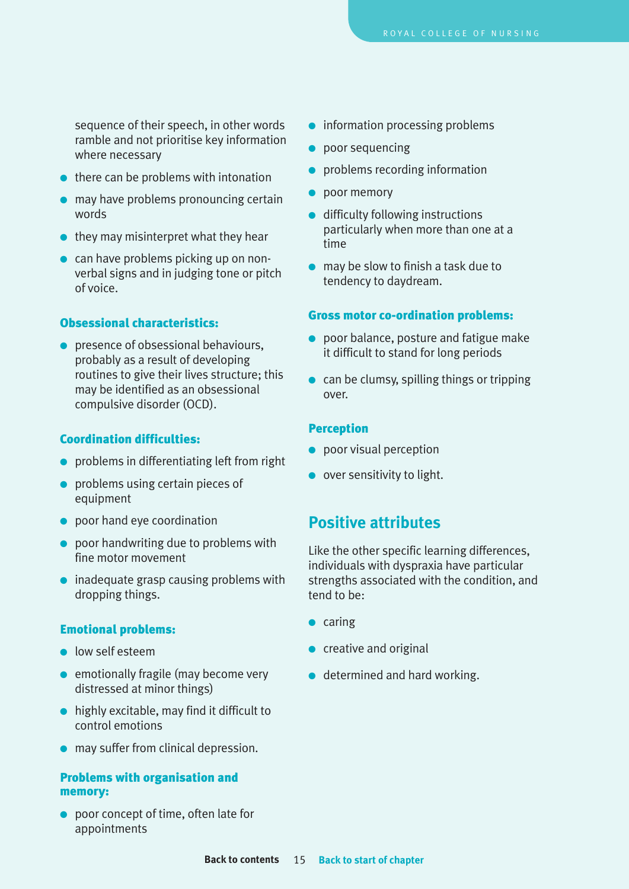sequence of their speech, in other words ramble and not prioritise key information where necessary

- there can be problems with intonation
- may have problems pronouncing certain words
- they may misinterpret what they hear
- can have problems picking up on non-verbal signs and in judging tone or pitch of voice.

**Obsessional characteristics:**

- presence of obsessional behaviours, probably as a result of developing routines to give their lives structure; this may be identified as an obsessional compulsive disorder (OCD).

**Coordination difficulties:**

- problems in differentiating left from right
- problems using certain pieces of equipment
- poor hand eye coordination
- poor handwriting due to problems with fine motor movement
- inadequate grasp causing problems with dropping things.

**Emotional problems:**

- low self esteem
- emotionally fragile (may become very distressed at minor things)
- highly excitable, may find it difficult to control emotions
- may suffer from clinical depression.

**Problems with organisation and memory:**

- poor concept of time, often late for appointments
- information processing problems
- poor sequencing
- problems recording information
- poor memory
- difficulty following instructions particularly when more than one at a time
- may be slow to finish a task due to tendency to daydream.

**Gross motor co-ordination problems:**

- poor balance, posture and fatigue make it difficult to stand for long periods
- can be clumsy, spilling things or tripping over.

**Perception**

- poor visual perception
- over sensitivity to light.

## Positive attributes

Like the other specific learning differences, individuals with dyspraxia have particular strengths associated with the condition, and tend to be:

- caring
- creative and original
- determined and hard working.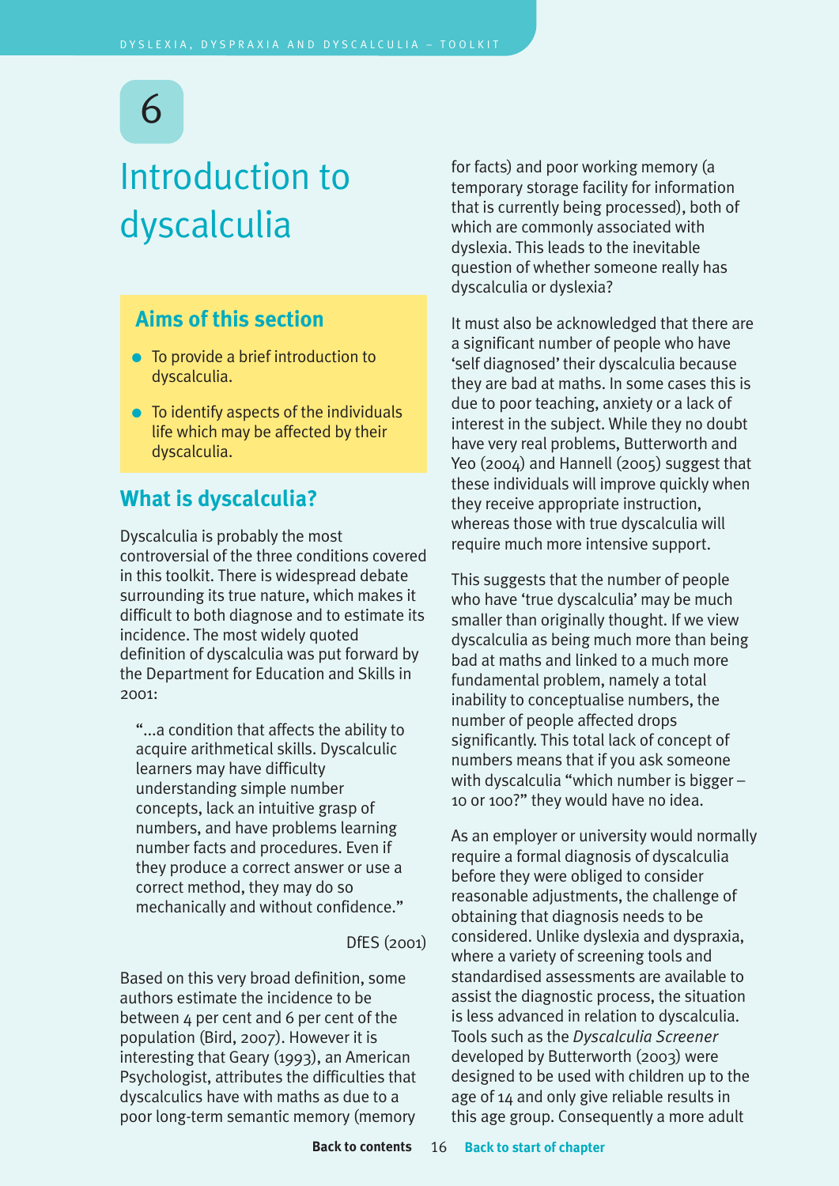# 6

# Introduction to dyscalculia

## Aims of this section

- To provide a brief introduction to dyscalculia.
- To identify aspects of the individuals life which may be affected by their dyscalculia.

## What is dyscalculia?

Dyscalculia is probably the most controversial of the three conditions covered in this toolkit. There is widespread debate surrounding its true nature, which makes it difficult to both diagnose and to estimate its incidence. The most widely quoted definition of dyscalculia was put forward by the Department for Education and Skills in 2001:

> "...a condition that affects the ability to acquire arithmetical skills. Dyscalculic learners may have difficulty understanding simple number concepts, lack an intuitive grasp of numbers, and have problems learning number facts and procedures. Even if they produce a correct answer or use a correct method, they may do so mechanically and without confidence."
>
> DfES (2001)

Based on this very broad definition, some authors estimate the incidence to be between 4 per cent and 6 per cent of the population (Bird, 2007). However it is interesting that Geary (1993), an American Psychologist, attributes the difficulties that dyscalculics have with maths as due to a poor long-term semantic memory (memory for facts) and poor working memory (a temporary storage facility for information that is currently being processed), both of which are commonly associated with dyslexia. This leads to the inevitable question of whether someone really has dyscalculia or dyslexia?

It must also be acknowledged that there are a significant number of people who have 'self diagnosed' their dyscalculia because they are bad at maths. In some cases this is due to poor teaching, anxiety or a lack of interest in the subject. While they no doubt have very real problems, Butterworth and Yeo (2004) and Hannell (2005) suggest that these individuals will improve quickly when they receive appropriate instruction, whereas those with true dyscalculia will require much more intensive support.

This suggests that the number of people who have 'true dyscalculia' may be much smaller than originally thought. If we view dyscalculia as being much more than being bad at maths and linked to a much more fundamental problem, namely a total inability to conceptualise numbers, the number of people affected drops significantly. This total lack of concept of numbers means that if you ask someone with dyscalculia "which number is bigger – 10 or 100?" they would have no idea.

As an employer or university would normally require a formal diagnosis of dyscalculia before they were obliged to consider reasonable adjustments, the challenge of obtaining that diagnosis needs to be considered. Unlike dyslexia and dyspraxia, where a variety of screening tools and standardised assessments are available to assist the diagnostic process, the situation is less advanced in relation to dyscalculia. Tools such as the *Dyscalculia Screener* developed by Butterworth (2003) were designed to be used with children up to the age of 14 and only give reliable results in this age group. Consequently a more adult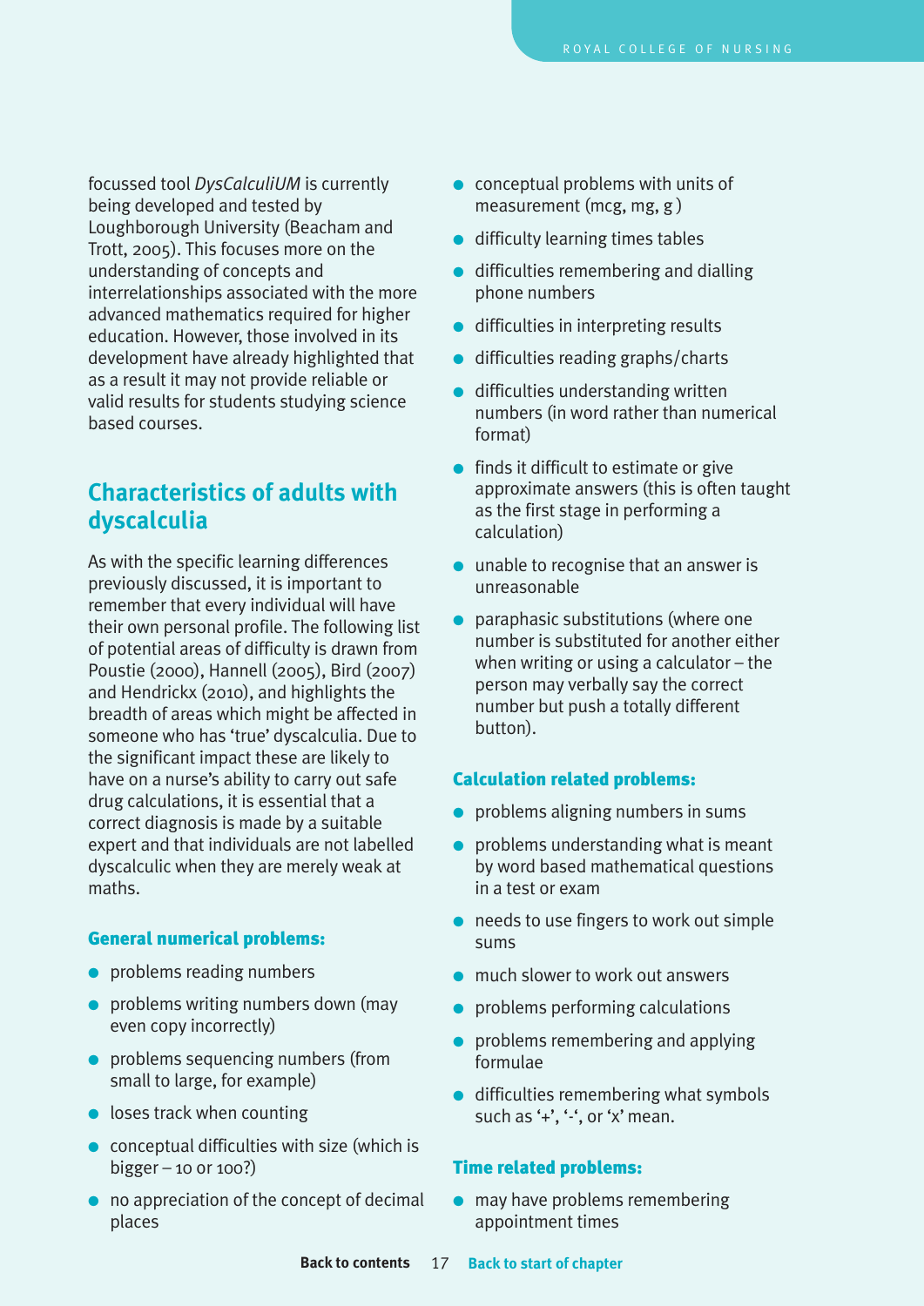focussed tool *DysCalculiUM* is currently being developed and tested by Loughborough University (Beacham and Trott, 2005). This focuses more on the understanding of concepts and interrelationships associated with the more advanced mathematics required for higher education. However, those involved in its development have already highlighted that as a result it may not provide reliable or valid results for students studying science based courses.

## Characteristics of adults with dyscalculia

As with the specific learning differences previously discussed, it is important to remember that every individual will have their own personal profile. The following list of potential areas of difficulty is drawn from Poustie (2000), Hannell (2005), Bird (2007) and Hendrickx (2010), and highlights the breadth of areas which might be affected in someone who has 'true' dyscalculia. Due to the significant impact these are likely to have on a nurse's ability to carry out safe drug calculations, it is essential that a correct diagnosis is made by a suitable expert and that individuals are not labelled dyscalculic when they are merely weak at maths.

### General numerical problems:

- problems reading numbers
- problems writing numbers down (may even copy incorrectly)
- problems sequencing numbers (from small to large, for example)
- loses track when counting
- conceptual difficulties with size (which is bigger – 10 or 100?)
- no appreciation of the concept of decimal places
- conceptual problems with units of measurement (mcg, mg, g )
- difficulty learning times tables
- difficulties remembering and dialling phone numbers
- difficulties in interpreting results
- difficulties reading graphs/charts
- difficulties understanding written numbers (in word rather than numerical format)
- finds it difficult to estimate or give approximate answers (this is often taught as the first stage in performing a calculation)
- unable to recognise that an answer is unreasonable
- paraphasic substitutions (where one number is substituted for another either when writing or using a calculator – the person may verbally say the correct number but push a totally different button).

### Calculation related problems:

- problems aligning numbers in sums
- problems understanding what is meant by word based mathematical questions in a test or exam
- needs to use fingers to work out simple sums
- much slower to work out answers
- problems performing calculations
- problems remembering and applying formulae
- difficulties remembering what symbols such as '+', '-', or 'x' mean.

### Time related problems:

- may have problems remembering appointment times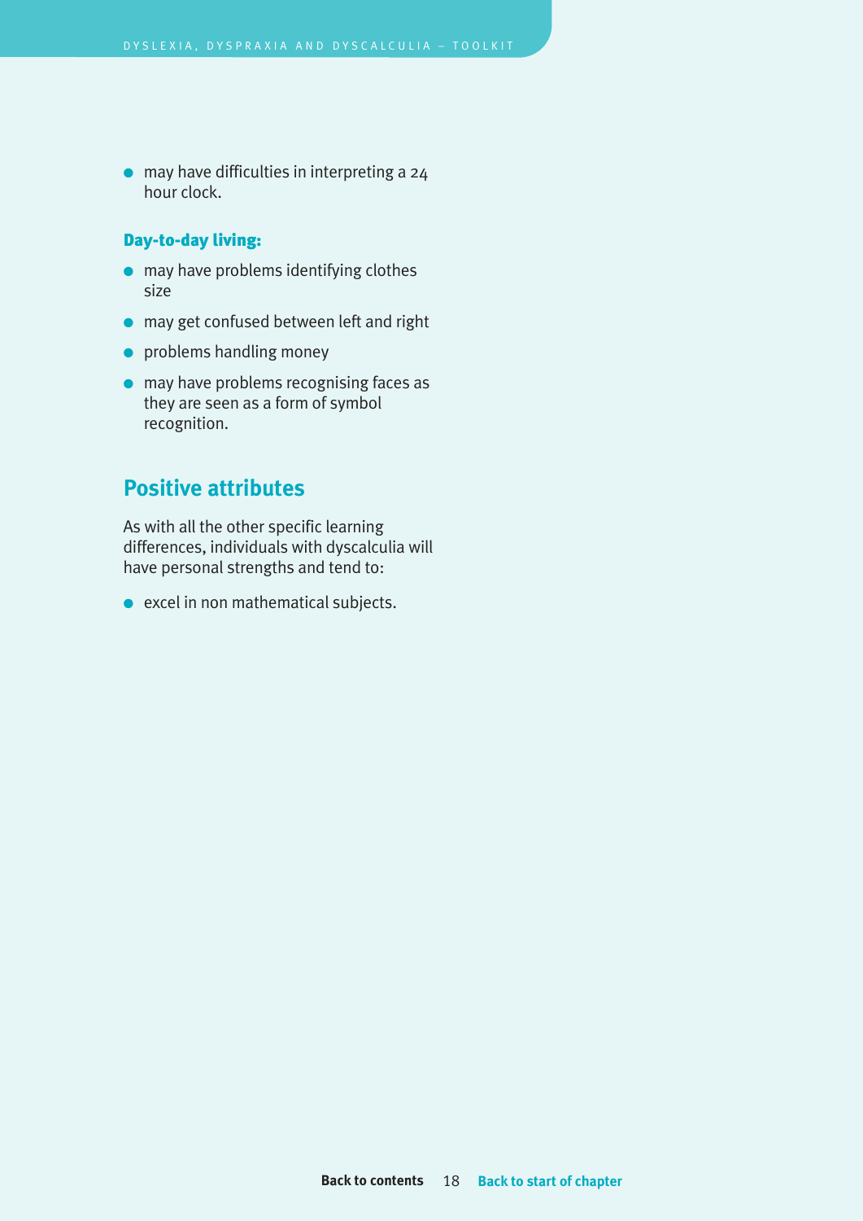- may have difficulties in interpreting a 24 hour clock.

### Day-to-day living:

- may have problems identifying clothes size
- may get confused between left and right
- problems handling money
- may have problems recognising faces as they are seen as a form of symbol recognition.

## Positive attributes

As with all the other specific learning differences, individuals with dyscalculia will have personal strengths and tend to:

- excel in non mathematical subjects.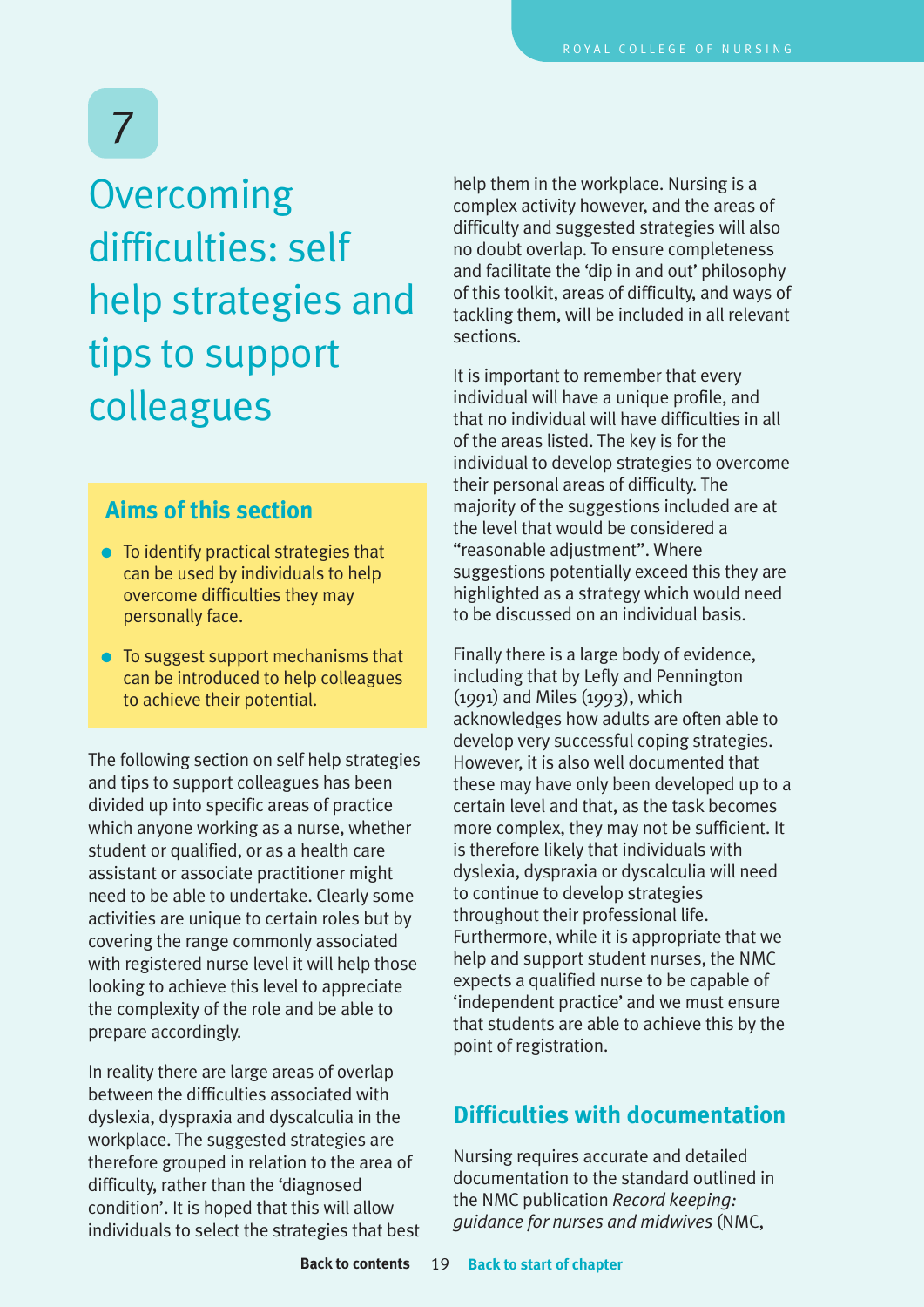# 7

# Overcoming difficulties: self help strategies and tips to support colleagues

## Aims of this section

- To identify practical strategies that can be used by individuals to help overcome difficulties they may personally face.
- To suggest support mechanisms that can be introduced to help colleagues to achieve their potential.

The following section on self help strategies and tips to support colleagues has been divided up into specific areas of practice which anyone working as a nurse, whether student or qualified, or as a health care assistant or associate practitioner might need to be able to undertake. Clearly some activities are unique to certain roles but by covering the range commonly associated with registered nurse level it will help those looking to achieve this level to appreciate the complexity of the role and be able to prepare accordingly.

In reality there are large areas of overlap between the difficulties associated with dyslexia, dyspraxia and dyscalculia in the workplace. The suggested strategies are therefore grouped in relation to the area of difficulty, rather than the 'diagnosed condition'. It is hoped that this will allow individuals to select the strategies that best help them in the workplace. Nursing is a complex activity however, and the areas of difficulty and suggested strategies will also no doubt overlap. To ensure completeness and facilitate the 'dip in and out' philosophy of this toolkit, areas of difficulty, and ways of tackling them, will be included in all relevant sections.

It is important to remember that every individual will have a unique profile, and that no individual will have difficulties in all of the areas listed. The key is for the individual to develop strategies to overcome their personal areas of difficulty. The majority of the suggestions included are at the level that would be considered a "reasonable adjustment". Where suggestions potentially exceed this they are highlighted as a strategy which would need to be discussed on an individual basis.

Finally there is a large body of evidence, including that by Lefly and Pennington (1991) and Miles (1993), which acknowledges how adults are often able to develop very successful coping strategies. However, it is also well documented that these may have only been developed up to a certain level and that, as the task becomes more complex, they may not be sufficient. It is therefore likely that individuals with dyslexia, dyspraxia or dyscalculia will need to continue to develop strategies throughout their professional life. Furthermore, while it is appropriate that we help and support student nurses, the NMC expects a qualified nurse to be capable of 'independent practice' and we must ensure that students are able to achieve this by the point of registration.

## Difficulties with documentation

Nursing requires accurate and detailed documentation to the standard outlined in the NMC publication *Record keeping: guidance for nurses and midwives* (NMC,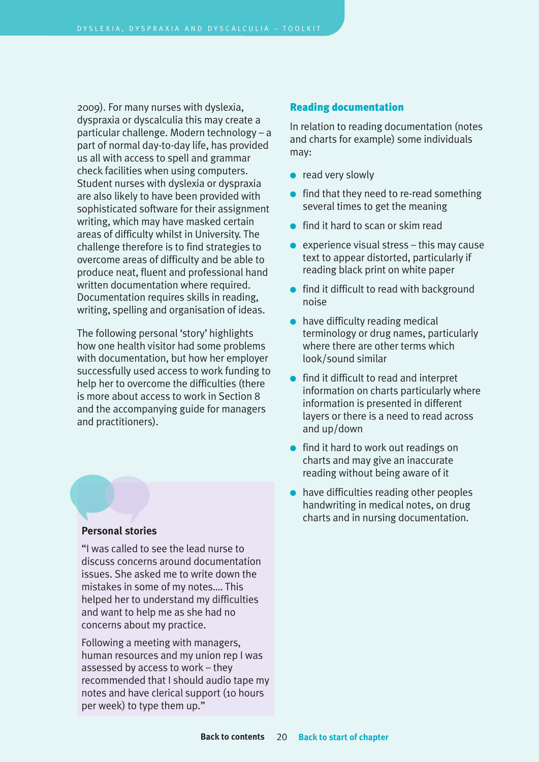2009). For many nurses with dyslexia, dyspraxia or dyscalculia this may create a particular challenge. Modern technology – a part of normal day-to-day life, has provided us all with access to spell and grammar check facilities when using computers. Student nurses with dyslexia or dyspraxia are also likely to have been provided with sophisticated software for their assignment writing, which may have masked certain areas of difficulty whilst in University. The challenge therefore is to find strategies to overcome areas of difficulty and be able to produce neat, fluent and professional hand written documentation where required. Documentation requires skills in reading, writing, spelling and organisation of ideas.

The following personal 'story' highlights how one health visitor had some problems with documentation, but how her employer successfully used access to work funding to help her to overcome the difficulties (there is more about access to work in Section 8 and the accompanying guide for managers and practitioners).

**Personal stories**

"I was called to see the lead nurse to discuss concerns around documentation issues. She asked me to write down the mistakes in some of my notes.... This helped her to understand my difficulties and want to help me as she had no concerns about my practice.

Following a meeting with managers, human resources and my union rep I was assessed by access to work – they recommended that I should audio tape my notes and have clerical support (10 hours per week) to type them up."

## Reading documentation

In relation to reading documentation (notes and charts for example) some individuals may:

- read very slowly
- find that they need to re-read something several times to get the meaning
- find it hard to scan or skim read
- experience visual stress – this may cause text to appear distorted, particularly if reading black print on white paper
- find it difficult to read with background noise
- have difficulty reading medical terminology or drug names, particularly where there are other terms which look/sound similar
- find it difficult to read and interpret information on charts particularly where information is presented in different layers or there is a need to read across and up/down
- find it hard to work out readings on charts and may give an inaccurate reading without being aware of it
- have difficulties reading other peoples handwriting in medical notes, on drug charts and in nursing documentation.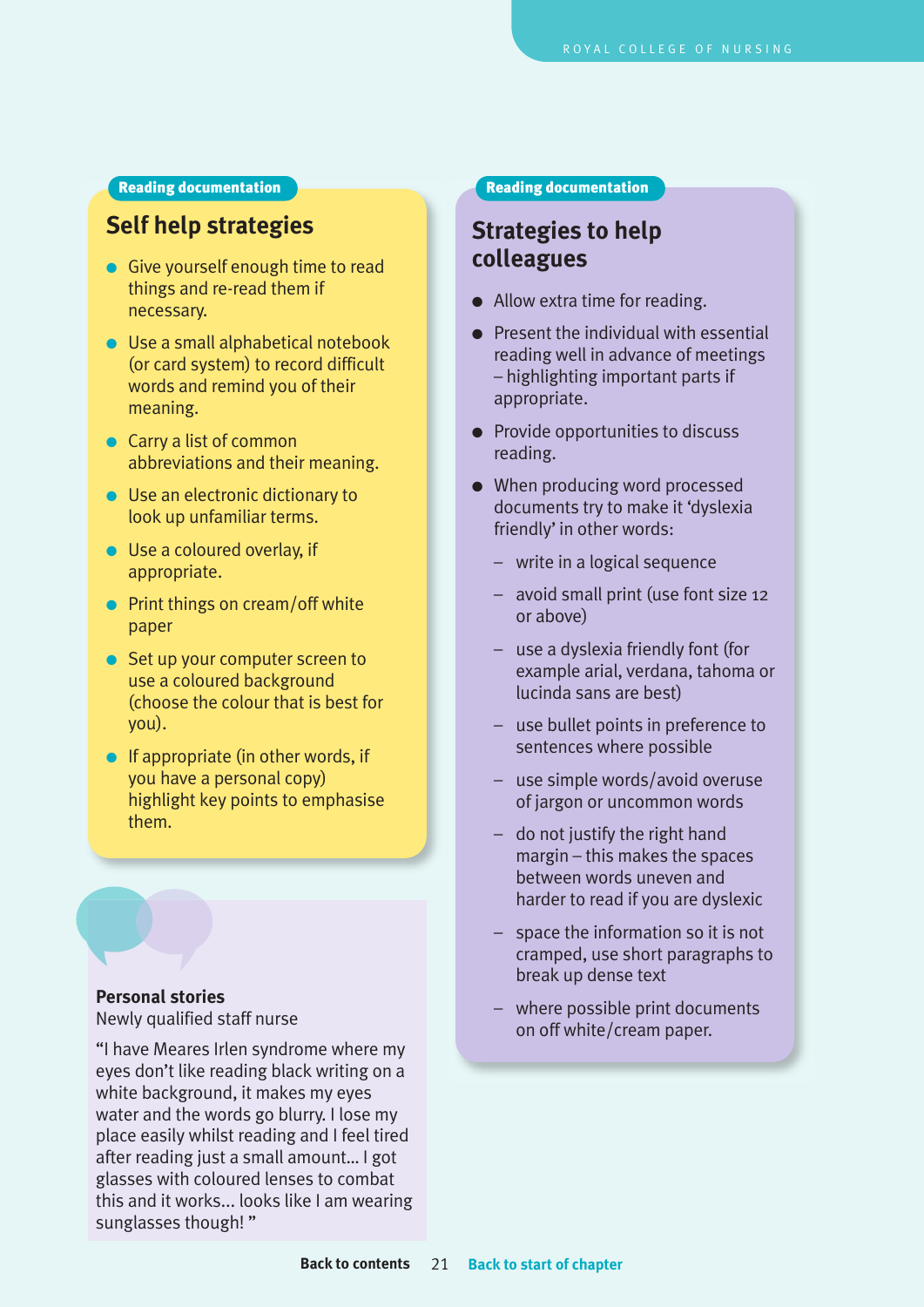Reading documentation

## Self help strategies

- Give yourself enough time to read things and re-read them if necessary.
- Use a small alphabetical notebook (or card system) to record difficult words and remind you of their meaning.
- Carry a list of common abbreviations and their meaning.
- Use an electronic dictionary to look up unfamiliar terms.
- Use a coloured overlay, if appropriate.
- Print things on cream/off white paper
- Set up your computer screen to use a coloured background (choose the colour that is best for you).
- If appropriate (in other words, if you have a personal copy) highlight key points to emphasise them.

**Personal stories**
Newly qualified staff nurse

"I have Meares Irlen syndrome where my eyes don't like reading black writing on a white background, it makes my eyes water and the words go blurry. I lose my place easily whilst reading and I feel tired after reading just a small amount... I got glasses with coloured lenses to combat this and it works... looks like I am wearing sunglasses though! "

Reading documentation

## Strategies to help colleagues

- Allow extra time for reading.
- Present the individual with essential reading well in advance of meetings – highlighting important parts if appropriate.
- Provide opportunities to discuss reading.
- When producing word processed documents try to make it 'dyslexia friendly' in other words:
  - write in a logical sequence
  - avoid small print (use font size 12 or above)
  - use a dyslexia friendly font (for example arial, verdana, tahoma or lucinda sans are best)
  - use bullet points in preference to sentences where possible
  - use simple words/avoid overuse of jargon or uncommon words
  - do not justify the right hand margin – this makes the spaces between words uneven and harder to read if you are dyslexic
  - space the information so it is not cramped, use short paragraphs to break up dense text
  - where possible print documents on off white/cream paper.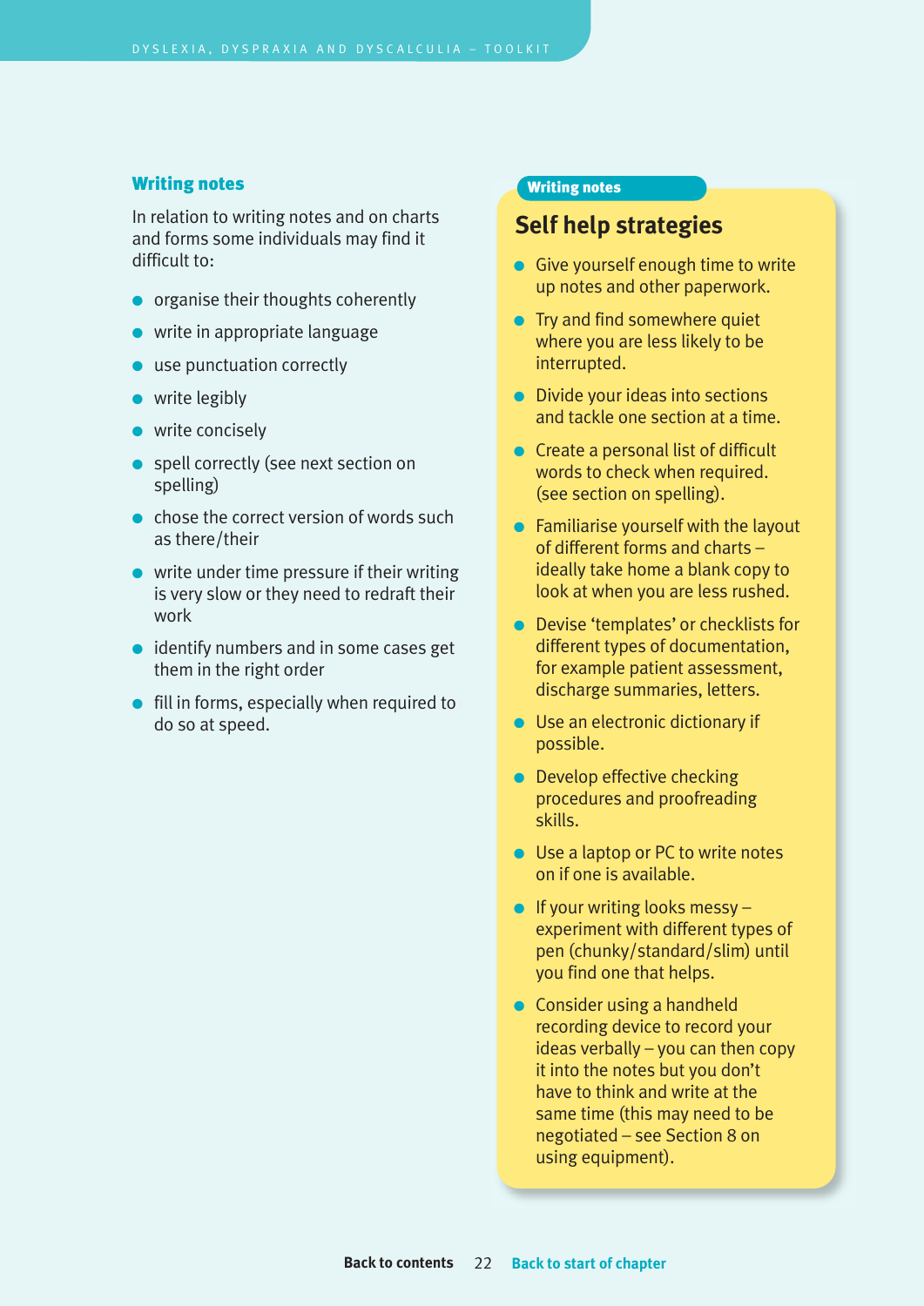## Writing notes

In relation to writing notes and on charts and forms some individuals may find it difficult to:

- organise their thoughts coherently
- write in appropriate language
- use punctuation correctly
- write legibly
- write concisely
- spell correctly (see next section on spelling)
- chose the correct version of words such as there/their
- write under time pressure if their writing is very slow or they need to redraft their work
- identify numbers and in some cases get them in the right order
- fill in forms, especially when required to do so at speed.

**Writing notes**

### Self help strategies

- Give yourself enough time to write up notes and other paperwork.
- Try and find somewhere quiet where you are less likely to be interrupted.
- Divide your ideas into sections and tackle one section at a time.
- Create a personal list of difficult words to check when required. (see section on spelling).
- Familiarise yourself with the layout of different forms and charts – ideally take home a blank copy to look at when you are less rushed.
- Devise 'templates' or checklists for different types of documentation, for example patient assessment, discharge summaries, letters.
- Use an electronic dictionary if possible.
- Develop effective checking procedures and proofreading skills.
- Use a laptop or PC to write notes on if one is available.
- If your writing looks messy – experiment with different types of pen (chunky/standard/slim) until you find one that helps.
- Consider using a handheld recording device to record your ideas verbally – you can then copy it into the notes but you don't have to think and write at the same time (this may need to be negotiated – see Section 8 on using equipment).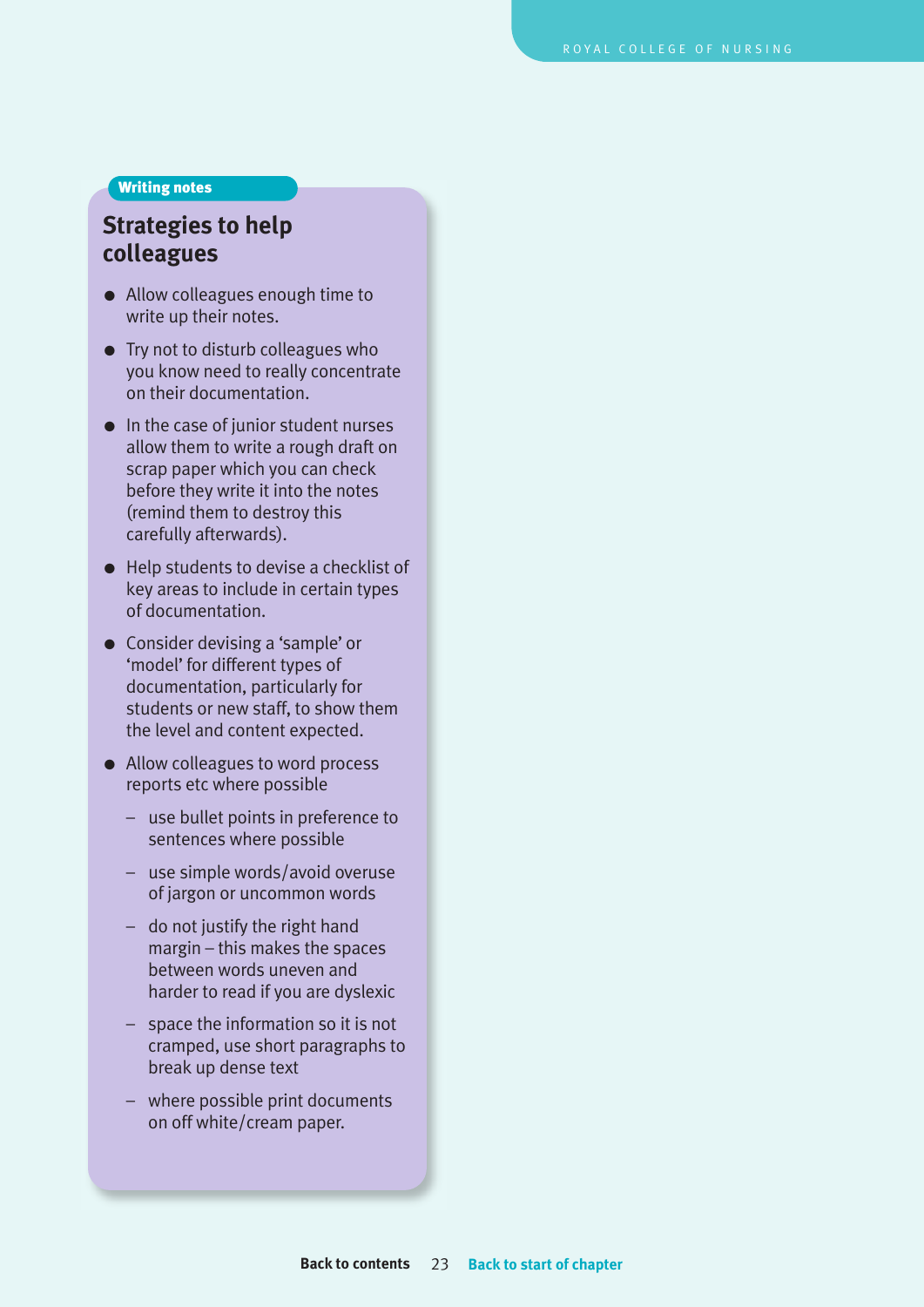Writing notes

## Strategies to help colleagues

- Allow colleagues enough time to write up their notes.
- Try not to disturb colleagues who you know need to really concentrate on their documentation.
- In the case of junior student nurses allow them to write a rough draft on scrap paper which you can check before they write it into the notes (remind them to destroy this carefully afterwards).
- Help students to devise a checklist of key areas to include in certain types of documentation.
- Consider devising a 'sample' or 'model' for different types of documentation, particularly for students or new staff, to show them the level and content expected.
- Allow colleagues to word process reports etc where possible
  - use bullet points in preference to sentences where possible
  - use simple words/avoid overuse of jargon or uncommon words
  - do not justify the right hand margin – this makes the spaces between words uneven and harder to read if you are dyslexic
  - space the information so it is not cramped, use short paragraphs to break up dense text
  - where possible print documents on off white/cream paper.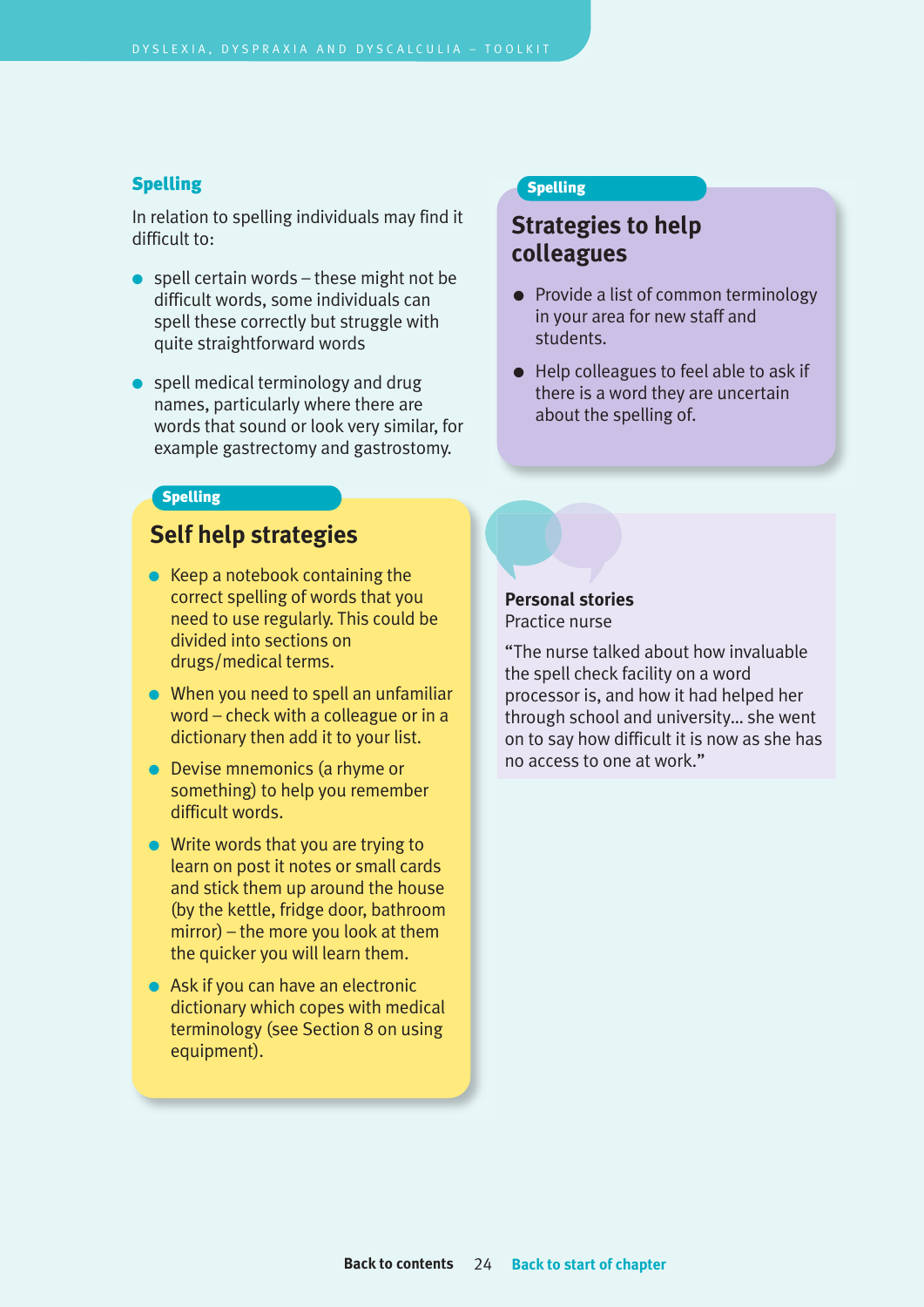## Spelling

In relation to spelling individuals may find it difficult to:

- spell certain words – these might not be difficult words, some individuals can spell these correctly but struggle with quite straightforward words
- spell medical terminology and drug names, particularly where there are words that sound or look very similar, for example gastrectomy and gastrostomy.

**Spelling**

### Self help strategies

- Keep a notebook containing the correct spelling of words that you need to use regularly. This could be divided into sections on drugs/medical terms.
- When you need to spell an unfamiliar word – check with a colleague or in a dictionary then add it to your list.
- Devise mnemonics (a rhyme or something) to help you remember difficult words.
- Write words that you are trying to learn on post it notes or small cards and stick them up around the house (by the kettle, fridge door, bathroom mirror) – the more you look at them the quicker you will learn them.
- Ask if you can have an electronic dictionary which copes with medical terminology (see Section 8 on using equipment).

**Spelling**

### Strategies to help colleagues

- Provide a list of common terminology in your area for new staff and students.
- Help colleagues to feel able to ask if there is a word they are uncertain about the spelling of.

**Personal stories**
Practice nurse

"The nurse talked about how invaluable the spell check facility on a word processor is, and how it had helped her through school and university... she went on to say how difficult it is now as she has no access to one at work."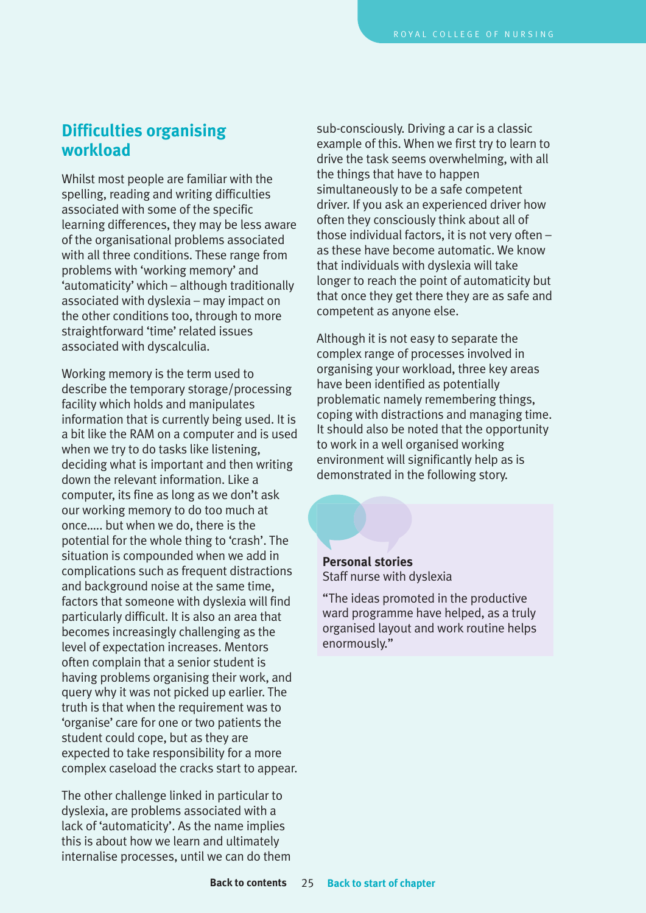## Difficulties organising workload

Whilst most people are familiar with the spelling, reading and writing difficulties associated with some of the specific learning differences, they may be less aware of the organisational problems associated with all three conditions. These range from problems with 'working memory' and 'automaticity' which – although traditionally associated with dyslexia – may impact on the other conditions too, through to more straightforward 'time' related issues associated with dyscalculia.

Working memory is the term used to describe the temporary storage/processing facility which holds and manipulates information that is currently being used. It is a bit like the RAM on a computer and is used when we try to do tasks like listening, deciding what is important and then writing down the relevant information. Like a computer, its fine as long as we don't ask our working memory to do too much at once….. but when we do, there is the potential for the whole thing to 'crash'. The situation is compounded when we add in complications such as frequent distractions and background noise at the same time, factors that someone with dyslexia will find particularly difficult. It is also an area that becomes increasingly challenging as the level of expectation increases. Mentors often complain that a senior student is having problems organising their work, and query why it was not picked up earlier. The truth is that when the requirement was to 'organise' care for one or two patients the student could cope, but as they are expected to take responsibility for a more complex caseload the cracks start to appear.

The other challenge linked in particular to dyslexia, are problems associated with a lack of 'automaticity'. As the name implies this is about how we learn and ultimately internalise processes, until we can do them sub-consciously. Driving a car is a classic example of this. When we first try to learn to drive the task seems overwhelming, with all the things that have to happen simultaneously to be a safe competent driver. If you ask an experienced driver how often they consciously think about all of those individual factors, it is not very often – as these have become automatic. We know that individuals with dyslexia will take longer to reach the point of automaticity but that once they get there they are as safe and competent as anyone else.

Although it is not easy to separate the complex range of processes involved in organising your workload, three key areas have been identified as potentially problematic namely remembering things, coping with distractions and managing time. It should also be noted that the opportunity to work in a well organised working environment will significantly help as is demonstrated in the following story.

**Personal stories**
Staff nurse with dyslexia

"The ideas promoted in the productive ward programme have helped, as a truly organised layout and work routine helps enormously."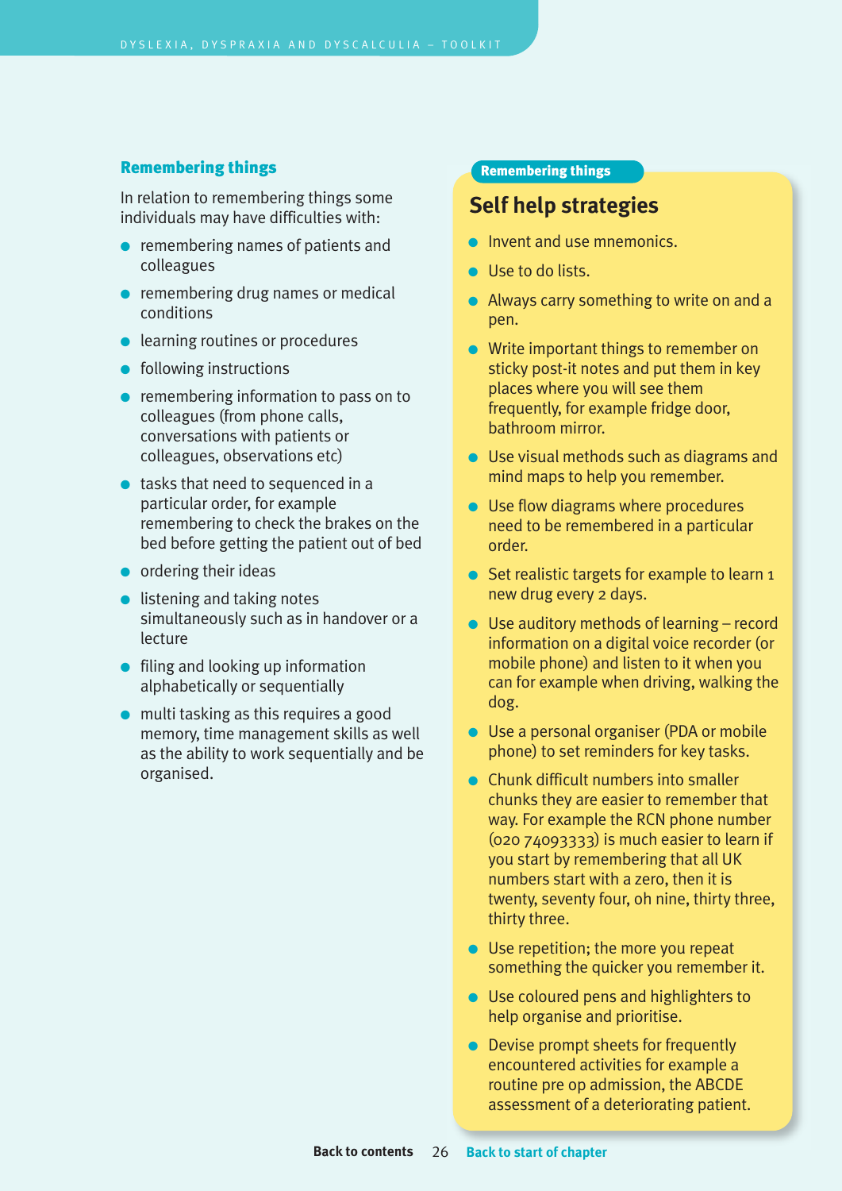### Remembering things

In relation to remembering things some individuals may have difficulties with:

- remembering names of patients and colleagues
- remembering drug names or medical conditions
- learning routines or procedures
- following instructions
- remembering information to pass on to colleagues (from phone calls, conversations with patients or colleagues, observations etc)
- tasks that need to sequenced in a particular order, for example remembering to check the brakes on the bed before getting the patient out of bed
- ordering their ideas
- listening and taking notes simultaneously such as in handover or a lecture
- filing and looking up information alphabetically or sequentially
- multi tasking as this requires a good memory, time management skills as well as the ability to work sequentially and be organised.

**Remembering things**

## Self help strategies

- Invent and use mnemonics.
- Use to do lists.
- Always carry something to write on and a pen.
- Write important things to remember on sticky post-it notes and put them in key places where you will see them frequently, for example fridge door, bathroom mirror.
- Use visual methods such as diagrams and mind maps to help you remember.
- Use flow diagrams where procedures need to be remembered in a particular order.
- Set realistic targets for example to learn 1 new drug every 2 days.
- Use auditory methods of learning – record information on a digital voice recorder (or mobile phone) and listen to it when you can for example when driving, walking the dog.
- Use a personal organiser (PDA or mobile phone) to set reminders for key tasks.
- Chunk difficult numbers into smaller chunks they are easier to remember that way. For example the RCN phone number (020 74093333) is much easier to learn if you start by remembering that all UK numbers start with a zero, then it is twenty, seventy four, oh nine, thirty three, thirty three.
- Use repetition; the more you repeat something the quicker you remember it.
- Use coloured pens and highlighters to help organise and prioritise.
- Devise prompt sheets for frequently encountered activities for example a routine pre op admission, the ABCDE assessment of a deteriorating patient.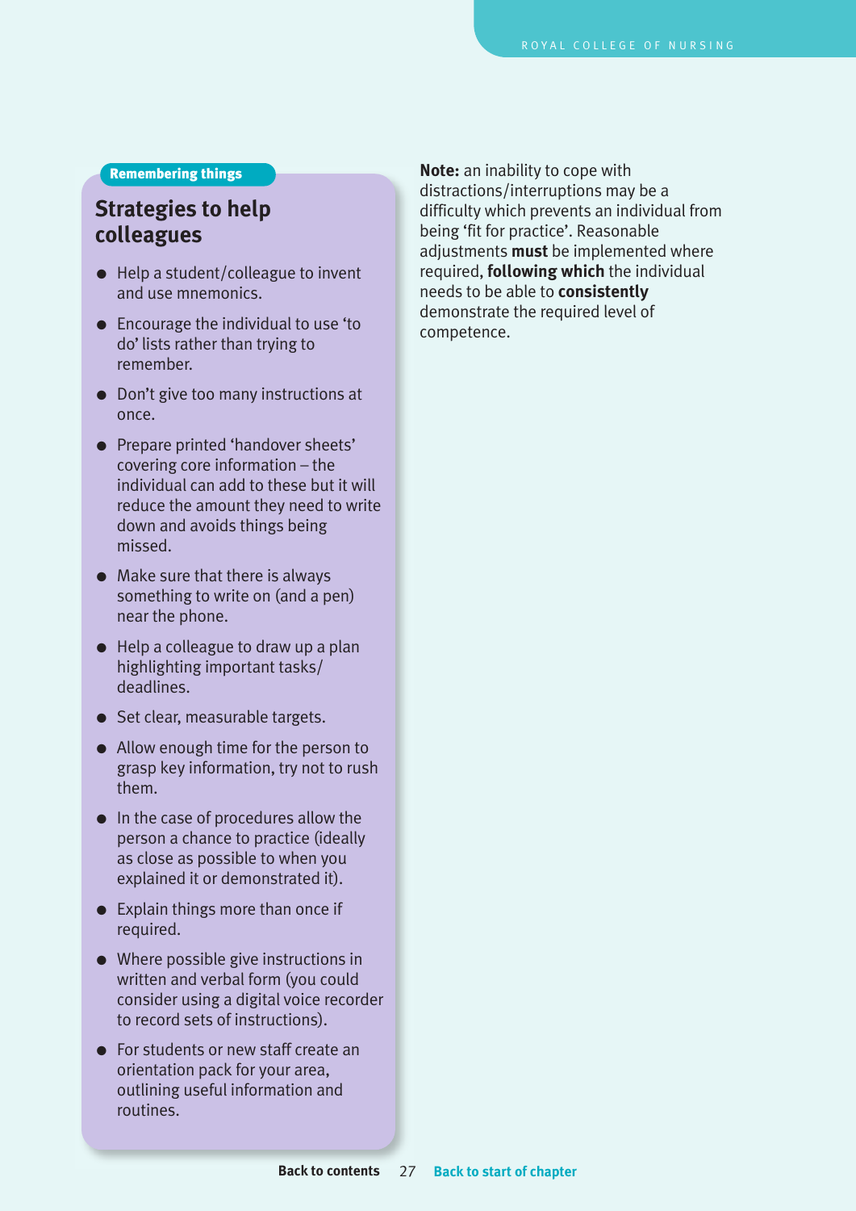Remembering things

## Strategies to help colleagues

- Help a student/colleague to invent and use mnemonics.
- Encourage the individual to use 'to do' lists rather than trying to remember.
- Don't give too many instructions at once.
- Prepare printed 'handover sheets' covering core information – the individual can add to these but it will reduce the amount they need to write down and avoids things being missed.
- Make sure that there is always something to write on (and a pen) near the phone.
- Help a colleague to draw up a plan highlighting important tasks/deadlines.
- Set clear, measurable targets.
- Allow enough time for the person to grasp key information, try not to rush them.
- In the case of procedures allow the person a chance to practice (ideally as close as possible to when you explained it or demonstrated it).
- Explain things more than once if required.
- Where possible give instructions in written and verbal form (you could consider using a digital voice recorder to record sets of instructions).
- For students or new staff create an orientation pack for your area, outlining useful information and routines.

**Note:** an inability to cope with distractions/interruptions may be a difficulty which prevents an individual from being 'fit for practice'. Reasonable adjustments **must** be implemented where required, **following which** the individual needs to be able to **consistently** demonstrate the required level of competence.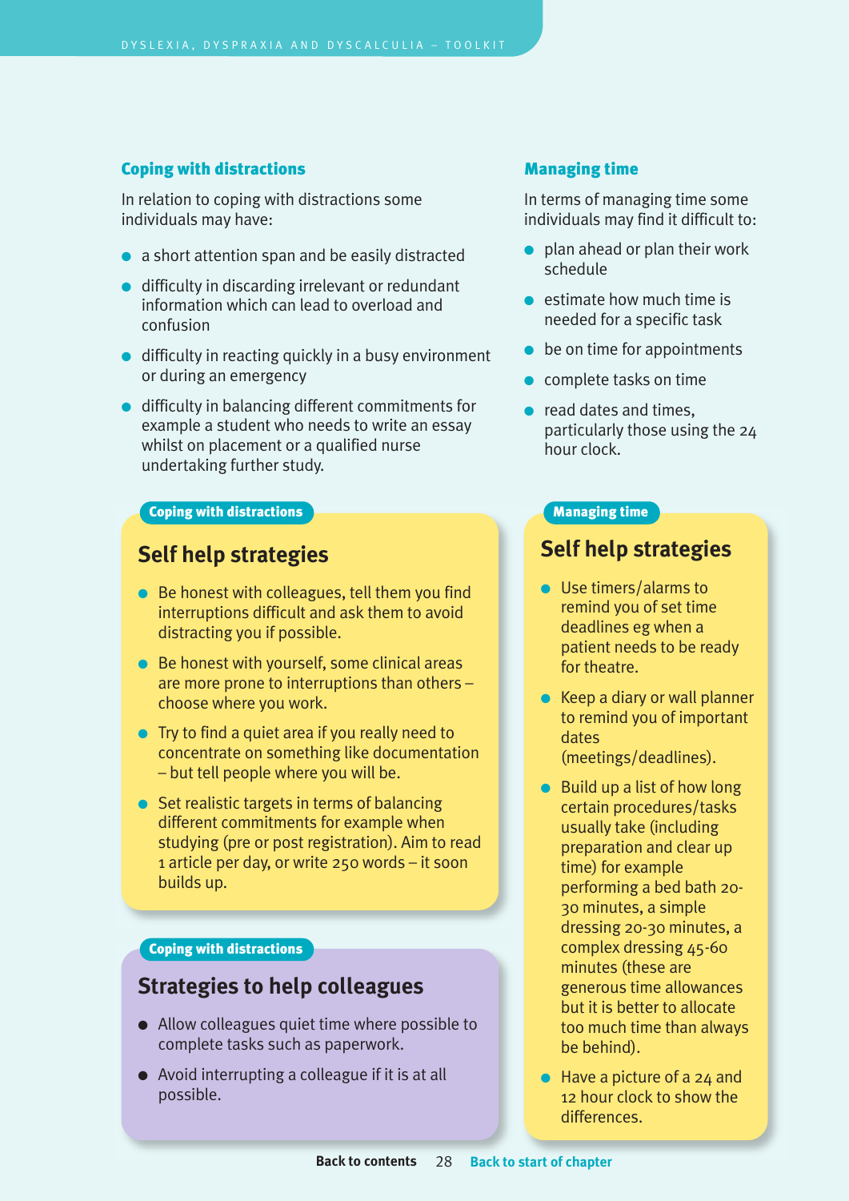## Coping with distractions

In relation to coping with distractions some individuals may have:

- a short attention span and be easily distracted
- difficulty in discarding irrelevant or redundant information which can lead to overload and confusion
- difficulty in reacting quickly in a busy environment or during an emergency
- difficulty in balancing different commitments for example a student who needs to write an essay whilst on placement or a qualified nurse undertaking further study.

Coping with distractions

### Self help strategies

- Be honest with colleagues, tell them you find interruptions difficult and ask them to avoid distracting you if possible.
- Be honest with yourself, some clinical areas are more prone to interruptions than others – choose where you work.
- Try to find a quiet area if you really need to concentrate on something like documentation – but tell people where you will be.
- Set realistic targets in terms of balancing different commitments for example when studying (pre or post registration). Aim to read 1 article per day, or write 250 words – it soon builds up.

Coping with distractions

### Strategies to help colleagues

- Allow colleagues quiet time where possible to complete tasks such as paperwork.
- Avoid interrupting a colleague if it is at all possible.

## Managing time

In terms of managing time some individuals may find it difficult to:

- plan ahead or plan their work schedule
- estimate how much time is needed for a specific task
- be on time for appointments
- complete tasks on time
- read dates and times, particularly those using the 24 hour clock.

Managing time

### Self help strategies

- Use timers/alarms to remind you of set time deadlines eg when a patient needs to be ready for theatre.
- Keep a diary or wall planner to remind you of important dates (meetings/deadlines).
- Build up a list of how long certain procedures/tasks usually take (including preparation and clear up time) for example performing a bed bath 20-30 minutes, a simple dressing 20-30 minutes, a complex dressing 45-60 minutes (these are generous time allowances but it is better to allocate too much time than always be behind).
- Have a picture of a 24 and 12 hour clock to show the differences.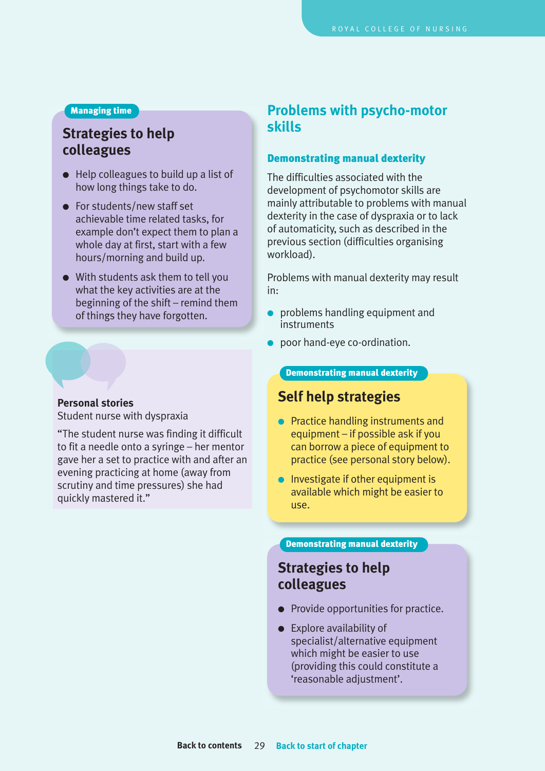Managing time

### Strategies to help colleagues

- Help colleagues to build up a list of how long things take to do.
- For students/new staff set achievable time related tasks, for example don't expect them to plan a whole day at first, start with a few hours/morning and build up.
- With students ask them to tell you what the key activities are at the beginning of the shift – remind them of things they have forgotten.

**Personal stories**
Student nurse with dyspraxia

"The student nurse was finding it difficult to fit a needle onto a syringe – her mentor gave her a set to practice with and after an evening practicing at home (away from scrutiny and time pressures) she had quickly mastered it."

## Problems with psycho-motor skills

### Demonstrating manual dexterity

The difficulties associated with the development of psychomotor skills are mainly attributable to problems with manual dexterity in the case of dyspraxia or to lack of automaticity, such as described in the previous section (difficulties organising workload).

Problems with manual dexterity may result in:

- problems handling equipment and instruments
- poor hand-eye co-ordination.

Demonstrating manual dexterity

### Self help strategies

- Practice handling instruments and equipment – if possible ask if you can borrow a piece of equipment to practice (see personal story below).
- Investigate if other equipment is available which might be easier to use.

Demonstrating manual dexterity

### Strategies to help colleagues

- Provide opportunities for practice.
- Explore availability of specialist/alternative equipment which might be easier to use (providing this could constitute a 'reasonable adjustment'.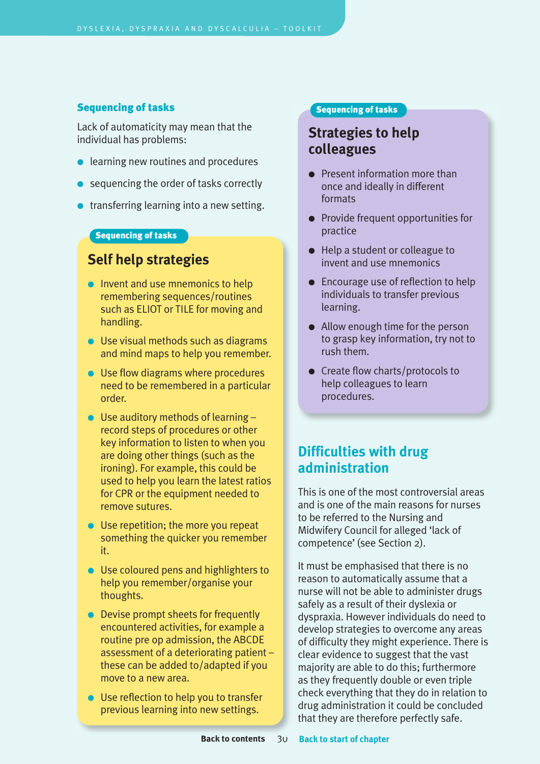## Sequencing of tasks

Lack of automaticity may mean that the individual has problems:

- learning new routines and procedures
- sequencing the order of tasks correctly
- transferring learning into a new setting.

Sequencing of tasks

### Self help strategies

- Invent and use mnemonics to help remembering sequences/routines such as ELIOT or TILE for moving and handling.
- Use visual methods such as diagrams and mind maps to help you remember.
- Use flow diagrams where procedures need to be remembered in a particular order.
- Use auditory methods of learning – record steps of procedures or other key information to listen to when you are doing other things (such as the ironing). For example, this could be used to help you learn the latest ratios for CPR or the equipment needed to remove sutures.
- Use repetition; the more you repeat something the quicker you remember it.
- Use coloured pens and highlighters to help you remember/organise your thoughts.
- Devise prompt sheets for frequently encountered activities, for example a routine pre op admission, the ABCDE assessment of a deteriorating patient – these can be added to/adapted if you move to a new area.
- Use reflection to help you to transfer previous learning into new settings.

Sequencing of tasks

### Strategies to help colleagues

- Present information more than once and ideally in different formats
- Provide frequent opportunities for practice
- Help a student or colleague to invent and use mnemonics
- Encourage use of reflection to help individuals to transfer previous learning.
- Allow enough time for the person to grasp key information, try not to rush them.
- Create flow charts/protocols to help colleagues to learn procedures.

## Difficulties with drug administration

This is one of the most controversial areas and is one of the main reasons for nurses to be referred to the Nursing and Midwifery Council for alleged 'lack of competence' (see Section 2).

It must be emphasised that there is no reason to automatically assume that a nurse will not be able to administer drugs safely as a result of their dyslexia or dyspraxia. However individuals do need to develop strategies to overcome any areas of difficulty they might experience. There is clear evidence to suggest that the vast majority are able to do this; furthermore as they frequently double or even triple check everything that they do in relation to drug administration it could be concluded that they are therefore perfectly safe.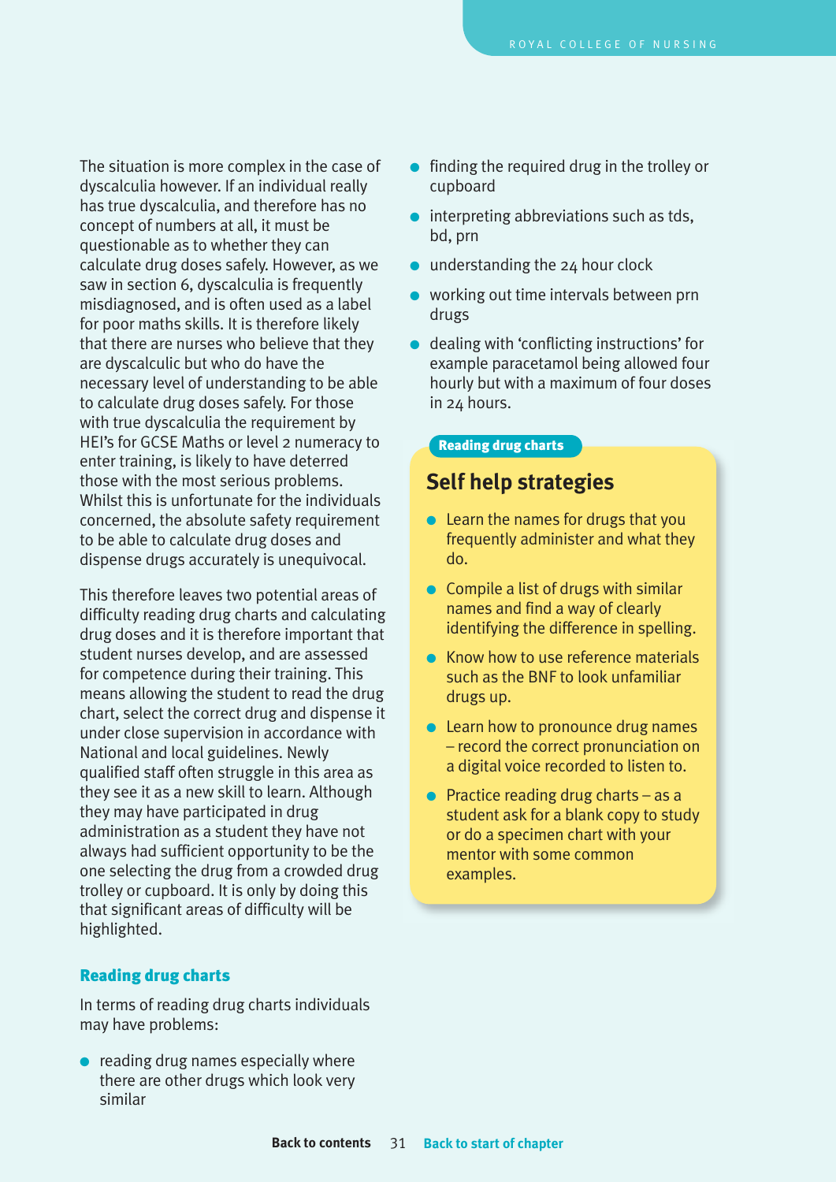The situation is more complex in the case of dyscalculia however. If an individual really has true dyscalculia, and therefore has no concept of numbers at all, it must be questionable as to whether they can calculate drug doses safely. However, as we saw in section 6, dyscalculia is frequently misdiagnosed, and is often used as a label for poor maths skills. It is therefore likely that there are nurses who believe that they are dyscalculic but who do have the necessary level of understanding to be able to calculate drug doses safely. For those with true dyscalculia the requirement by HEI's for GCSE Maths or level 2 numeracy to enter training, is likely to have deterred those with the most serious problems. Whilst this is unfortunate for the individuals concerned, the absolute safety requirement to be able to calculate drug doses and dispense drugs accurately is unequivocal.

This therefore leaves two potential areas of difficulty reading drug charts and calculating drug doses and it is therefore important that student nurses develop, and are assessed for competence during their training. This means allowing the student to read the drug chart, select the correct drug and dispense it under close supervision in accordance with National and local guidelines. Newly qualified staff often struggle in this area as they see it as a new skill to learn. Although they may have participated in drug administration as a student they have not always had sufficient opportunity to be the one selecting the drug from a crowded drug trolley or cupboard. It is only by doing this that significant areas of difficulty will be highlighted.

### Reading drug charts

In terms of reading drug charts individuals may have problems:

- reading drug names especially where there are other drugs which look very similar
- finding the required drug in the trolley or cupboard
- interpreting abbreviations such as tds, bd, prn
- understanding the 24 hour clock
- working out time intervals between prn drugs
- dealing with 'conflicting instructions' for example paracetamol being allowed four hourly but with a maximum of four doses in 24 hours.

**Reading drug charts**

## Self help strategies

- Learn the names for drugs that you frequently administer and what they do.
- Compile a list of drugs with similar names and find a way of clearly identifying the difference in spelling.
- Know how to use reference materials such as the BNF to look unfamiliar drugs up.
- Learn how to pronounce drug names – record the correct pronunciation on a digital voice recorded to listen to.
- Practice reading drug charts – as a student ask for a blank copy to study or do a specimen chart with your mentor with some common examples.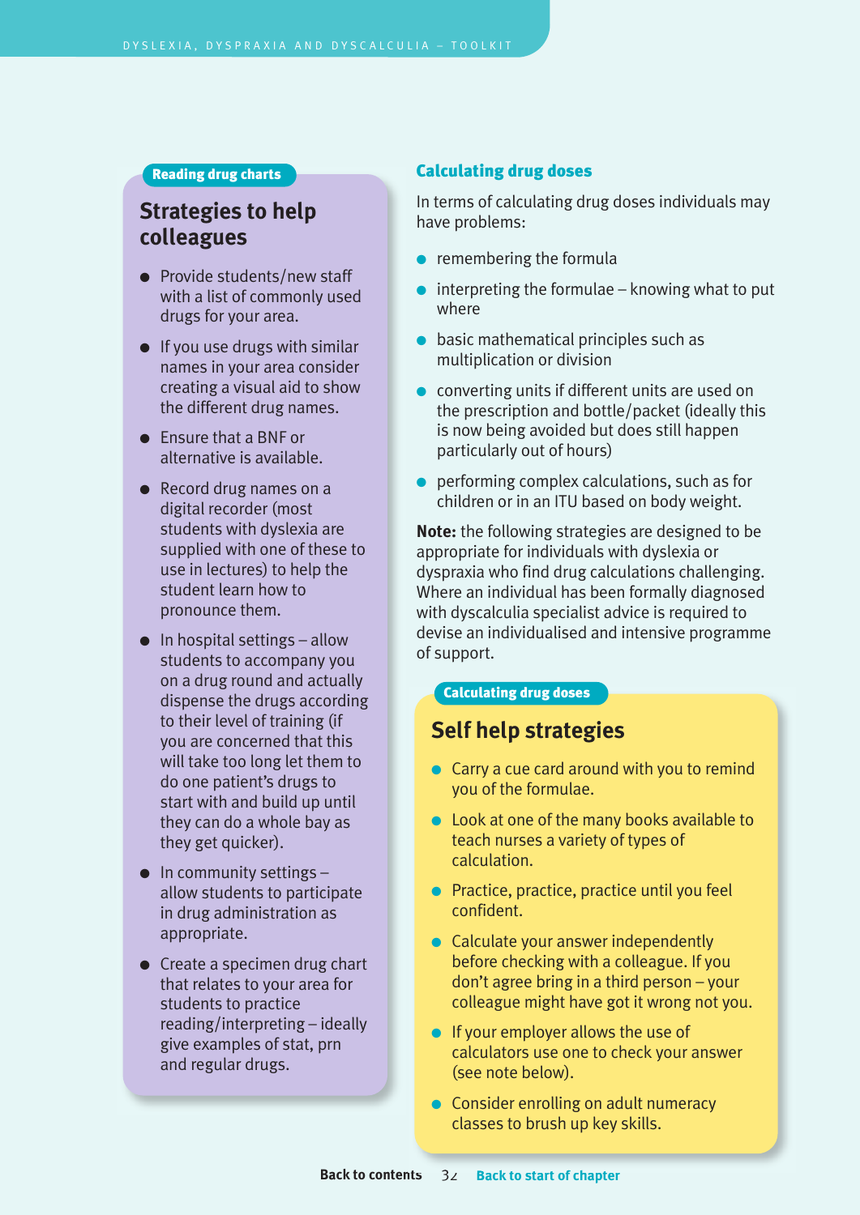**Reading drug charts**

## Strategies to help colleagues

- Provide students/new staff with a list of commonly used drugs for your area.
- If you use drugs with similar names in your area consider creating a visual aid to show the different drug names.
- Ensure that a BNF or alternative is available.
- Record drug names on a digital recorder (most students with dyslexia are supplied with one of these to use in lectures) to help the student learn how to pronounce them.
- In hospital settings – allow students to accompany you on a drug round and actually dispense the drugs according to their level of training (if you are concerned that this will take too long let them to do one patient's drugs to start with and build up until they can do a whole bay as they get quicker).
- In community settings – allow students to participate in drug administration as appropriate.
- Create a specimen drug chart that relates to your area for students to practice reading/interpreting – ideally give examples of stat, prn and regular drugs.

### Calculating drug doses

In terms of calculating drug doses individuals may have problems:

- remembering the formula
- interpreting the formulae – knowing what to put where
- basic mathematical principles such as multiplication or division
- converting units if different units are used on the prescription and bottle/packet (ideally this is now being avoided but does still happen particularly out of hours)
- performing complex calculations, such as for children or in an ITU based on body weight.

**Note:** the following strategies are designed to be appropriate for individuals with dyslexia or dyspraxia who find drug calculations challenging. Where an individual has been formally diagnosed with dyscalculia specialist advice is required to devise an individualised and intensive programme of support.

**Calculating drug doses**

## Self help strategies

- Carry a cue card around with you to remind you of the formulae.
- Look at one of the many books available to teach nurses a variety of types of calculation.
- Practice, practice, practice until you feel confident.
- Calculate your answer independently before checking with a colleague. If you don't agree bring in a third person – your colleague might have got it wrong not you.
- If your employer allows the use of calculators use one to check your answer (see note below).
- Consider enrolling on adult numeracy classes to brush up key skills.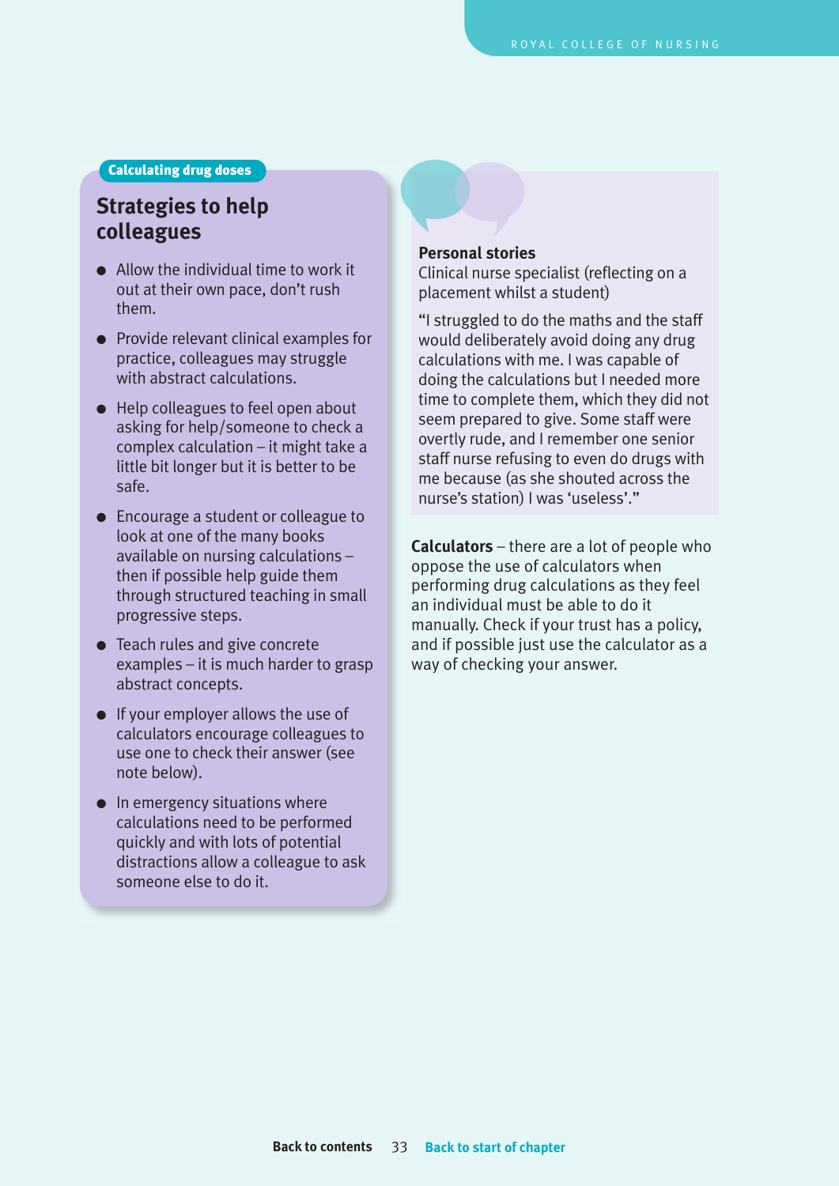Calculating drug doses

## Strategies to help colleagues

- Allow the individual time to work it out at their own pace, don't rush them.
- Provide relevant clinical examples for practice, colleagues may struggle with abstract calculations.
- Help colleagues to feel open about asking for help/someone to check a complex calculation – it might take a little bit longer but it is better to be safe.
- Encourage a student or colleague to look at one of the many books available on nursing calculations – then if possible help guide them through structured teaching in small progressive steps.
- Teach rules and give concrete examples – it is much harder to grasp abstract concepts.
- If your employer allows the use of calculators encourage colleagues to use one to check their answer (see note below).
- In emergency situations where calculations need to be performed quickly and with lots of potential distractions allow a colleague to ask someone else to do it.

**Personal stories**

Clinical nurse specialist (reflecting on a placement whilst a student)

"I struggled to do the maths and the staff would deliberately avoid doing any drug calculations with me. I was capable of doing the calculations but I needed more time to complete them, which they did not seem prepared to give. Some staff were overtly rude, and I remember one senior staff nurse refusing to even do drugs with me because (as she shouted across the nurse's station) I was 'useless'."

**Calculators** – there are a lot of people who oppose the use of calculators when performing drug calculations as they feel an individual must be able to do it manually. Check if your trust has a policy, and if possible just use the calculator as a way of checking your answer.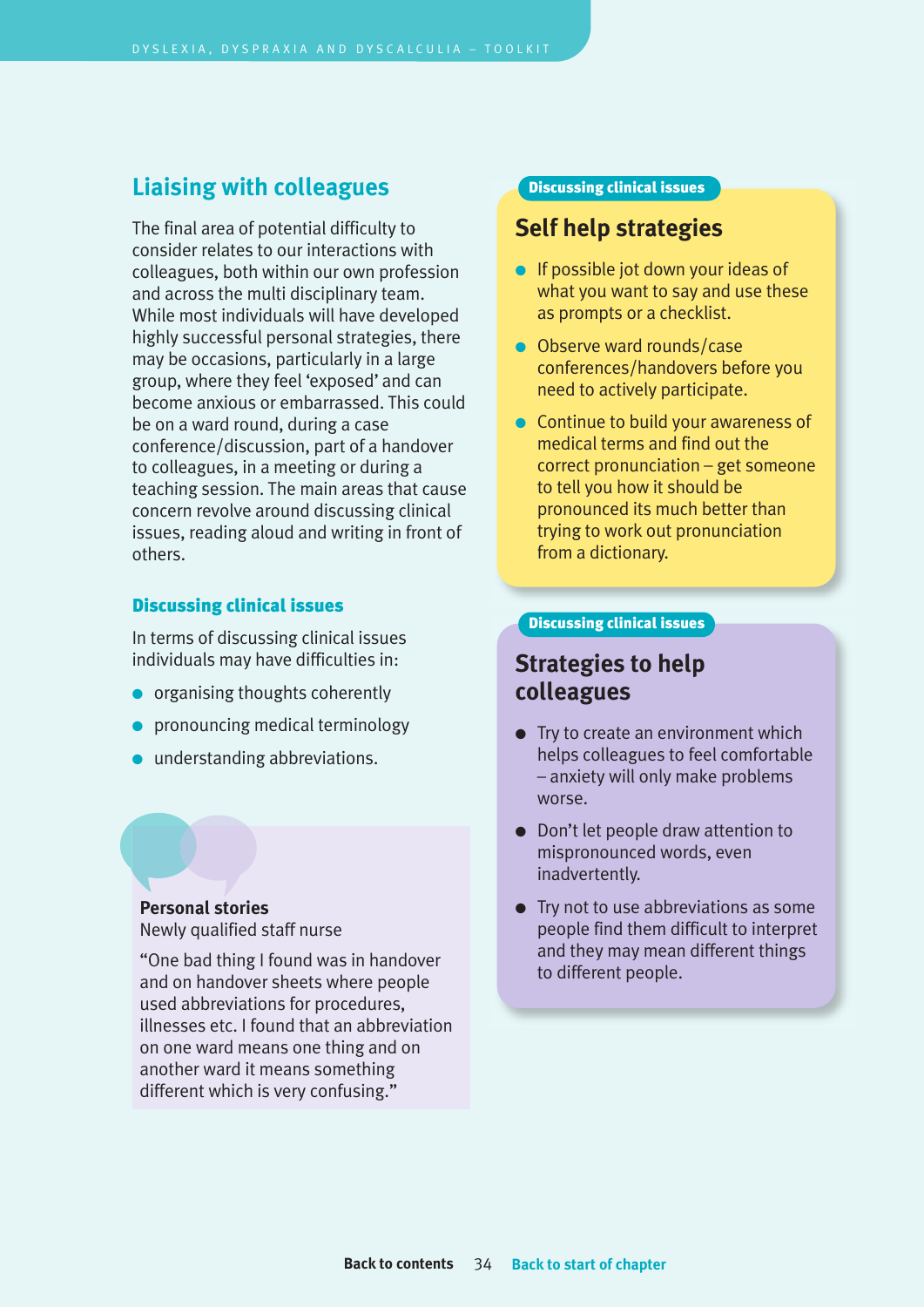## Liaising with colleagues

The final area of potential difficulty to consider relates to our interactions with colleagues, both within our own profession and across the multi disciplinary team. While most individuals will have developed highly successful personal strategies, there may be occasions, particularly in a large group, where they feel 'exposed' and can become anxious or embarrassed. This could be on a ward round, during a case conference/discussion, part of a handover to colleagues, in a meeting or during a teaching session. The main areas that cause concern revolve around discussing clinical issues, reading aloud and writing in front of others.

### Discussing clinical issues

In terms of discussing clinical issues individuals may have difficulties in:

- organising thoughts coherently
- pronouncing medical terminology
- understanding abbreviations.

**Personal stories**
Newly qualified staff nurse

"One bad thing I found was in handover and on handover sheets where people used abbreviations for procedures, illnesses etc. I found that an abbreviation on one ward means one thing and on another ward it means something different which is very confusing."

**Discussing clinical issues**

### Self help strategies

- If possible jot down your ideas of what you want to say and use these as prompts or a checklist.
- Observe ward rounds/case conferences/handovers before you need to actively participate.
- Continue to build your awareness of medical terms and find out the correct pronunciation – get someone to tell you how it should be pronounced its much better than trying to work out pronunciation from a dictionary.

**Discussing clinical issues**

### Strategies to help colleagues

- Try to create an environment which helps colleagues to feel comfortable – anxiety will only make problems worse.
- Don't let people draw attention to mispronounced words, even inadvertently.
- Try not to use abbreviations as some people find them difficult to interpret and they may mean different things to different people.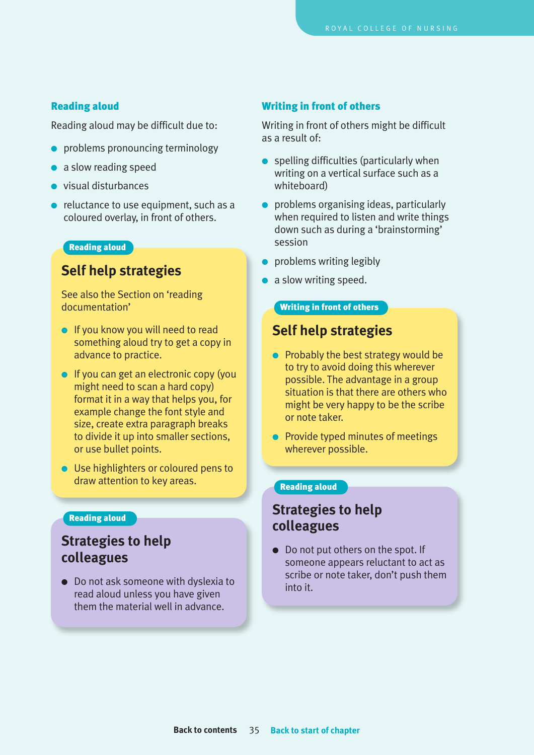### Reading aloud

Reading aloud may be difficult due to:

- problems pronouncing terminology
- a slow reading speed
- visual disturbances
- reluctance to use equipment, such as a coloured overlay, in front of others.

**Reading aloud**

## Self help strategies

See also the Section on 'reading documentation'

- If you know you will need to read something aloud try to get a copy in advance to practice.
- If you can get an electronic copy (you might need to scan a hard copy) format it in a way that helps you, for example change the font style and size, create extra paragraph breaks to divide it up into smaller sections, or use bullet points.
- Use highlighters or coloured pens to draw attention to key areas.

**Reading aloud**

## Strategies to help colleagues

- Do not ask someone with dyslexia to read aloud unless you have given them the material well in advance.

### Writing in front of others

Writing in front of others might be difficult as a result of:

- spelling difficulties (particularly when writing on a vertical surface such as a whiteboard)
- problems organising ideas, particularly when required to listen and write things down such as during a 'brainstorming' session
- problems writing legibly
- a slow writing speed.

**Writing in front of others**

## Self help strategies

- Probably the best strategy would be to try to avoid doing this wherever possible. The advantage in a group situation is that there are others who might be very happy to be the scribe or note taker.
- Provide typed minutes of meetings wherever possible.

**Reading aloud**

## Strategies to help colleagues

- Do not put others on the spot. If someone appears reluctant to act as scribe or note taker, don't push them into it.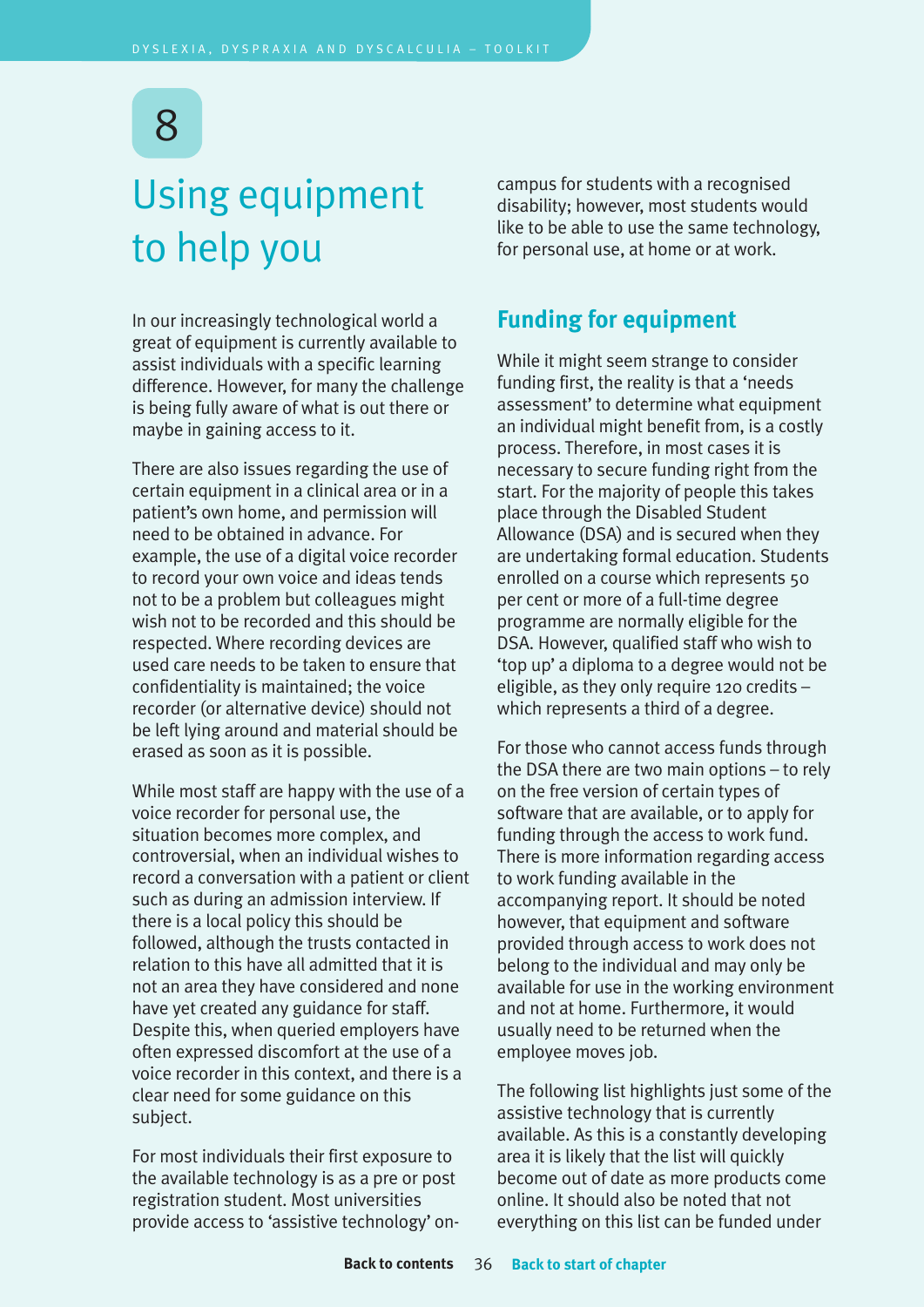# 8

# Using equipment to help you

In our increasingly technological world a great of equipment is currently available to assist individuals with a specific learning difference. However, for many the challenge is being fully aware of what is out there or maybe in gaining access to it.

There are also issues regarding the use of certain equipment in a clinical area or in a patient's own home, and permission will need to be obtained in advance. For example, the use of a digital voice recorder to record your own voice and ideas tends not to be a problem but colleagues might wish not to be recorded and this should be respected. Where recording devices are used care needs to be taken to ensure that confidentiality is maintained; the voice recorder (or alternative device) should not be left lying around and material should be erased as soon as it is possible.

While most staff are happy with the use of a voice recorder for personal use, the situation becomes more complex, and controversial, when an individual wishes to record a conversation with a patient or client such as during an admission interview. If there is a local policy this should be followed, although the trusts contacted in relation to this have all admitted that it is not an area they have considered and none have yet created any guidance for staff. Despite this, when queried employers have often expressed discomfort at the use of a voice recorder in this context, and there is a clear need for some guidance on this subject.

For most individuals their first exposure to the available technology is as a pre or post registration student. Most universities provide access to 'assistive technology' on-campus for students with a recognised disability; however, most students would like to be able to use the same technology, for personal use, at home or at work.

## Funding for equipment

While it might seem strange to consider funding first, the reality is that a 'needs assessment' to determine what equipment an individual might benefit from, is a costly process. Therefore, in most cases it is necessary to secure funding right from the start. For the majority of people this takes place through the Disabled Student Allowance (DSA) and is secured when they are undertaking formal education. Students enrolled on a course which represents 50 per cent or more of a full-time degree programme are normally eligible for the DSA. However, qualified staff who wish to 'top up' a diploma to a degree would not be eligible, as they only require 120 credits – which represents a third of a degree.

For those who cannot access funds through the DSA there are two main options – to rely on the free version of certain types of software that are available, or to apply for funding through the access to work fund. There is more information regarding access to work funding available in the accompanying report. It should be noted however, that equipment and software provided through access to work does not belong to the individual and may only be available for use in the working environment and not at home. Furthermore, it would usually need to be returned when the employee moves job.

The following list highlights just some of the assistive technology that is currently available. As this is a constantly developing area it is likely that the list will quickly become out of date as more products come online. It should also be noted that not everything on this list can be funded under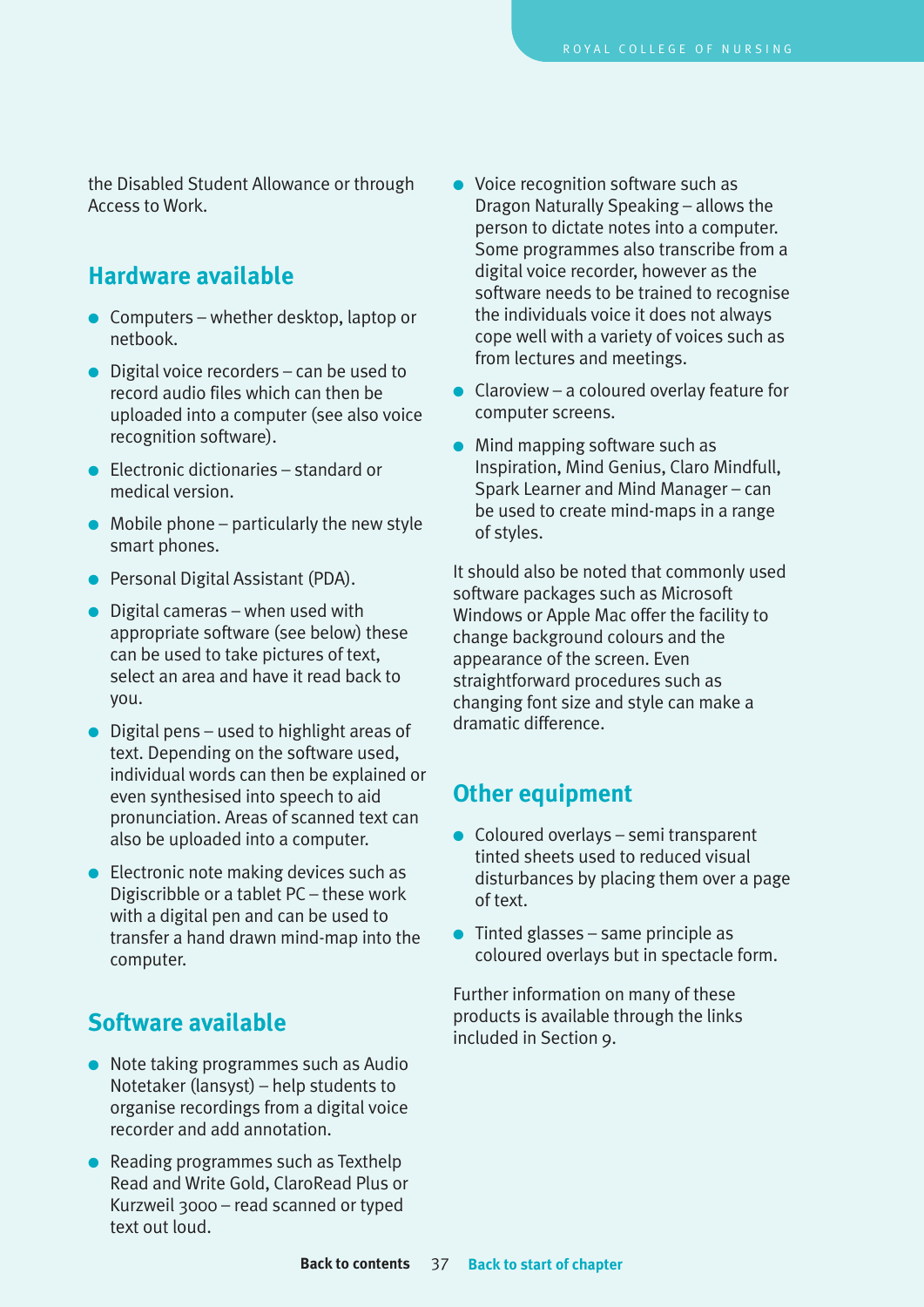the Disabled Student Allowance or through Access to Work.

## Hardware available

- Computers – whether desktop, laptop or netbook.
- Digital voice recorders – can be used to record audio files which can then be uploaded into a computer (see also voice recognition software).
- Electronic dictionaries – standard or medical version.
- Mobile phone – particularly the new style smart phones.
- Personal Digital Assistant (PDA).
- Digital cameras – when used with appropriate software (see below) these can be used to take pictures of text, select an area and have it read back to you.
- Digital pens – used to highlight areas of text. Depending on the software used, individual words can then be explained or even synthesised into speech to aid pronunciation. Areas of scanned text can also be uploaded into a computer.
- Electronic note making devices such as Digiscribble or a tablet PC – these work with a digital pen and can be used to transfer a hand drawn mind-map into the computer.

## Software available

- Note taking programmes such as Audio Notetaker (Iansyst) – help students to organise recordings from a digital voice recorder and add annotation.
- Reading programmes such as Texthelp Read and Write Gold, ClaroRead Plus or Kurzweil 3000 – read scanned or typed text out loud.
- Voice recognition software such as Dragon Naturally Speaking – allows the person to dictate notes into a computer. Some programmes also transcribe from a digital voice recorder, however as the software needs to be trained to recognise the individuals voice it does not always cope well with a variety of voices such as from lectures and meetings.
- Claroview – a coloured overlay feature for computer screens.
- Mind mapping software such as Inspiration, Mind Genius, Claro Mindfull, Spark Learner and Mind Manager – can be used to create mind-maps in a range of styles.

It should also be noted that commonly used software packages such as Microsoft Windows or Apple Mac offer the facility to change background colours and the appearance of the screen. Even straightforward procedures such as changing font size and style can make a dramatic difference.

## Other equipment

- Coloured overlays – semi transparent tinted sheets used to reduced visual disturbances by placing them over a page of text.
- Tinted glasses – same principle as coloured overlays but in spectacle form.

Further information on many of these products is available through the links included in Section 9.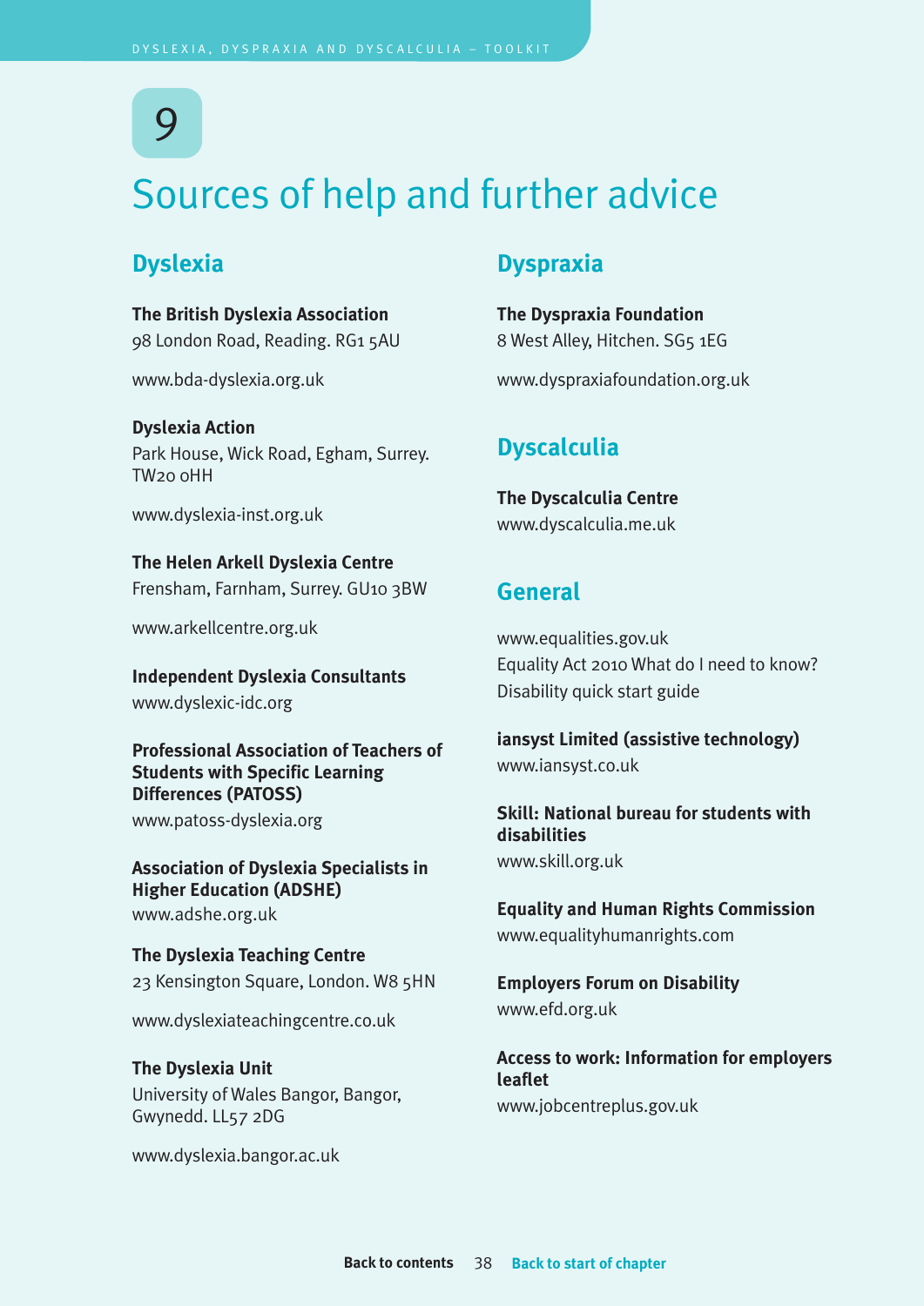# 9

# Sources of help and further advice

## Dyslexia

**The British Dyslexia Association**
98 London Road, Reading. RG1 5AU

www.bda-dyslexia.org.uk

**Dyslexia Action**
Park House, Wick Road, Egham, Surrey. TW20 0HH

www.dyslexia-inst.org.uk

**The Helen Arkell Dyslexia Centre**
Frensham, Farnham, Surrey. GU10 3BW

www.arkellcentre.org.uk

**Independent Dyslexia Consultants**
www.dyslexic-idc.org

**Professional Association of Teachers of Students with Specific Learning Differences (PATOSS)**
www.patoss-dyslexia.org

**Association of Dyslexia Specialists in Higher Education (ADSHE)**
www.adshe.org.uk

**The Dyslexia Teaching Centre**
23 Kensington Square, London. W8 5HN

www.dyslexiateachingcentre.co.uk

**The Dyslexia Unit**
University of Wales Bangor, Bangor, Gwynedd. LL57 2DG

www.dyslexia.bangor.ac.uk

## Dyspraxia

**The Dyspraxia Foundation**
8 West Alley, Hitchen. SG5 1EG

www.dyspraxiafoundation.org.uk

## Dyscalculia

**The Dyscalculia Centre**
www.dyscalculia.me.uk

## General

www.equalities.gov.uk
Equality Act 2010 What do I need to know?
Disability quick start guide

**iansyst Limited (assistive technology)**
www.iansyst.co.uk

**Skill: National bureau for students with disabilities**
www.skill.org.uk

**Equality and Human Rights Commission**
www.equalityhumanrights.com

**Employers Forum on Disability**
www.efd.org.uk

**Access to work: Information for employers leaflet**
www.jobcentreplus.gov.uk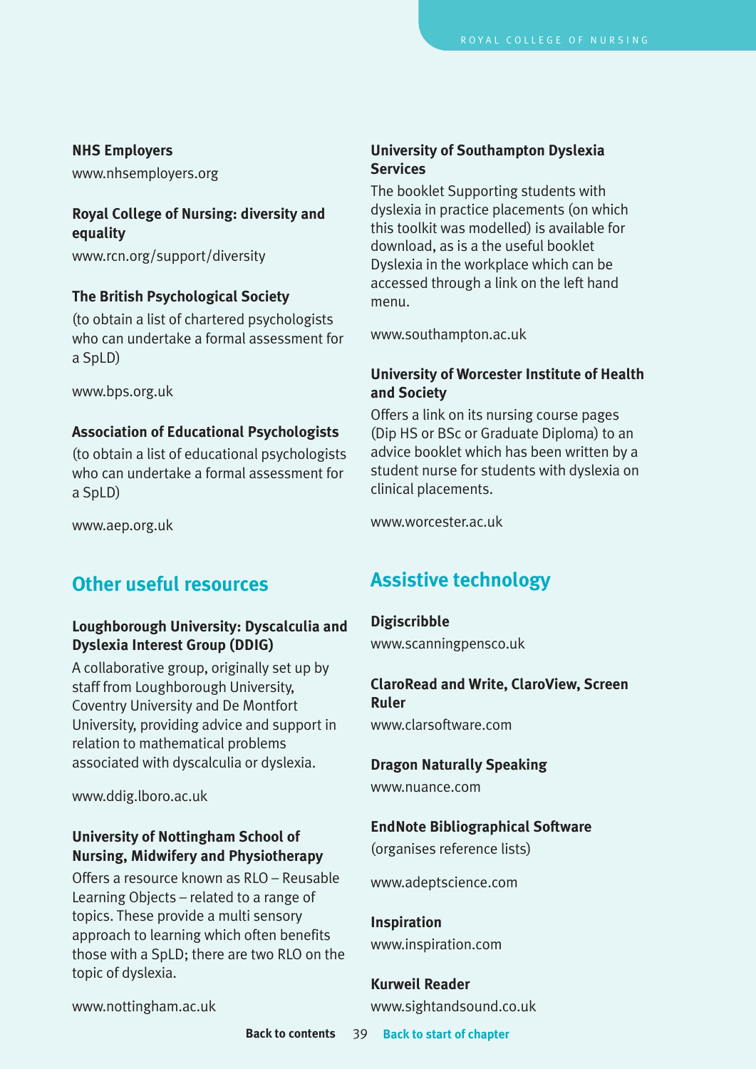**NHS Employers**

www.nhsemployers.org

**Royal College of Nursing: diversity and equality**

www.rcn.org/support/diversity

**The British Psychological Society**

(to obtain a list of chartered psychologists who can undertake a formal assessment for a SpLD)

www.bps.org.uk

**Association of Educational Psychologists**

(to obtain a list of educational psychologists who can undertake a formal assessment for a SpLD)

www.aep.org.uk

## Other useful resources

**Loughborough University: Dyscalculia and Dyslexia Interest Group (DDIG)**

A collaborative group, originally set up by staff from Loughborough University, Coventry University and De Montfort University, providing advice and support in relation to mathematical problems associated with dyscalculia or dyslexia.

www.ddig.lboro.ac.uk

**University of Nottingham School of Nursing, Midwifery and Physiotherapy**

Offers a resource known as RLO – Reusable Learning Objects – related to a range of topics. These provide a multi sensory approach to learning which often benefits those with a SpLD; there are two RLO on the topic of dyslexia.

www.nottingham.ac.uk

**University of Southampton Dyslexia Services**

The booklet Supporting students with dyslexia in practice placements (on which this toolkit was modelled) is available for download, as is a the useful booklet Dyslexia in the workplace which can be accessed through a link on the left hand menu.

www.southampton.ac.uk

**University of Worcester Institute of Health and Society**

Offers a link on its nursing course pages (Dip HS or BSc or Graduate Diploma) to an advice booklet which has been written by a student nurse for students with dyslexia on clinical placements.

www.worcester.ac.uk

## Assistive technology

**Digiscribble**

www.scanningpensco.uk

**ClaroRead and Write, ClaroView, Screen Ruler**

www.clarsoftware.com

**Dragon Naturally Speaking**

www.nuance.com

**EndNote Bibliographical Software**

(organises reference lists)

www.adeptscience.com

**Inspiration**

www.inspiration.com

**Kurweil Reader**

www.sightandsound.co.uk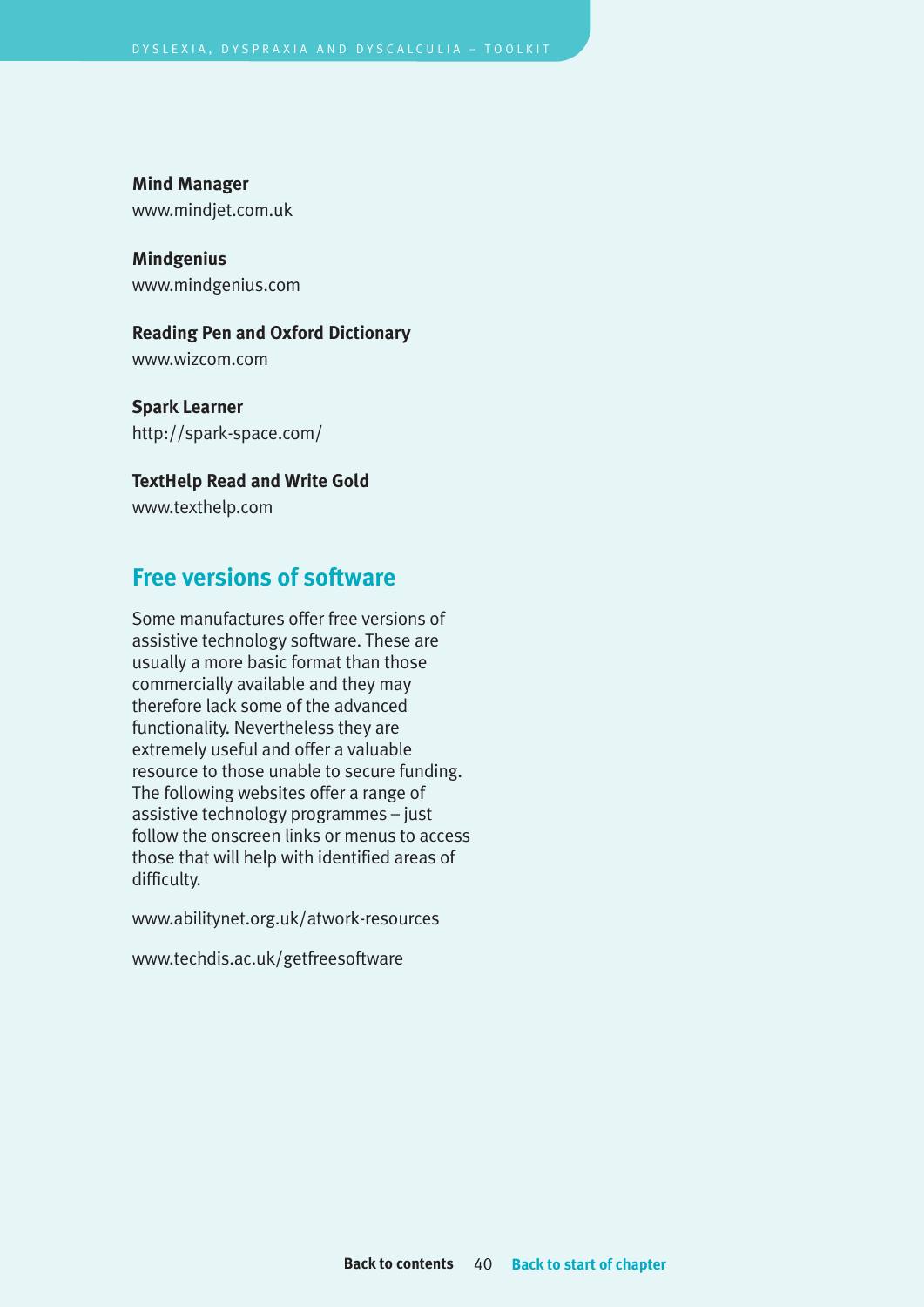**Mind Manager**
www.mindjet.com.uk

**Mindgenius**
www.mindgenius.com

**Reading Pen and Oxford Dictionary**
www.wizcom.com

**Spark Learner**
http://spark-space.com/

**TextHelp Read and Write Gold**
www.texthelp.com

## Free versions of software

Some manufactures offer free versions of assistive technology software. These are usually a more basic format than those commercially available and they may therefore lack some of the advanced functionality. Nevertheless they are extremely useful and offer a valuable resource to those unable to secure funding. The following websites offer a range of assistive technology programmes – just follow the onscreen links or menus to access those that will help with identified areas of difficulty.

www.abilitynet.org.uk/atwork-resources

www.techdis.ac.uk/getfreesoftware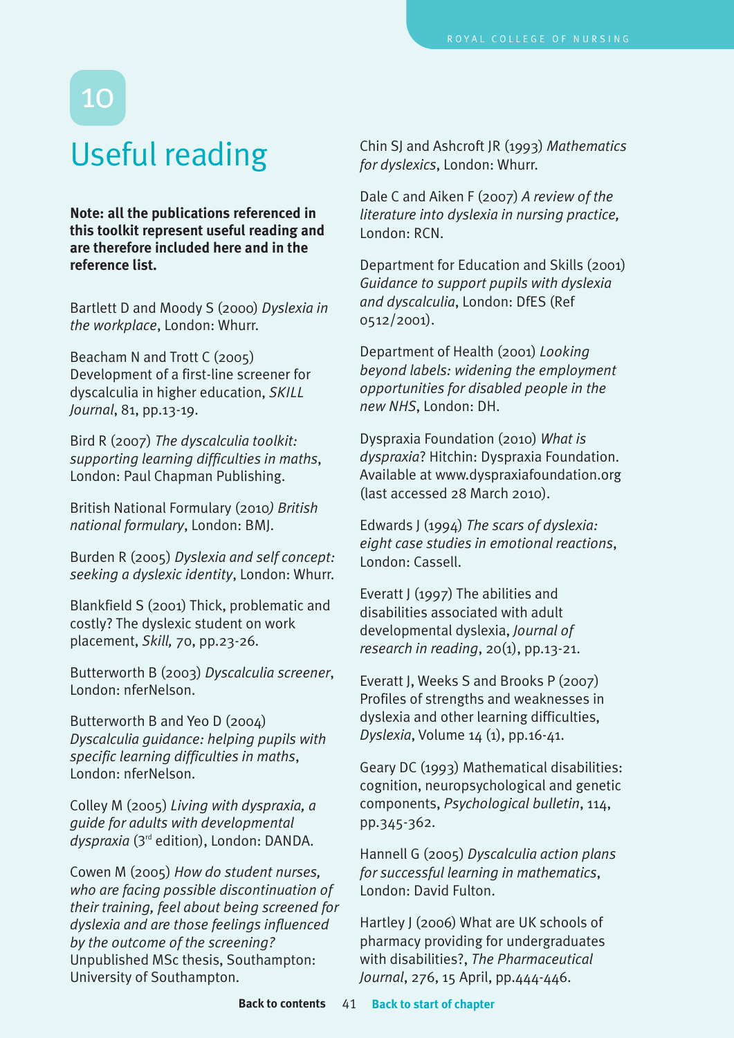# 10

# Useful reading

**Note: all the publications referenced in this toolkit represent useful reading and are therefore included here and in the reference list.**

Bartlett D and Moody S (2000) *Dyslexia in the workplace*, London: Whurr.

Beacham N and Trott C (2005) Development of a first-line screener for dyscalculia in higher education, *SKILL Journal*, 81, pp.13-19.

Bird R (2007) *The dyscalculia toolkit: supporting learning difficulties in maths*, London: Paul Chapman Publishing.

British National Formulary (2010*) British national formulary*, London: BMJ.

Burden R (2005) *Dyslexia and self concept: seeking a dyslexic identity*, London: Whurr.

Blankfield S (2001) Thick, problematic and costly? The dyslexic student on work placement, *Skill,* 70, pp.23-26.

Butterworth B (2003) *Dyscalculia screener*, London: nferNelson.

Butterworth B and Yeo D (2004) *Dyscalculia guidance: helping pupils with specific learning difficulties in maths*, London: nferNelson.

Colley M (2005) *Living with dyspraxia, a guide for adults with developmental dyspraxia* (3rd edition), London: DANDA.

Cowen M (2005) *How do student nurses, who are facing possible discontinuation of their training, feel about being screened for dyslexia and are those feelings influenced by the outcome of the screening?* Unpublished MSc thesis, Southampton: University of Southampton.

Chin SJ and Ashcroft JR (1993) *Mathematics for dyslexics*, London: Whurr.

Dale C and Aiken F (2007) *A review of the literature into dyslexia in nursing practice,* London: RCN.

Department for Education and Skills (2001) *Guidance to support pupils with dyslexia and dyscalculia*, London: DfES (Ref 0512/2001).

Department of Health (2001) *Looking beyond labels: widening the employment opportunities for disabled people in the new NHS*, London: DH.

Dyspraxia Foundation (2010) *What is dyspraxia*? Hitchin: Dyspraxia Foundation. Available at www.dyspraxiafoundation.org (last accessed 28 March 2010).

Edwards J (1994) *The scars of dyslexia: eight case studies in emotional reactions*, London: Cassell.

Everatt J (1997) The abilities and disabilities associated with adult developmental dyslexia, *Journal of research in reading*, 20(1), pp.13-21.

Everatt J, Weeks S and Brooks P (2007) Profiles of strengths and weaknesses in dyslexia and other learning difficulties, *Dyslexia*, Volume 14 (1), pp.16-41.

Geary DC (1993) Mathematical disabilities: cognition, neuropsychological and genetic components, *Psychological bulletin*, 114, pp.345-362.

Hannell G (2005) *Dyscalculia action plans for successful learning in mathematics*, London: David Fulton.

Hartley J (2006) What are UK schools of pharmacy providing for undergraduates with disabilities?, *The Pharmaceutical Journal*, 276, 15 April, pp.444-446.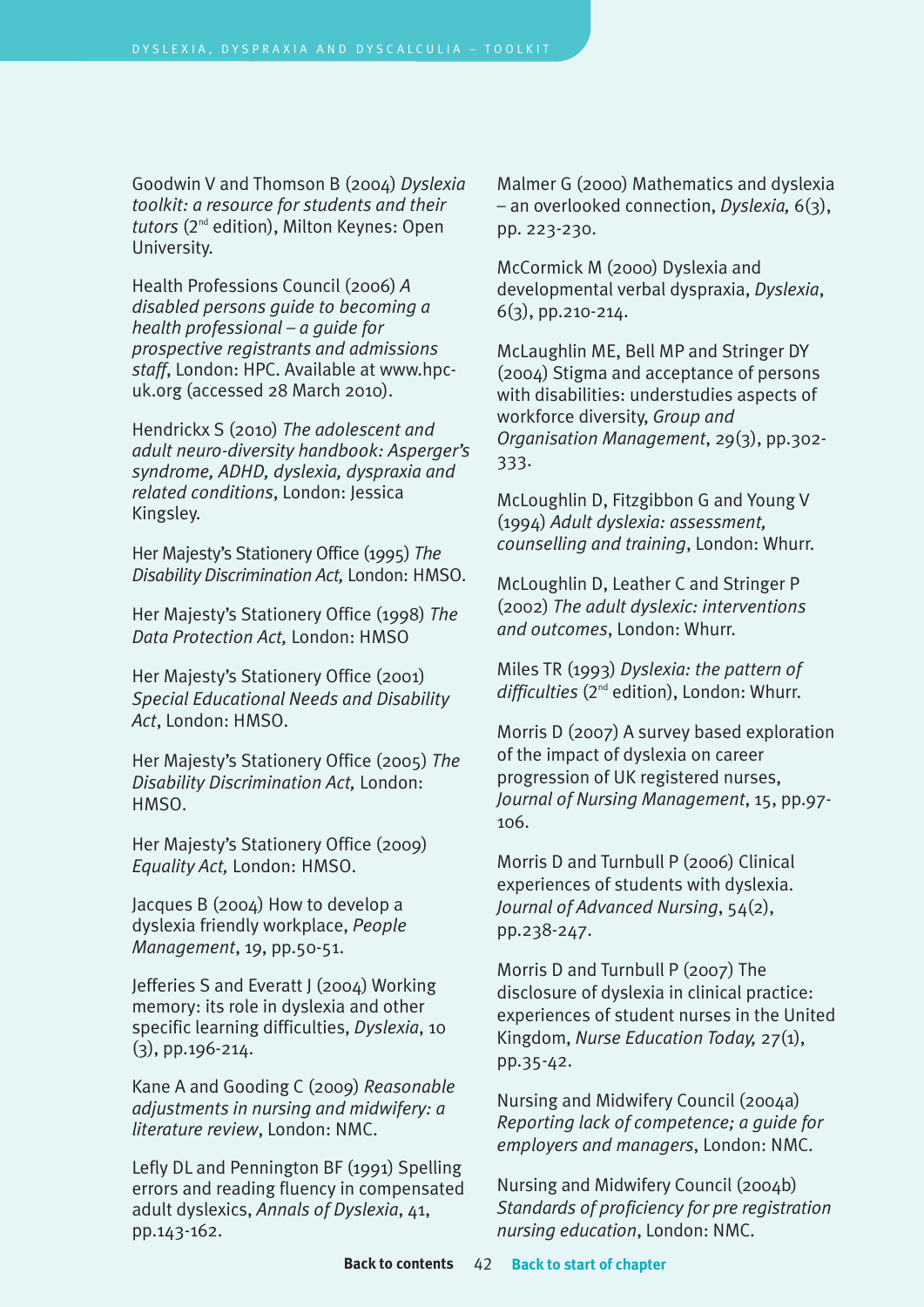Goodwin V and Thomson B (2004) *Dyslexia toolkit: a resource for students and their tutors* (2nd edition), Milton Keynes: Open University.

Health Professions Council (2006) *A disabled persons guide to becoming a health professional – a guide for prospective registrants and admissions staff*, London: HPC. Available at www.hpc-uk.org (accessed 28 March 2010).

Hendrickx S (2010) *The adolescent and adult neuro-diversity handbook: Asperger's syndrome, ADHD, dyslexia, dyspraxia and related conditions*, London: Jessica Kingsley.

Her Majesty's Stationery Office (1995) *The Disability Discrimination Act,* London: HMSO.

Her Majesty's Stationery Office (1998) *The Data Protection Act,* London: HMSO

Her Majesty's Stationery Office (2001) *Special Educational Needs and Disability Act*, London: HMSO.

Her Majesty's Stationery Office (2005) *The Disability Discrimination Act,* London: HMSO.

Her Majesty's Stationery Office (2009) *Equality Act,* London: HMSO.

Jacques B (2004) How to develop a dyslexia friendly workplace, *People Management*, 19, pp.50-51.

Jefferies S and Everatt J (2004) Working memory: its role in dyslexia and other specific learning difficulties, *Dyslexia*, 10 (3), pp.196-214.

Kane A and Gooding C (2009) *Reasonable adjustments in nursing and midwifery: a literature review*, London: NMC.

Lefly DL and Pennington BF (1991) Spelling errors and reading fluency in compensated adult dyslexics, *Annals of Dyslexia*, 41, pp.143-162.

Malmer G (2000) Mathematics and dyslexia – an overlooked connection, *Dyslexia,* 6(3), pp. 223-230.

McCormick M (2000) Dyslexia and developmental verbal dyspraxia, *Dyslexia*, 6(3), pp.210-214.

McLaughlin ME, Bell MP and Stringer DY (2004) Stigma and acceptance of persons with disabilities: understudies aspects of workforce diversity, *Group and Organisation Management*, 29(3), pp.302-333.

McLoughlin D, Fitzgibbon G and Young V (1994) *Adult dyslexia: assessment, counselling and training*, London: Whurr.

McLoughlin D, Leather C and Stringer P (2002) *The adult dyslexic: interventions and outcomes*, London: Whurr.

Miles TR (1993) *Dyslexia: the pattern of difficulties* (2nd edition), London: Whurr.

Morris D (2007) A survey based exploration of the impact of dyslexia on career progression of UK registered nurses, *Journal of Nursing Management*, 15, pp.97-106.

Morris D and Turnbull P (2006) Clinical experiences of students with dyslexia. *Journal of Advanced Nursing*, 54(2), pp.238-247.

Morris D and Turnbull P (2007) The disclosure of dyslexia in clinical practice: experiences of student nurses in the United Kingdom, *Nurse Education Today,* 27(1), pp.35-42.

Nursing and Midwifery Council (2004a) *Reporting lack of competence; a guide for employers and managers*, London: NMC.

Nursing and Midwifery Council (2004b) *Standards of proficiency for pre registration nursing education*, London: NMC.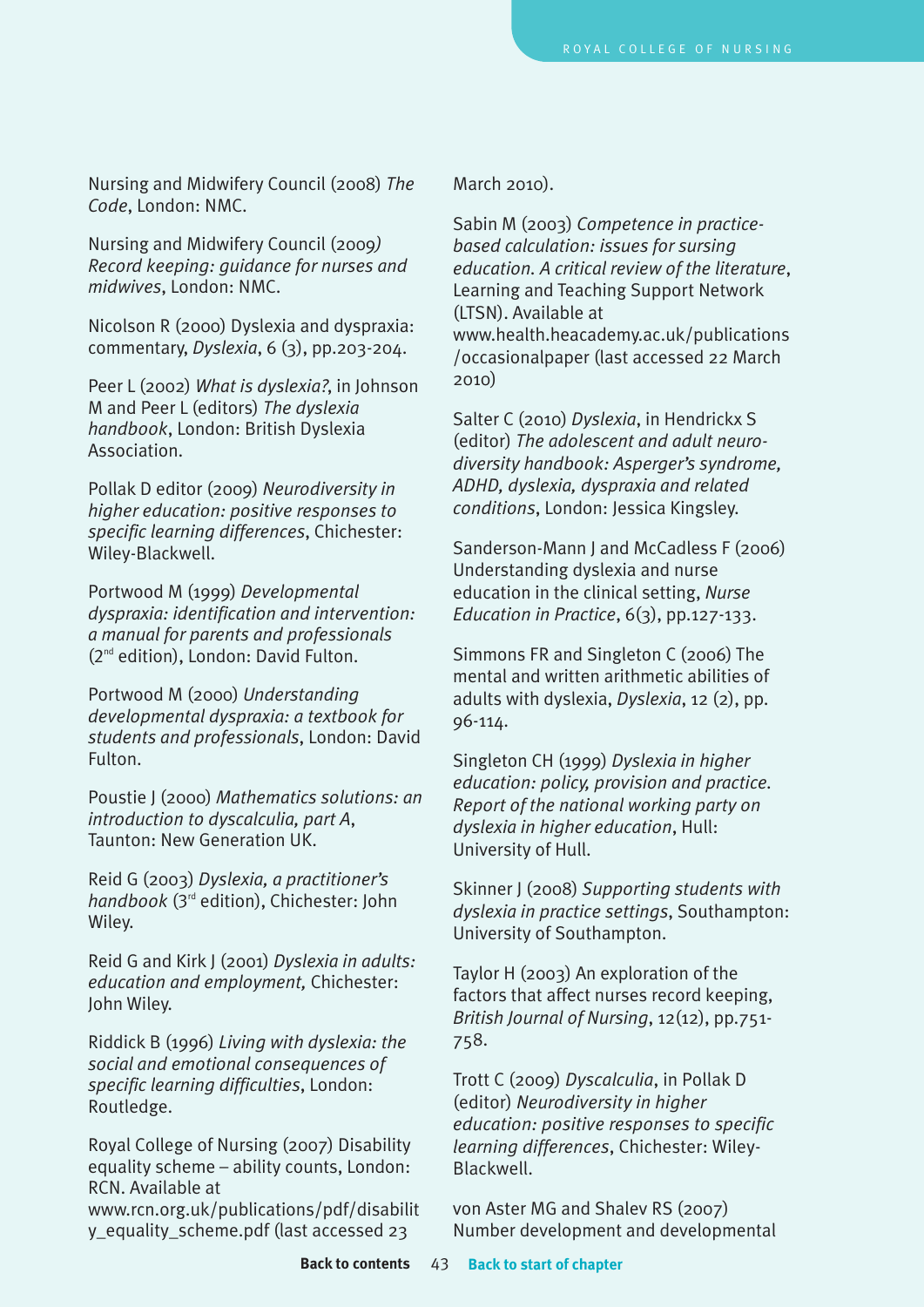Nursing and Midwifery Council (2008) *The Code*, London: NMC.

Nursing and Midwifery Council (2009*) Record keeping: guidance for nurses and midwives*, London: NMC.

Nicolson R (2000) Dyslexia and dyspraxia: commentary, *Dyslexia*, 6 (3), pp.203-204.

Peer L (2002) *What is dyslexia?*, in Johnson M and Peer L (editors) *The dyslexia handbook*, London: British Dyslexia Association.

Pollak D editor (2009) *Neurodiversity in higher education: positive responses to specific learning differences*, Chichester: Wiley-Blackwell.

Portwood M (1999) *Developmental dyspraxia: identification and intervention: a manual for parents and professionals* (2nd edition), London: David Fulton.

Portwood M (2000) *Understanding developmental dyspraxia: a textbook for students and professionals*, London: David Fulton.

Poustie J (2000) *Mathematics solutions: an introduction to dyscalculia, part A*, Taunton: New Generation UK.

Reid G (2003) *Dyslexia, a practitioner's handbook* (3rd edition), Chichester: John Wiley.

Reid G and Kirk J (2001) *Dyslexia in adults: education and employment,* Chichester: John Wiley.

Riddick B (1996) *Living with dyslexia: the social and emotional consequences of specific learning difficulties*, London: Routledge.

Royal College of Nursing (2007) Disability equality scheme – ability counts, London: RCN. Available at www.rcn.org.uk/publications/pdf/disability_equality_scheme.pdf (last accessed 23 March 2010).

Sabin M (2003) *Competence in practice-based calculation: issues for sursing education. A critical review of the literature*, Learning and Teaching Support Network (LTSN). Available at www.health.heacademy.ac.uk/publications/occasionalpaper (last accessed 22 March 2010)

Salter C (2010) *Dyslexia*, in Hendrickx S (editor) *The adolescent and adult neuro-diversity handbook: Asperger's syndrome, ADHD, dyslexia, dyspraxia and related conditions*, London: Jessica Kingsley.

Sanderson-Mann J and McCadless F (2006) Understanding dyslexia and nurse education in the clinical setting, *Nurse Education in Practice*, 6(3), pp.127-133.

Simmons FR and Singleton C (2006) The mental and written arithmetic abilities of adults with dyslexia, *Dyslexia*, 12 (2), pp. 96-114.

Singleton CH (1999) *Dyslexia in higher education: policy, provision and practice. Report of the national working party on dyslexia in higher education*, Hull: University of Hull.

Skinner J (2008) *Supporting students with dyslexia in practice settings*, Southampton: University of Southampton.

Taylor H (2003) An exploration of the factors that affect nurses record keeping, *British Journal of Nursing*, 12(12), pp.751-758.

Trott C (2009) *Dyscalculia*, in Pollak D (editor) *Neurodiversity in higher education: positive responses to specific learning differences*, Chichester: Wiley-Blackwell.

von Aster MG and Shalev RS (2007) Number development and developmental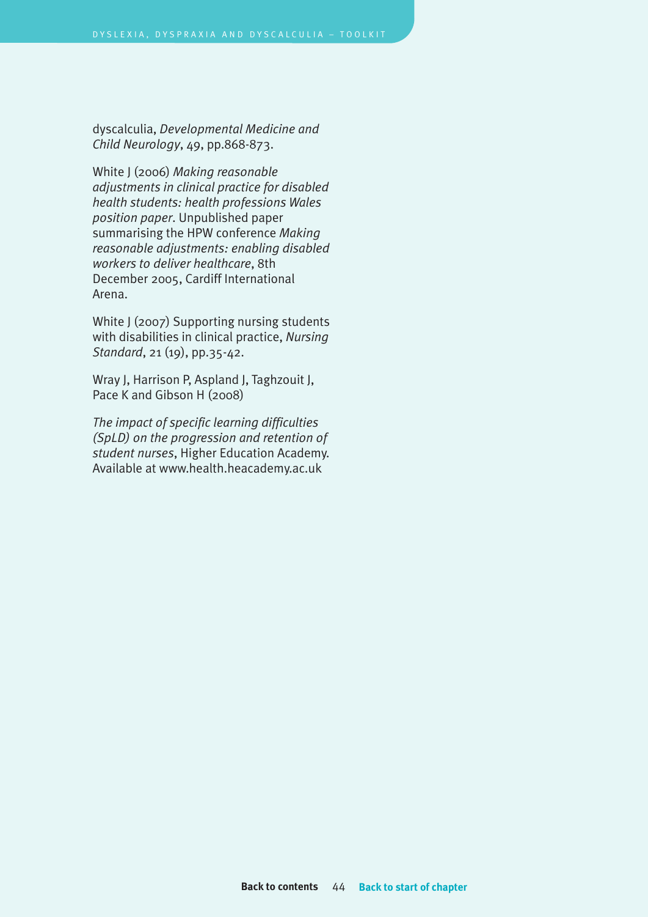dyscalculia, *Developmental Medicine and Child Neurology*, 49, pp.868-873.

White J (2006) *Making reasonable adjustments in clinical practice for disabled health students: health professions Wales position paper*. Unpublished paper summarising the HPW conference *Making reasonable adjustments: enabling disabled workers to deliver healthcare*, 8th December 2005, Cardiff International Arena.

White J (2007) Supporting nursing students with disabilities in clinical practice, *Nursing Standard*, 21 (19), pp.35-42.

Wray J, Harrison P, Aspland J, Taghzouit J, Pace K and Gibson H (2008)

*The impact of specific learning difficulties (SpLD) on the progression and retention of student nurses*, Higher Education Academy. Available at www.health.heacademy.ac.uk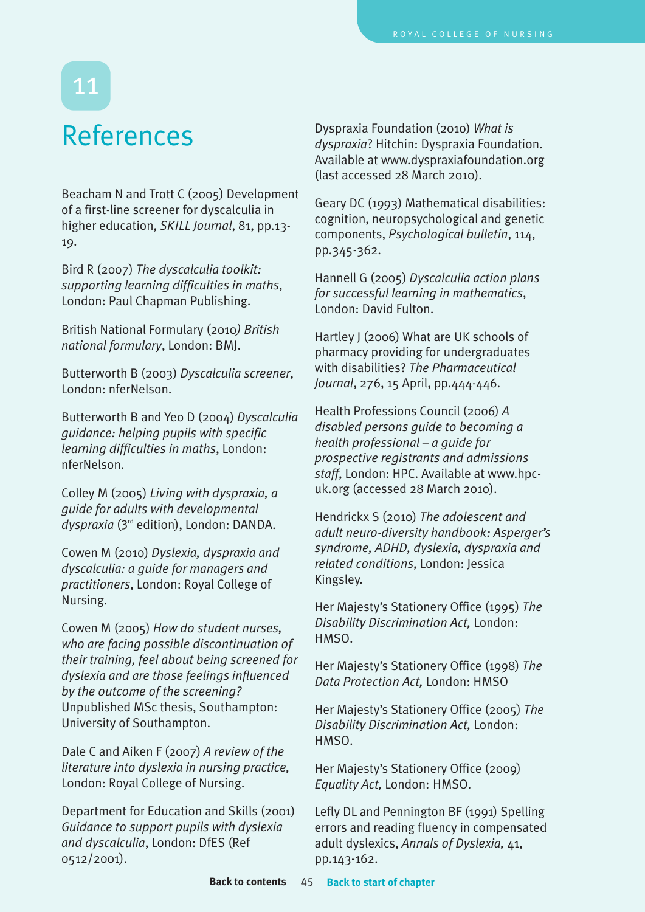# 11

# References

Beacham N and Trott C (2005) Development of a first-line screener for dyscalculia in higher education, *SKILL Journal*, 81, pp.13-19.

Bird R (2007) *The dyscalculia toolkit: supporting learning difficulties in maths*, London: Paul Chapman Publishing.

British National Formulary (2010*) British national formulary*, London: BMJ.

Butterworth B (2003) *Dyscalculia screener*, London: nferNelson.

Butterworth B and Yeo D (2004) *Dyscalculia guidance: helping pupils with specific learning difficulties in maths*, London: nferNelson.

Colley M (2005) *Living with dyspraxia, a guide for adults with developmental dyspraxia* (3rd edition), London: DANDA.

Cowen M (2010) *Dyslexia, dyspraxia and dyscalculia: a guide for managers and practitioners*, London: Royal College of Nursing.

Cowen M (2005) *How do student nurses, who are facing possible discontinuation of their training, feel about being screened for dyslexia and are those feelings influenced by the outcome of the screening?* Unpublished MSc thesis, Southampton: University of Southampton.

Dale C and Aiken F (2007) *A review of the literature into dyslexia in nursing practice,* London: Royal College of Nursing.

Department for Education and Skills (2001) *Guidance to support pupils with dyslexia and dyscalculia*, London: DfES (Ref 0512/2001).

Dyspraxia Foundation (2010) *What is dyspraxia*? Hitchin: Dyspraxia Foundation. Available at www.dyspraxiafoundation.org (last accessed 28 March 2010).

Geary DC (1993) Mathematical disabilities: cognition, neuropsychological and genetic components, *Psychological bulletin*, 114, pp.345-362.

Hannell G (2005) *Dyscalculia action plans for successful learning in mathematics*, London: David Fulton.

Hartley J (2006) What are UK schools of pharmacy providing for undergraduates with disabilities? *The Pharmaceutical Journal*, 276, 15 April, pp.444-446.

Health Professions Council (2006) *A disabled persons guide to becoming a health professional – a guide for prospective registrants and admissions staff*, London: HPC. Available at www.hpc-uk.org (accessed 28 March 2010).

Hendrickx S (2010) *The adolescent and adult neuro-diversity handbook: Asperger's syndrome, ADHD, dyslexia, dyspraxia and related conditions*, London: Jessica Kingsley.

Her Majesty's Stationery Office (1995) *The Disability Discrimination Act,* London: HMSO.

Her Majesty's Stationery Office (1998) *The Data Protection Act,* London: HMSO

Her Majesty's Stationery Office (2005) *The Disability Discrimination Act,* London: HMSO.

Her Majesty's Stationery Office (2009) *Equality Act,* London: HMSO.

Lefly DL and Pennington BF (1991) Spelling errors and reading fluency in compensated adult dyslexics, *Annals of Dyslexia,* 41, pp.143-162.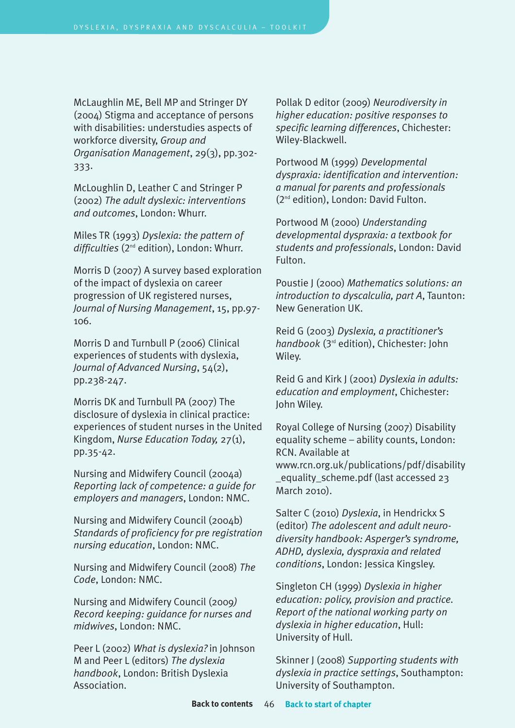McLaughlin ME, Bell MP and Stringer DY (2004) Stigma and acceptance of persons with disabilities: understudies aspects of workforce diversity, *Group and Organisation Management*, 29(3), pp.302-333.

McLoughlin D, Leather C and Stringer P (2002) *The adult dyslexic: interventions and outcomes*, London: Whurr.

Miles TR (1993) *Dyslexia: the pattern of difficulties* (2nd edition), London: Whurr.

Morris D (2007) A survey based exploration of the impact of dyslexia on career progression of UK registered nurses, *Journal of Nursing Management*, 15, pp.97-106.

Morris D and Turnbull P (2006) Clinical experiences of students with dyslexia, *Journal of Advanced Nursing*, 54(2), pp.238-247.

Morris DK and Turnbull PA (2007) The disclosure of dyslexia in clinical practice: experiences of student nurses in the United Kingdom, *Nurse Education Today,* 27(1), pp.35-42.

Nursing and Midwifery Council (2004a) *Reporting lack of competence: a guide for employers and managers*, London: NMC.

Nursing and Midwifery Council (2004b) *Standards of proficiency for pre registration nursing education*, London: NMC.

Nursing and Midwifery Council (2008) *The Code*, London: NMC.

Nursing and Midwifery Council (2009) *Record keeping: guidance for nurses and midwives*, London: NMC.

Peer L (2002) *What is dyslexia?* in Johnson M and Peer L (editors) *The dyslexia handbook*, London: British Dyslexia Association.

Pollak D editor (2009) *Neurodiversity in higher education: positive responses to specific learning differences*, Chichester: Wiley-Blackwell.

Portwood M (1999) *Developmental dyspraxia: identification and intervention: a manual for parents and professionals* (2nd edition), London: David Fulton.

Portwood M (2000) *Understanding developmental dyspraxia: a textbook for students and professionals*, London: David Fulton.

Poustie J (2000) *Mathematics solutions: an introduction to dyscalculia, part A*, Taunton: New Generation UK.

Reid G (2003) *Dyslexia, a practitioner's handbook* (3rd edition), Chichester: John Wiley.

Reid G and Kirk J (2001) *Dyslexia in adults: education and employment*, Chichester: John Wiley.

Royal College of Nursing (2007) Disability equality scheme – ability counts, London: RCN. Available at www.rcn.org.uk/publications/pdf/disability_equality_scheme.pdf (last accessed 23 March 2010).

Salter C (2010) *Dyslexia*, in Hendrickx S (editor) *The adolescent and adult neuro-diversity handbook: Asperger's syndrome, ADHD, dyslexia, dyspraxia and related conditions*, London: Jessica Kingsley.

Singleton CH (1999) *Dyslexia in higher education: policy, provision and practice. Report of the national working party on dyslexia in higher education*, Hull: University of Hull.

Skinner J (2008) *Supporting students with dyslexia in practice settings*, Southampton: University of Southampton.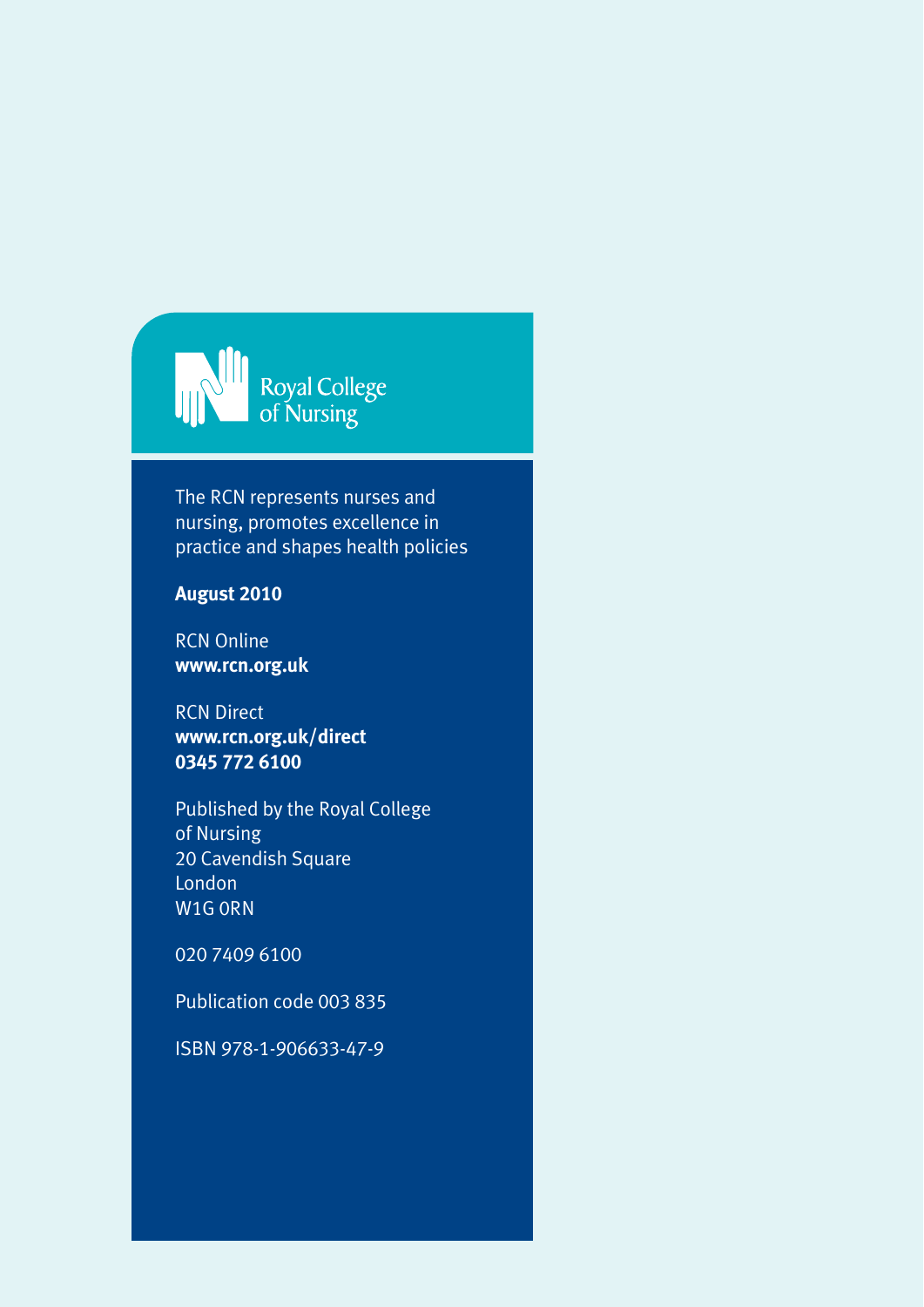Royal College of Nursing

The RCN represents nurses and nursing, promotes excellence in practice and shapes health policies

**August 2010**

RCN Online
**www.rcn.org.uk**

RCN Direct
**www.rcn.org.uk/direct**
**0345 772 6100**

Published by the Royal College of Nursing
20 Cavendish Square
London
W1G 0RN

020 7409 6100

Publication code 003 835

ISBN 978-1-906633-47-9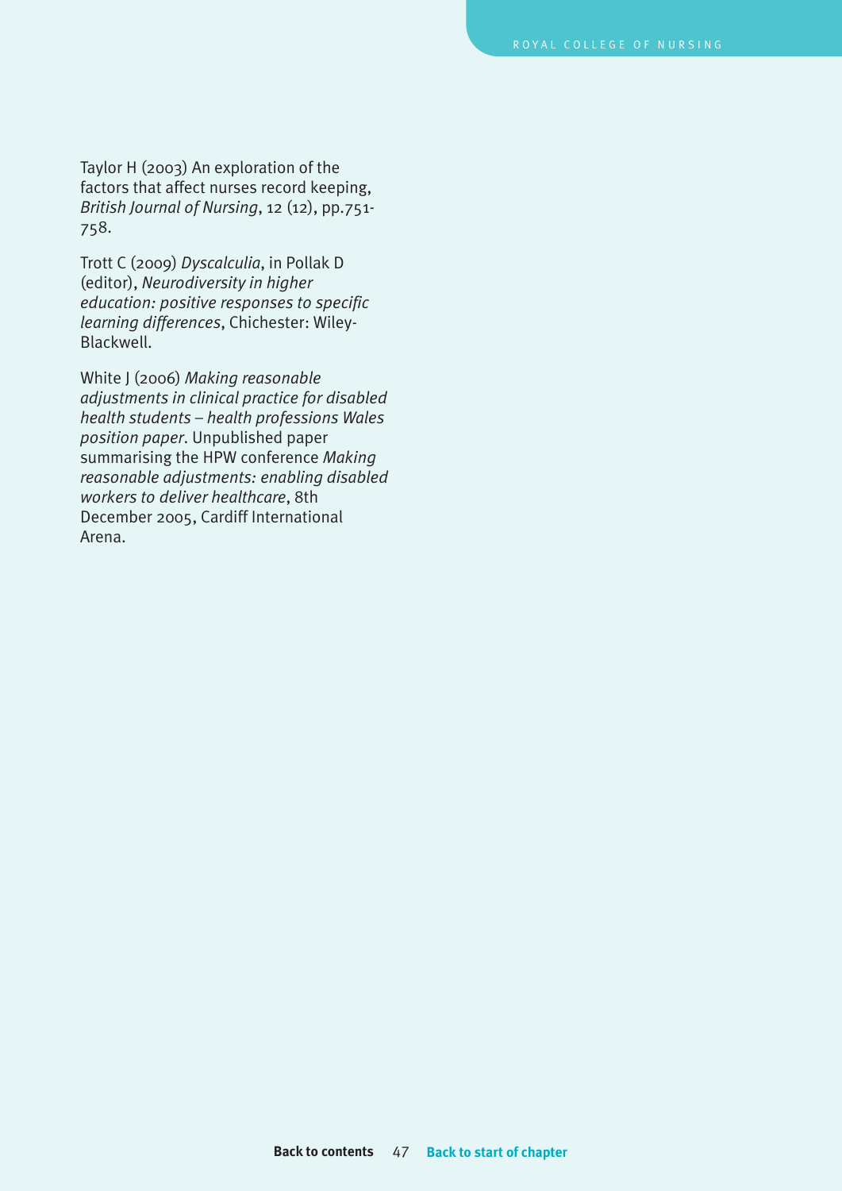Taylor H (2003) An exploration of the factors that affect nurses record keeping, *British Journal of Nursing*, 12 (12), pp.751-758.

Trott C (2009) *Dyscalculia*, in Pollak D (editor), *Neurodiversity in higher education: positive responses to specific learning differences*, Chichester: Wiley-Blackwell.

White J (2006) *Making reasonable adjustments in clinical practice for disabled health students – health professions Wales position paper*. Unpublished paper summarising the HPW conference *Making reasonable adjustments: enabling disabled workers to deliver healthcare*, 8th December 2005, Cardiff International Arena.